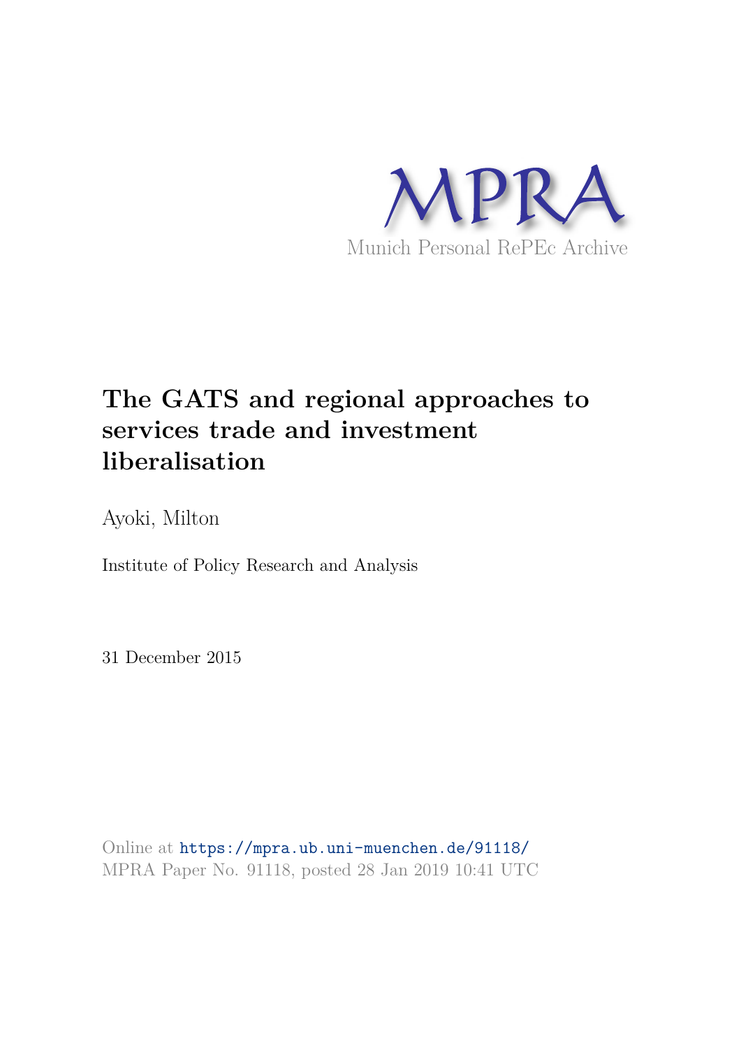MPRA

Munich Personal RePEc Archive

# The GATS and regional approaches to services trade and investment liberalisation

Ayoki, Milton

Institute of Policy Research and Analysis

31 December 2015

Online at https://mpra.ub.uni-muenchen.de/91118/
MPRA Paper No. 91118, posted 28 Jan 2019 10:41 UTC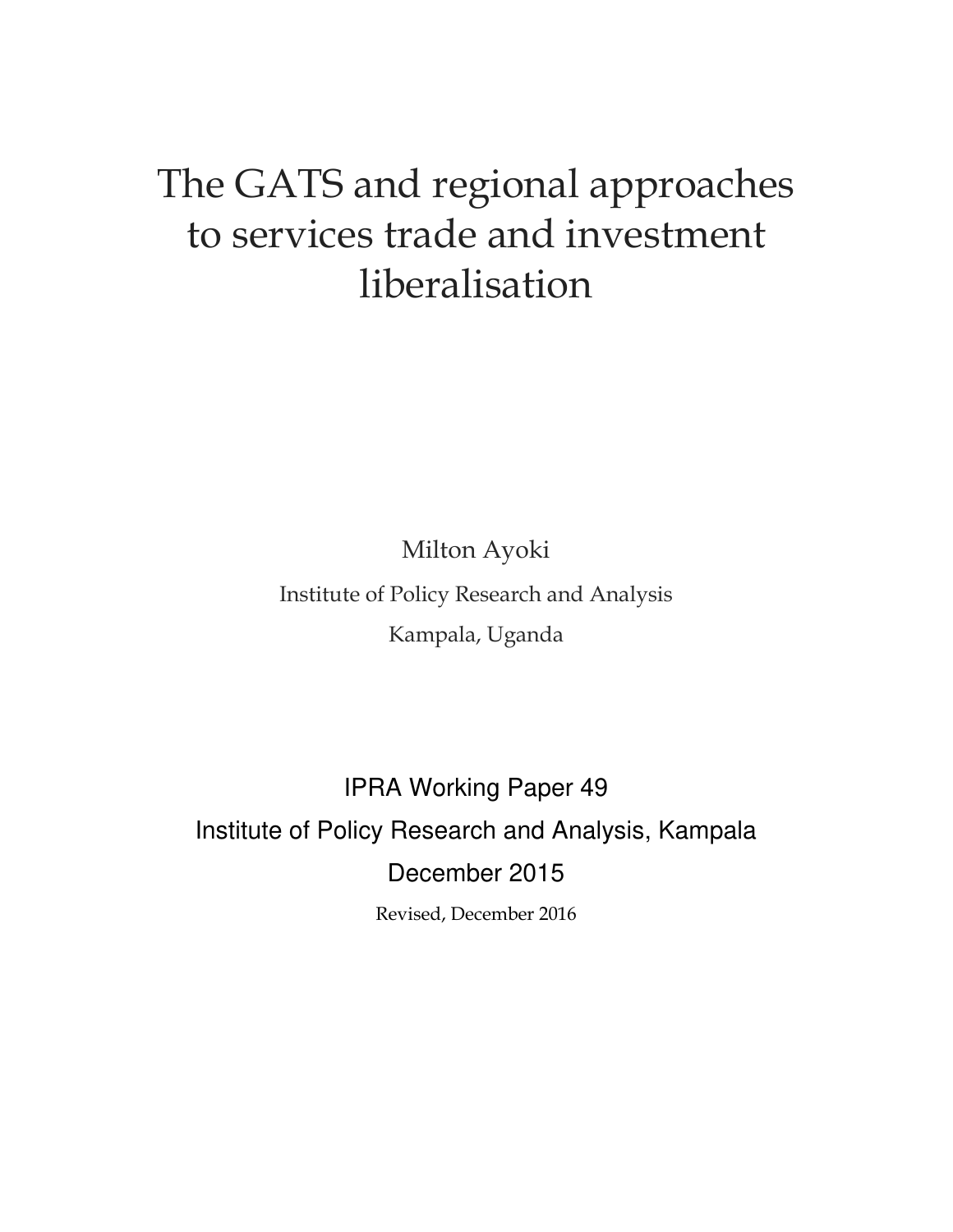# The GATS and regional approaches to services trade and investment liberalisation

Milton Ayoki

Institute of Policy Research and Analysis

Kampala, Uganda

IPRA Working Paper 49

Institute of Policy Research and Analysis, Kampala

December 2015

Revised, December 2016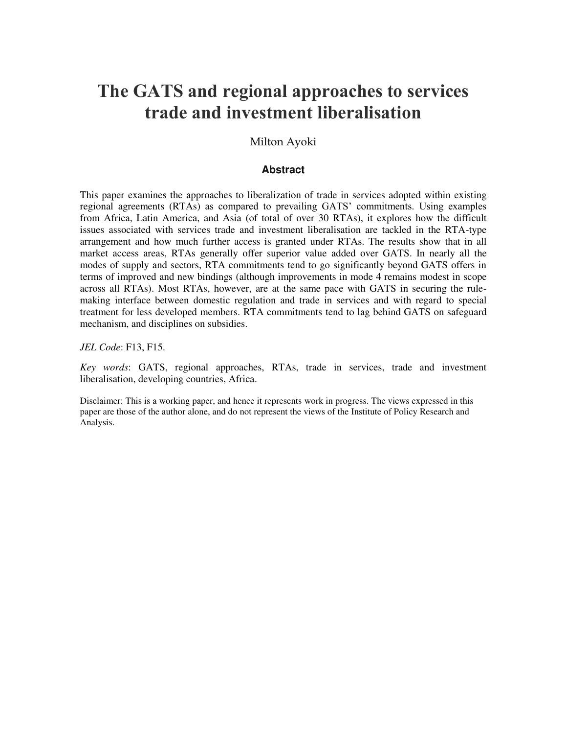# The GATS and regional approaches to services trade and investment liberalisation

Milton Ayoki

### Abstract

This paper examines the approaches to liberalization of trade in services adopted within existing regional agreements (RTAs) as compared to prevailing GATS' commitments. Using examples from Africa, Latin America, and Asia (of total of over 30 RTAs), it explores how the difficult issues associated with services trade and investment liberalisation are tackled in the RTA-type arrangement and how much further access is granted under RTAs. The results show that in all market access areas, RTAs generally offer superior value added over GATS. In nearly all the modes of supply and sectors, RTA commitments tend to go significantly beyond GATS offers in terms of improved and new bindings (although improvements in mode 4 remains modest in scope across all RTAs). Most RTAs, however, are at the same pace with GATS in securing the rule-making interface between domestic regulation and trade in services and with regard to special treatment for less developed members. RTA commitments tend to lag behind GATS on safeguard mechanism, and disciplines on subsidies.

*JEL Code*: F13, F15.

*Key words*: GATS, regional approaches, RTAs, trade in services, trade and investment liberalisation, developing countries, Africa.

Disclaimer: This is a working paper, and hence it represents work in progress. The views expressed in this paper are those of the author alone, and do not represent the views of the Institute of Policy Research and Analysis.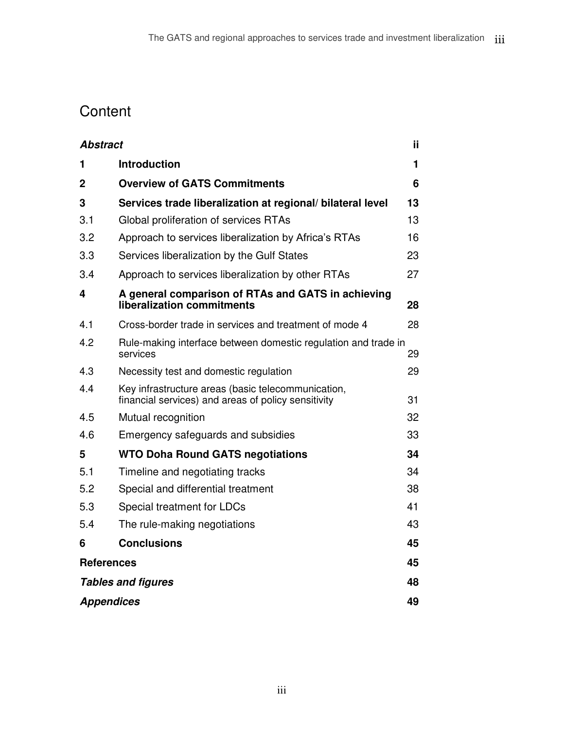# Content

| | | |
|---|---|---|
| ***Abstract*** | | **ii** |
| **1** | **Introduction** | **1** |
| **2** | **Overview of GATS Commitments** | **6** |
| **3** | **Services trade liberalization at regional/ bilateral level** | **13** |
| 3.1 | Global proliferation of services RTAs | 13 |
| 3.2 | Approach to services liberalization by Africa's RTAs | 16 |
| 3.3 | Services liberalization by the Gulf States | 23 |
| 3.4 | Approach to services liberalization by other RTAs | 27 |
| **4** | **A general comparison of RTAs and GATS in achieving liberalization commitments** | **28** |
| 4.1 | Cross-border trade in services and treatment of mode 4 | 28 |
| 4.2 | Rule-making interface between domestic regulation and trade in services | 29 |
| 4.3 | Necessity test and domestic regulation | 29 |
| 4.4 | Key infrastructure areas (basic telecommunication, financial services) and areas of policy sensitivity | 31 |
| 4.5 | Mutual recognition | 32 |
| 4.6 | Emergency safeguards and subsidies | 33 |
| **5** | **WTO Doha Round GATS negotiations** | **34** |
| 5.1 | Timeline and negotiating tracks | 34 |
| 5.2 | Special and differential treatment | 38 |
| 5.3 | Special treatment for LDCs | 41 |
| 5.4 | The rule-making negotiations | 43 |
| **6** | **Conclusions** | **45** |
| **References** | | **45** |
| ***Tables and figures*** | | **48** |
| ***Appendices*** | | **49** |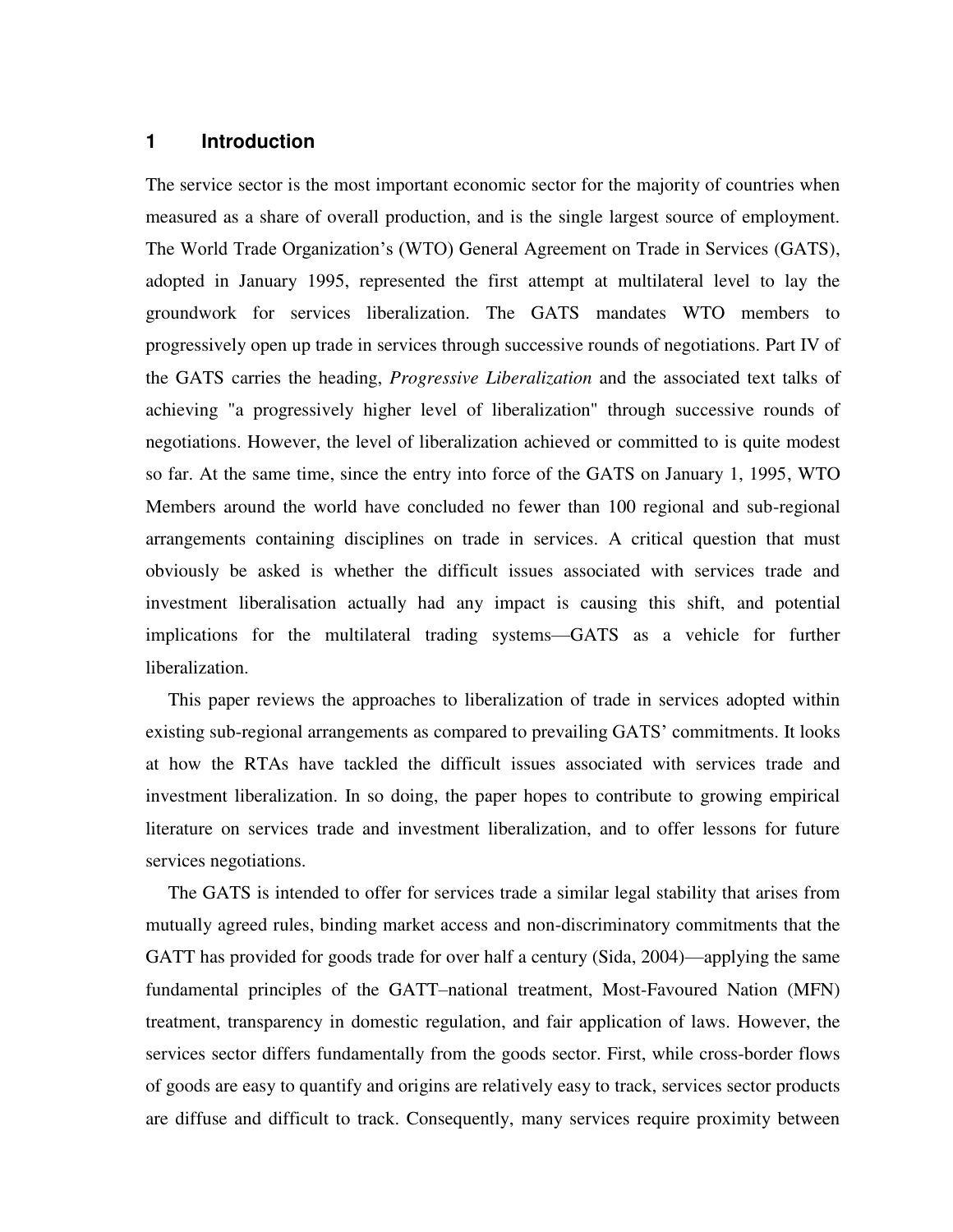## 1 Introduction

The service sector is the most important economic sector for the majority of countries when measured as a share of overall production, and is the single largest source of employment. The World Trade Organization's (WTO) General Agreement on Trade in Services (GATS), adopted in January 1995, represented the first attempt at multilateral level to lay the groundwork for services liberalization. The GATS mandates WTO members to progressively open up trade in services through successive rounds of negotiations. Part IV of the GATS carries the heading, *Progressive Liberalization* and the associated text talks of achieving "a progressively higher level of liberalization" through successive rounds of negotiations. However, the level of liberalization achieved or committed to is quite modest so far. At the same time, since the entry into force of the GATS on January 1, 1995, WTO Members around the world have concluded no fewer than 100 regional and sub-regional arrangements containing disciplines on trade in services. A critical question that must obviously be asked is whether the difficult issues associated with services trade and investment liberalisation actually had any impact is causing this shift, and potential implications for the multilateral trading systems—GATS as a vehicle for further liberalization.

This paper reviews the approaches to liberalization of trade in services adopted within existing sub-regional arrangements as compared to prevailing GATS' commitments. It looks at how the RTAs have tackled the difficult issues associated with services trade and investment liberalization. In so doing, the paper hopes to contribute to growing empirical literature on services trade and investment liberalization, and to offer lessons for future services negotiations.

The GATS is intended to offer for services trade a similar legal stability that arises from mutually agreed rules, binding market access and non-discriminatory commitments that the GATT has provided for goods trade for over half a century (Sida, 2004)—applying the same fundamental principles of the GATT–national treatment, Most-Favoured Nation (MFN) treatment, transparency in domestic regulation, and fair application of laws. However, the services sector differs fundamentally from the goods sector. First, while cross-border flows of goods are easy to quantify and origins are relatively easy to track, services sector products are diffuse and difficult to track. Consequently, many services require proximity between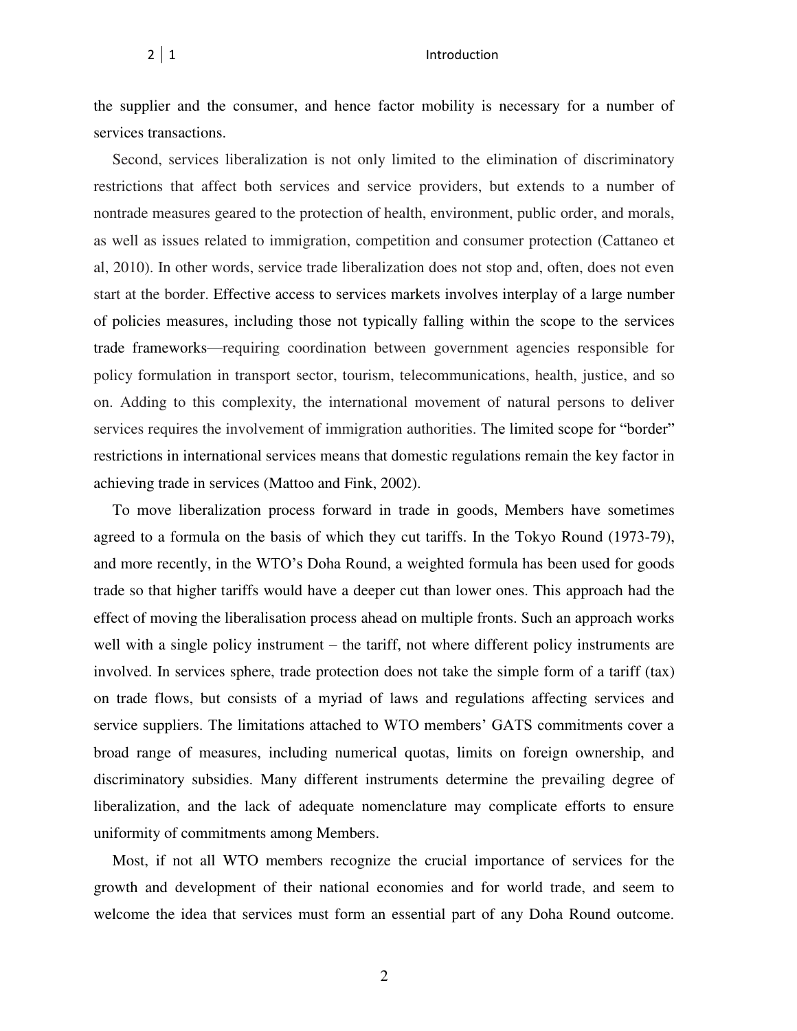the supplier and the consumer, and hence factor mobility is necessary for a number of services transactions.

Second, services liberalization is not only limited to the elimination of discriminatory restrictions that affect both services and service providers, but extends to a number of nontrade measures geared to the protection of health, environment, public order, and morals, as well as issues related to immigration, competition and consumer protection (Cattaneo et al, 2010). In other words, service trade liberalization does not stop and, often, does not even start at the border. Effective access to services markets involves interplay of a large number of policies measures, including those not typically falling within the scope to the services trade frameworks—requiring coordination between government agencies responsible for policy formulation in transport sector, tourism, telecommunications, health, justice, and so on. Adding to this complexity, the international movement of natural persons to deliver services requires the involvement of immigration authorities. The limited scope for "border" restrictions in international services means that domestic regulations remain the key factor in achieving trade in services (Mattoo and Fink, 2002).

To move liberalization process forward in trade in goods, Members have sometimes agreed to a formula on the basis of which they cut tariffs. In the Tokyo Round (1973-79), and more recently, in the WTO's Doha Round, a weighted formula has been used for goods trade so that higher tariffs would have a deeper cut than lower ones. This approach had the effect of moving the liberalisation process ahead on multiple fronts. Such an approach works well with a single policy instrument – the tariff, not where different policy instruments are involved. In services sphere, trade protection does not take the simple form of a tariff (tax) on trade flows, but consists of a myriad of laws and regulations affecting services and service suppliers. The limitations attached to WTO members' GATS commitments cover a broad range of measures, including numerical quotas, limits on foreign ownership, and discriminatory subsidies. Many different instruments determine the prevailing degree of liberalization, and the lack of adequate nomenclature may complicate efforts to ensure uniformity of commitments among Members.

Most, if not all WTO members recognize the crucial importance of services for the growth and development of their national economies and for world trade, and seem to welcome the idea that services must form an essential part of any Doha Round outcome.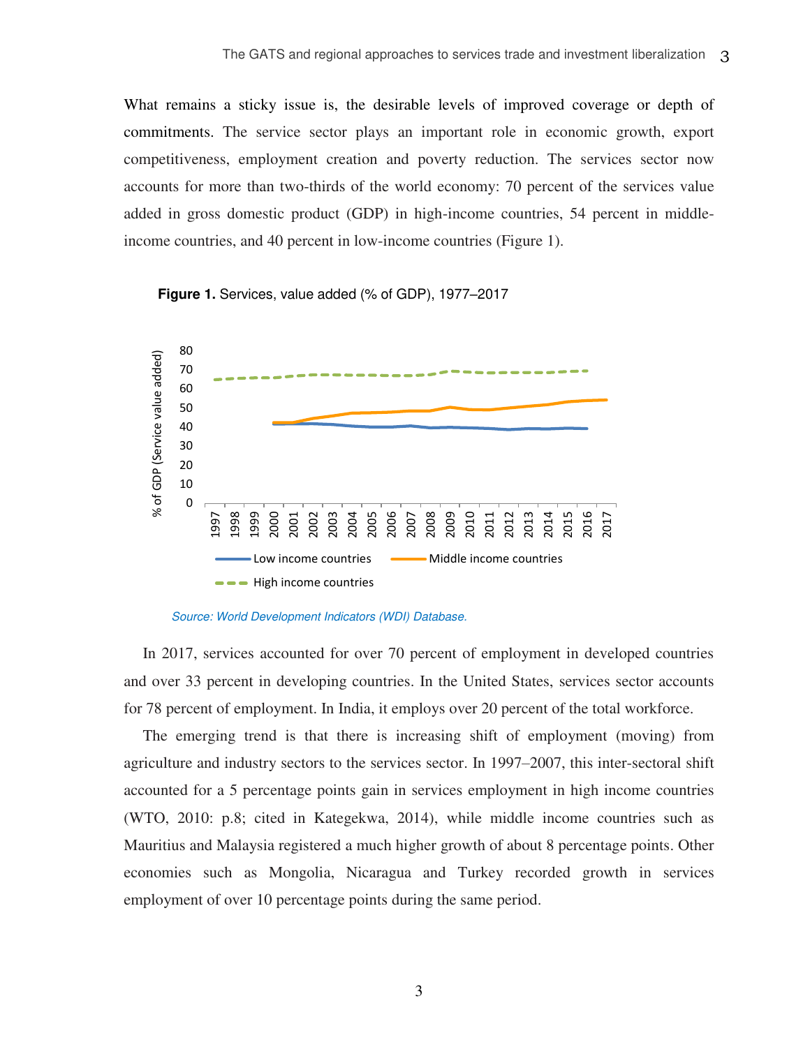What remains a sticky issue is, the desirable levels of improved coverage or depth of commitments. The service sector plays an important role in economic growth, export competitiveness, employment creation and poverty reduction. The services sector now accounts for more than two-thirds of the world economy: 70 percent of the services value added in gross domestic product (GDP) in high-income countries, 54 percent in middle-income countries, and 40 percent in low-income countries (Figure 1).

**Figure 1.** Services, value added (% of GDP), 1977–2017

*Source: World Development Indicators (WDI) Database.*

In 2017, services accounted for over 70 percent of employment in developed countries and over 33 percent in developing countries. In the United States, services sector accounts for 78 percent of employment. In India, it employs over 20 percent of the total workforce.

The emerging trend is that there is increasing shift of employment (moving) from agriculture and industry sectors to the services sector. In 1997–2007, this inter-sectoral shift accounted for a 5 percentage points gain in services employment in high income countries (WTO, 2010: p.8; cited in Kategekwa, 2014), while middle income countries such as Mauritius and Malaysia registered a much higher growth of about 8 percentage points. Other economies such as Mongolia, Nicaragua and Turkey recorded growth in services employment of over 10 percentage points during the same period.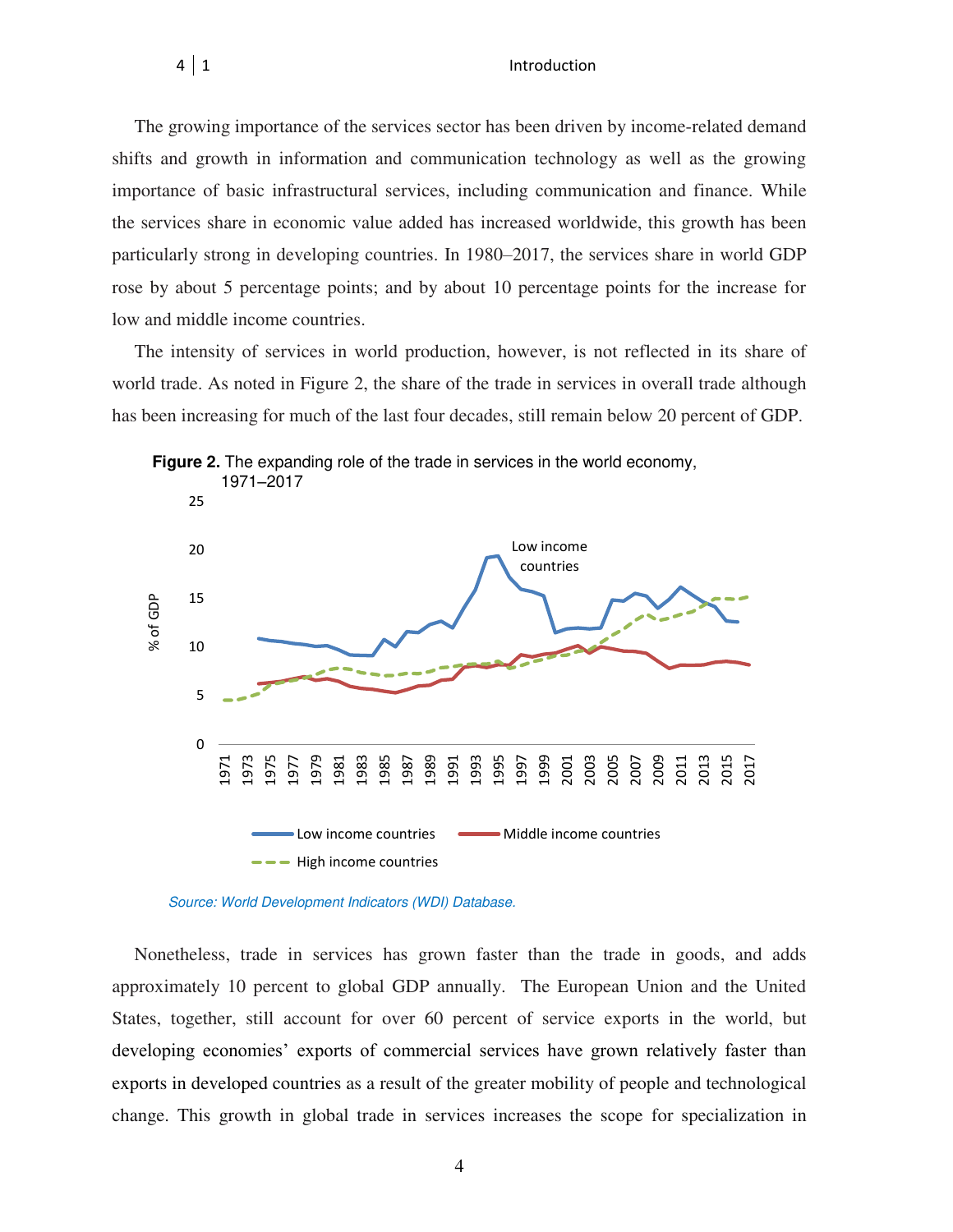The growing importance of the services sector has been driven by income-related demand shifts and growth in information and communication technology as well as the growing importance of basic infrastructural services, including communication and finance. While the services share in economic value added has increased worldwide, this growth has been particularly strong in developing countries. In 1980–2017, the services share in world GDP rose by about 5 percentage points; and by about 10 percentage points for the increase for low and middle income countries.

The intensity of services in world production, however, is not reflected in its share of world trade. As noted in Figure 2, the share of the trade in services in overall trade although has been increasing for much of the last four decades, still remain below 20 percent of GDP.

**Figure 2.** The expanding role of the trade in services in the world economy, 1971–2017

*Source: World Development Indicators (WDI) Database.*

Nonetheless, trade in services has grown faster than the trade in goods, and adds approximately 10 percent to global GDP annually. The European Union and the United States, together, still account for over 60 percent of service exports in the world, but developing economies' exports of commercial services have grown relatively faster than exports in developed countries as a result of the greater mobility of people and technological change. This growth in global trade in services increases the scope for specialization in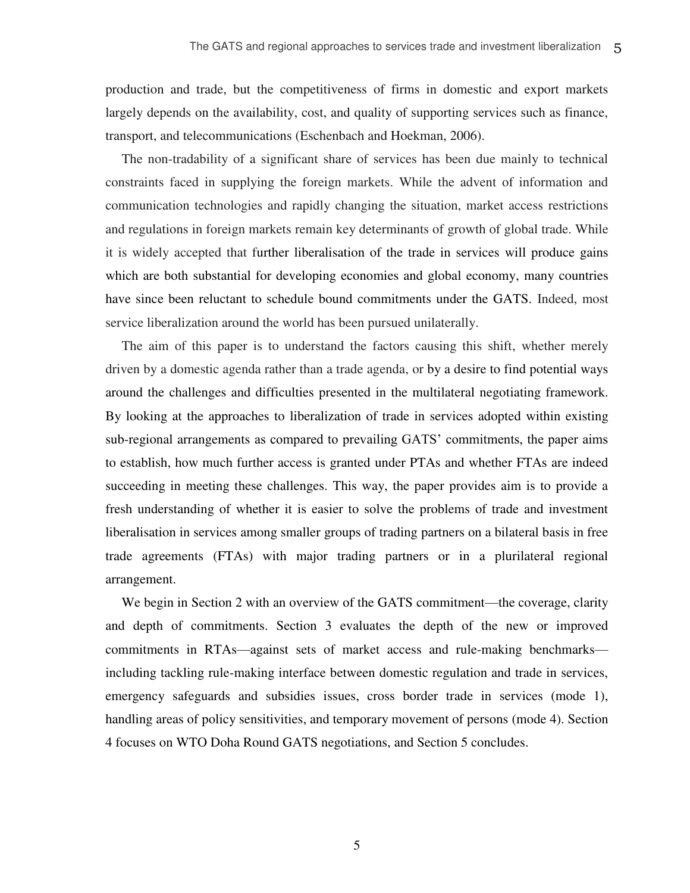production and trade, but the competitiveness of firms in domestic and export markets largely depends on the availability, cost, and quality of supporting services such as finance, transport, and telecommunications (Eschenbach and Hoekman, 2006).

The non-tradability of a significant share of services has been due mainly to technical constraints faced in supplying the foreign markets. While the advent of information and communication technologies and rapidly changing the situation, market access restrictions and regulations in foreign markets remain key determinants of growth of global trade. While it is widely accepted that further liberalisation of the trade in services will produce gains which are both substantial for developing economies and global economy, many countries have since been reluctant to schedule bound commitments under the GATS. Indeed, most service liberalization around the world has been pursued unilaterally.

The aim of this paper is to understand the factors causing this shift, whether merely driven by a domestic agenda rather than a trade agenda, or by a desire to find potential ways around the challenges and difficulties presented in the multilateral negotiating framework. By looking at the approaches to liberalization of trade in services adopted within existing sub-regional arrangements as compared to prevailing GATS' commitments, the paper aims to establish, how much further access is granted under PTAs and whether FTAs are indeed succeeding in meeting these challenges. This way, the paper provides aim is to provide a fresh understanding of whether it is easier to solve the problems of trade and investment liberalisation in services among smaller groups of trading partners on a bilateral basis in free trade agreements (FTAs) with major trading partners or in a plurilateral regional arrangement.

We begin in Section 2 with an overview of the GATS commitment—the coverage, clarity and depth of commitments. Section 3 evaluates the depth of the new or improved commitments in RTAs—against sets of market access and rule-making benchmarks—including tackling rule-making interface between domestic regulation and trade in services, emergency safeguards and subsidies issues, cross border trade in services (mode 1), handling areas of policy sensitivities, and temporary movement of persons (mode 4). Section 4 focuses on WTO Doha Round GATS negotiations, and Section 5 concludes.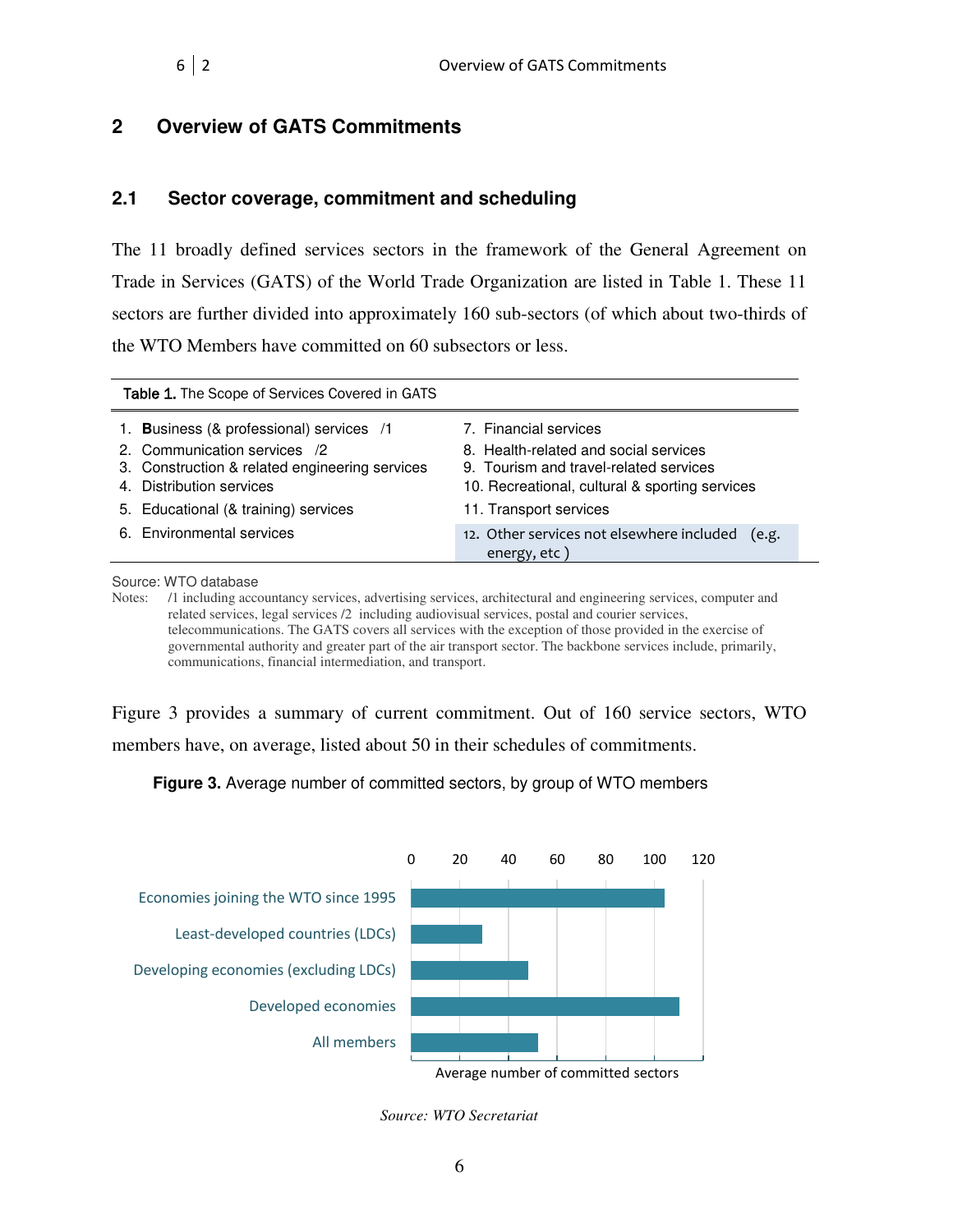# 2 Overview of GATS Commitments

## 2.1 Sector coverage, commitment and scheduling

The 11 broadly defined services sectors in the framework of the General Agreement on Trade in Services (GATS) of the World Trade Organization are listed in Table 1. These 11 sectors are further divided into approximately 160 sub-sectors (of which about two-thirds of the WTO Members have committed on 60 subsectors or less.

**Table 1.** The Scope of Services Covered in GATS

| | |
|---|---|
| 1. **B**usiness (& professional) services /1 | 7. Financial services |
| 2. Communication services /2 | 8. Health-related and social services |
| 3. Construction & related engineering services | 9. Tourism and travel-related services |
| 4. Distribution services | 10. Recreational, cultural & sporting services |
| 5. Educational (& training) services | 11. Transport services |
| 6. Environmental services | 12. Other services not elsewhere included (e.g. energy, etc ) |

Source: WTO database

Notes: /1 including accountancy services, advertising services, architectural and engineering services, computer and related services, legal services /2 including audiovisual services, postal and courier services, telecommunications. The GATS covers all services with the exception of those provided in the exercise of governmental authority and greater part of the air transport sector. The backbone services include, primarily, communications, financial intermediation, and transport.

Figure 3 provides a summary of current commitment. Out of 160 service sectors, WTO members have, on average, listed about 50 in their schedules of commitments.

**Figure 3.** Average number of committed sectors, by group of WTO members

| Group | Average number of committed sectors |
|---|---|
| Economies joining the WTO since 1995 | ~105 |
| Least-developed countries (LDCs) | ~30 |
| Developing economies (excluding LDCs) | ~48 |
| Developed economies | ~111 |
| All members | ~52 |

*Source: WTO Secretariat*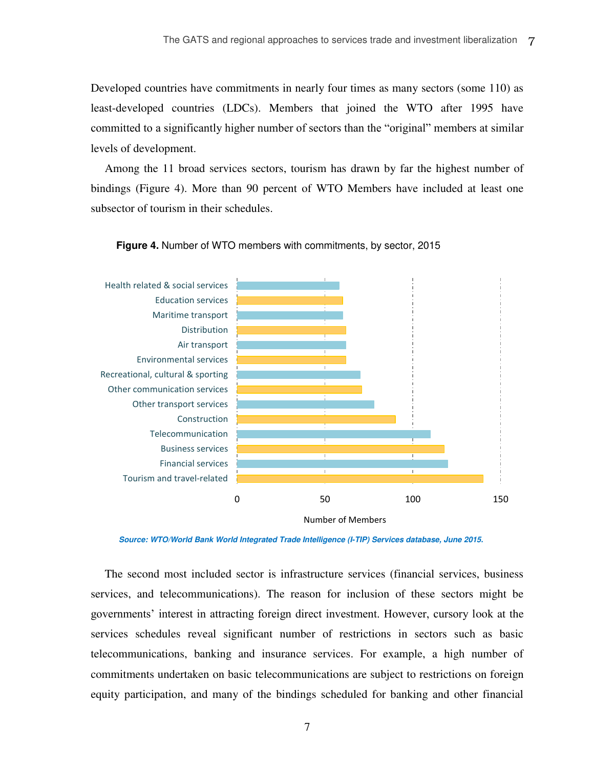Developed countries have commitments in nearly four times as many sectors (some 110) as least-developed countries (LDCs). Members that joined the WTO after 1995 have committed to a significantly higher number of sectors than the "original" members at similar levels of development.

Among the 11 broad services sectors, tourism has drawn by far the highest number of bindings (Figure 4). More than 90 percent of WTO Members have included at least one subsector of tourism in their schedules.

**Figure 4.** Number of WTO members with commitments, by sector, 2015

*Source: WTO/World Bank World Integrated Trade Intelligence (I-TIP) Services database, June 2015.*

The second most included sector is infrastructure services (financial services, business services, and telecommunications). The reason for inclusion of these sectors might be governments' interest in attracting foreign direct investment. However, cursory look at the services schedules reveal significant number of restrictions in sectors such as basic telecommunications, banking and insurance services. For example, a high number of commitments undertaken on basic telecommunications are subject to restrictions on foreign equity participation, and many of the bindings scheduled for banking and other financial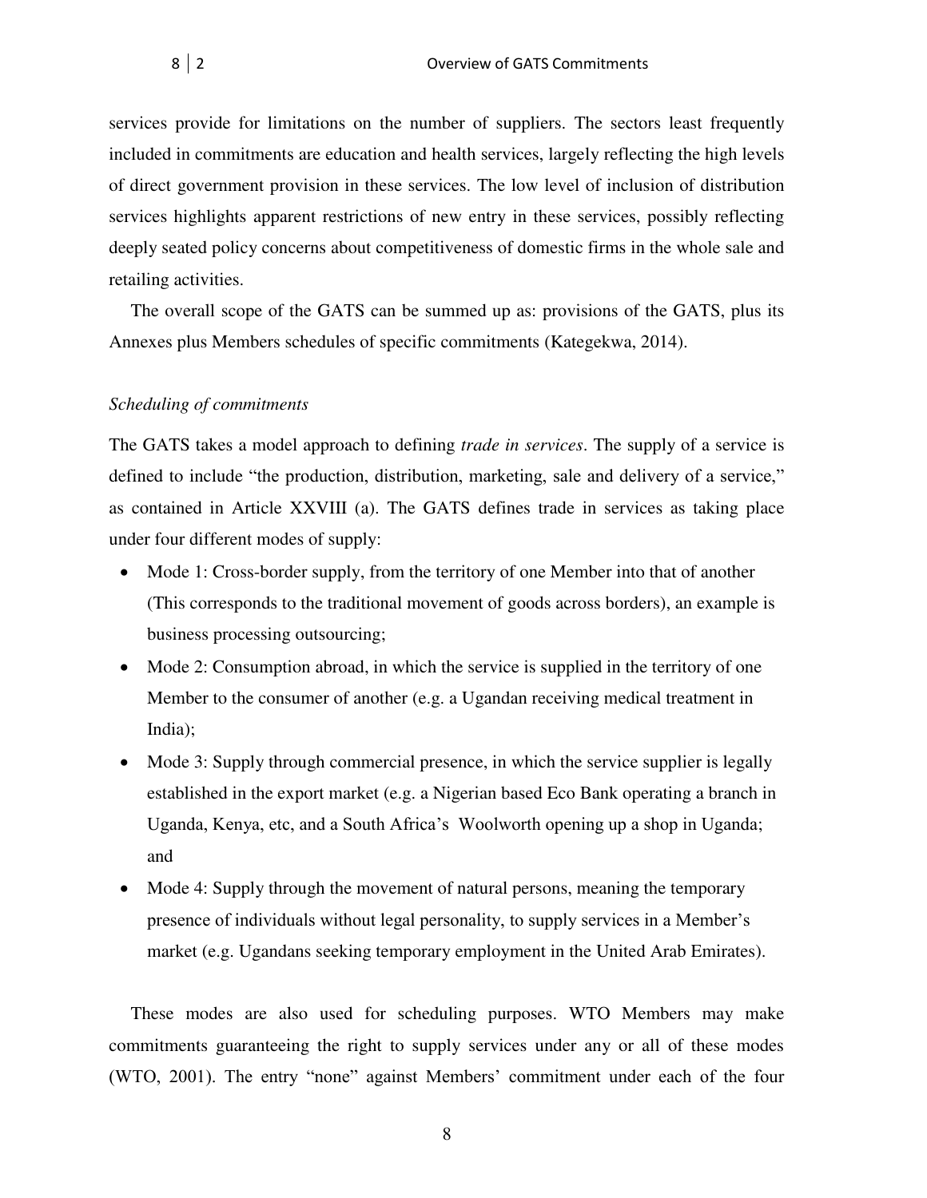services provide for limitations on the number of suppliers. The sectors least frequently included in commitments are education and health services, largely reflecting the high levels of direct government provision in these services. The low level of inclusion of distribution services highlights apparent restrictions of new entry in these services, possibly reflecting deeply seated policy concerns about competitiveness of domestic firms in the whole sale and retailing activities.

The overall scope of the GATS can be summed up as: provisions of the GATS, plus its Annexes plus Members schedules of specific commitments (Kategekwa, 2014).

*Scheduling of commitments*

The GATS takes a model approach to defining *trade in services*. The supply of a service is defined to include "the production, distribution, marketing, sale and delivery of a service," as contained in Article XXVIII (a). The GATS defines trade in services as taking place under four different modes of supply:

- Mode 1: Cross-border supply, from the territory of one Member into that of another (This corresponds to the traditional movement of goods across borders), an example is business processing outsourcing;
- Mode 2: Consumption abroad, in which the service is supplied in the territory of one Member to the consumer of another (e.g. a Ugandan receiving medical treatment in India);
- Mode 3: Supply through commercial presence, in which the service supplier is legally established in the export market (e.g. a Nigerian based Eco Bank operating a branch in Uganda, Kenya, etc, and a South Africa's Woolworth opening up a shop in Uganda; and
- Mode 4: Supply through the movement of natural persons, meaning the temporary presence of individuals without legal personality, to supply services in a Member's market (e.g. Ugandans seeking temporary employment in the United Arab Emirates).

These modes are also used for scheduling purposes. WTO Members may make commitments guaranteeing the right to supply services under any or all of these modes (WTO, 2001). The entry "none" against Members' commitment under each of the four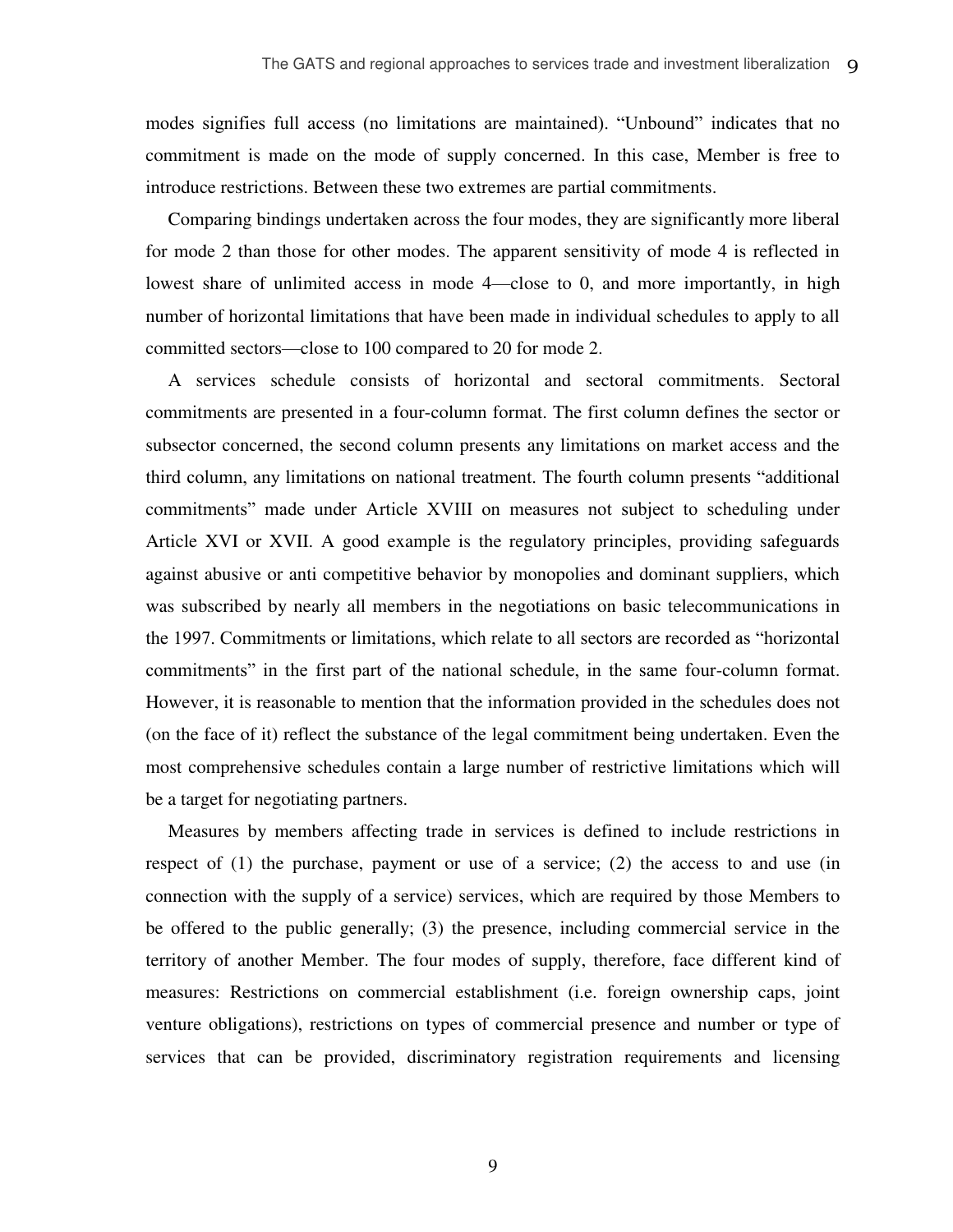modes signifies full access (no limitations are maintained). "Unbound" indicates that no commitment is made on the mode of supply concerned. In this case, Member is free to introduce restrictions. Between these two extremes are partial commitments.

Comparing bindings undertaken across the four modes, they are significantly more liberal for mode 2 than those for other modes. The apparent sensitivity of mode 4 is reflected in lowest share of unlimited access in mode 4—close to 0, and more importantly, in high number of horizontal limitations that have been made in individual schedules to apply to all committed sectors—close to 100 compared to 20 for mode 2.

A services schedule consists of horizontal and sectoral commitments. Sectoral commitments are presented in a four-column format. The first column defines the sector or subsector concerned, the second column presents any limitations on market access and the third column, any limitations on national treatment. The fourth column presents "additional commitments" made under Article XVIII on measures not subject to scheduling under Article XVI or XVII. A good example is the regulatory principles, providing safeguards against abusive or anti competitive behavior by monopolies and dominant suppliers, which was subscribed by nearly all members in the negotiations on basic telecommunications in the 1997. Commitments or limitations, which relate to all sectors are recorded as "horizontal commitments" in the first part of the national schedule, in the same four-column format. However, it is reasonable to mention that the information provided in the schedules does not (on the face of it) reflect the substance of the legal commitment being undertaken. Even the most comprehensive schedules contain a large number of restrictive limitations which will be a target for negotiating partners.

Measures by members affecting trade in services is defined to include restrictions in respect of (1) the purchase, payment or use of a service; (2) the access to and use (in connection with the supply of a service) services, which are required by those Members to be offered to the public generally; (3) the presence, including commercial service in the territory of another Member. The four modes of supply, therefore, face different kind of measures: Restrictions on commercial establishment (i.e. foreign ownership caps, joint venture obligations), restrictions on types of commercial presence and number or type of services that can be provided, discriminatory registration requirements and licensing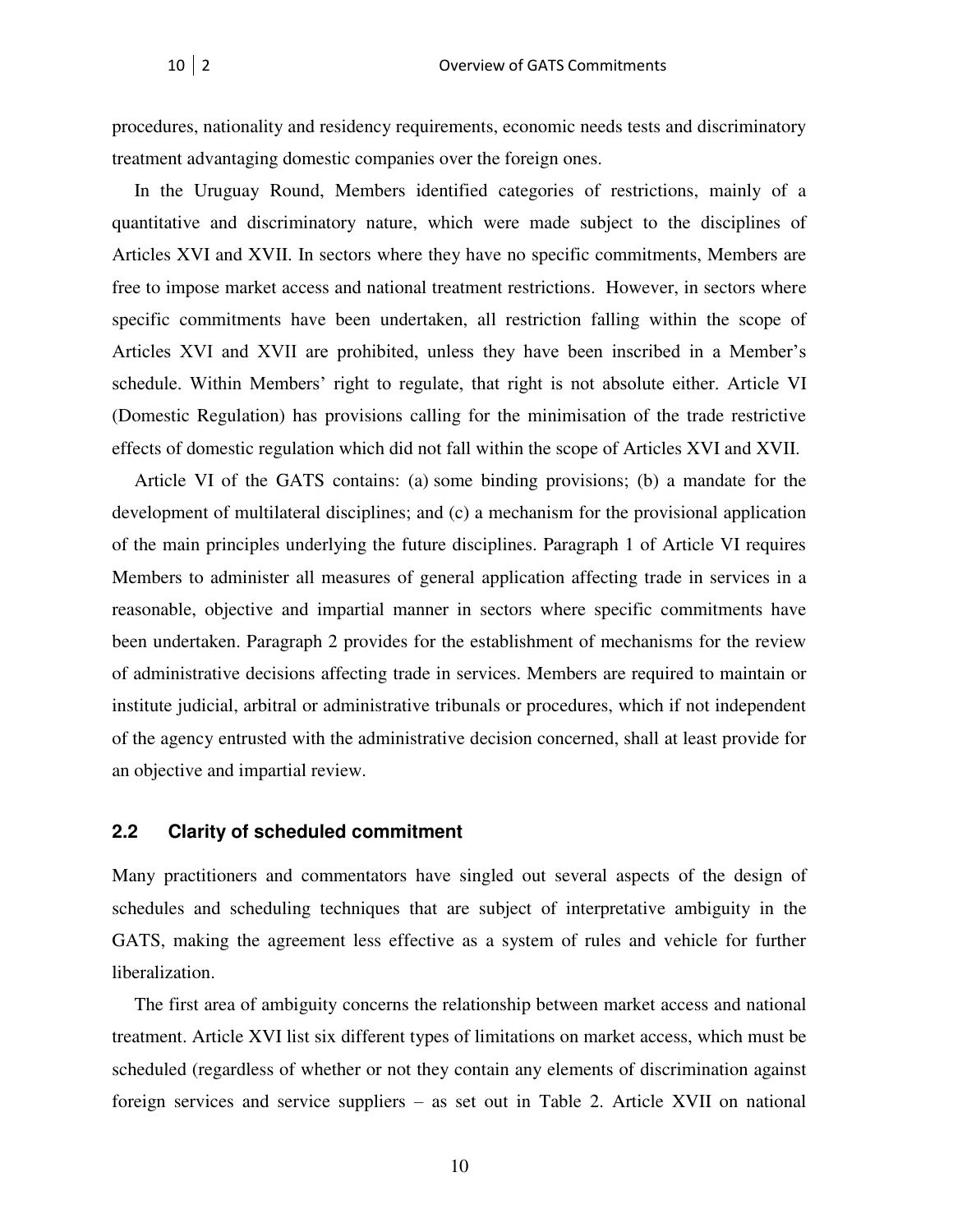procedures, nationality and residency requirements, economic needs tests and discriminatory treatment advantaging domestic companies over the foreign ones.

In the Uruguay Round, Members identified categories of restrictions, mainly of a quantitative and discriminatory nature, which were made subject to the disciplines of Articles XVI and XVII. In sectors where they have no specific commitments, Members are free to impose market access and national treatment restrictions. However, in sectors where specific commitments have been undertaken, all restriction falling within the scope of Articles XVI and XVII are prohibited, unless they have been inscribed in a Member's schedule. Within Members' right to regulate, that right is not absolute either. Article VI (Domestic Regulation) has provisions calling for the minimisation of the trade restrictive effects of domestic regulation which did not fall within the scope of Articles XVI and XVII.

Article VI of the GATS contains: (a) some binding provisions; (b) a mandate for the development of multilateral disciplines; and (c) a mechanism for the provisional application of the main principles underlying the future disciplines. Paragraph 1 of Article VI requires Members to administer all measures of general application affecting trade in services in a reasonable, objective and impartial manner in sectors where specific commitments have been undertaken. Paragraph 2 provides for the establishment of mechanisms for the review of administrative decisions affecting trade in services. Members are required to maintain or institute judicial, arbitral or administrative tribunals or procedures, which if not independent of the agency entrusted with the administrative decision concerned, shall at least provide for an objective and impartial review.

## 2.2 Clarity of scheduled commitment

Many practitioners and commentators have singled out several aspects of the design of schedules and scheduling techniques that are subject of interpretative ambiguity in the GATS, making the agreement less effective as a system of rules and vehicle for further liberalization.

The first area of ambiguity concerns the relationship between market access and national treatment. Article XVI list six different types of limitations on market access, which must be scheduled (regardless of whether or not they contain any elements of discrimination against foreign services and service suppliers – as set out in Table 2. Article XVII on national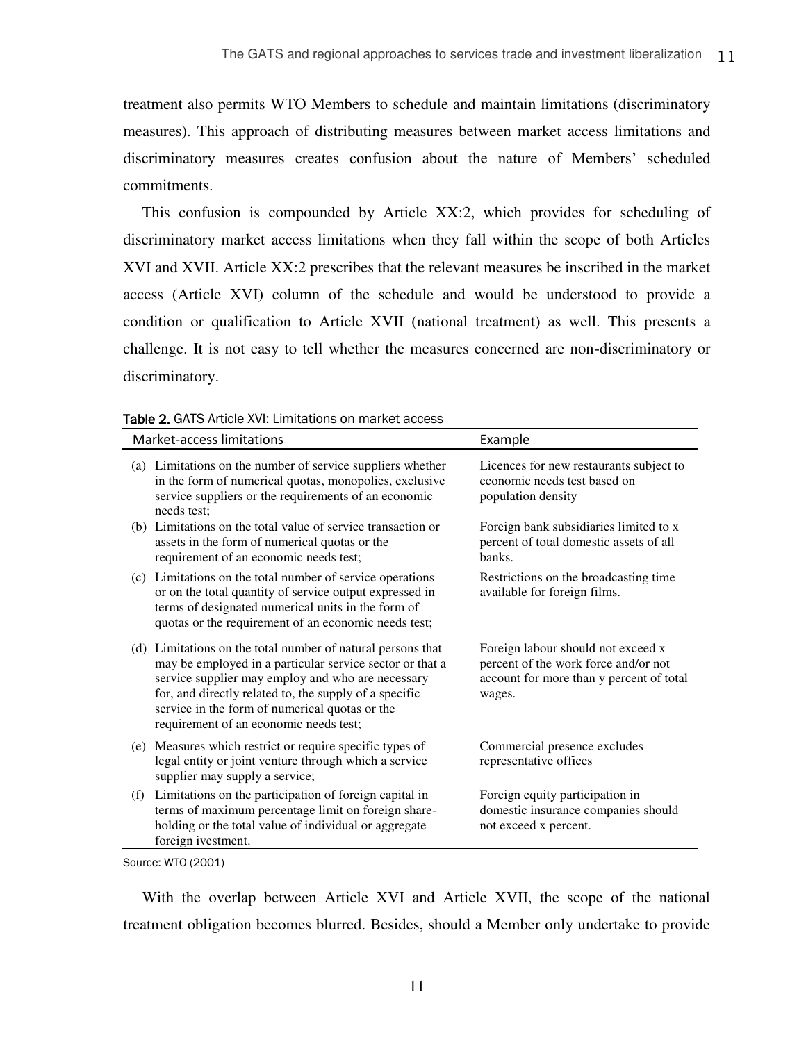treatment also permits WTO Members to schedule and maintain limitations (discriminatory measures). This approach of distributing measures between market access limitations and discriminatory measures creates confusion about the nature of Members' scheduled commitments.

This confusion is compounded by Article XX:2, which provides for scheduling of discriminatory market access limitations when they fall within the scope of both Articles XVI and XVII. Article XX:2 prescribes that the relevant measures be inscribed in the market access (Article XVI) column of the schedule and would be understood to provide a condition or qualification to Article XVII (national treatment) as well. This presents a challenge. It is not easy to tell whether the measures concerned are non-discriminatory or discriminatory.

**Table 2.** GATS Article XVI: Limitations on market access

| Market-access limitations | Example |
|---|---|
| (a) Limitations on the number of service suppliers whether in the form of numerical quotas, monopolies, exclusive service suppliers or the requirements of an economic needs test; | Licences for new restaurants subject to economic needs test based on population density |
| (b) Limitations on the total value of service transaction or assets in the form of numerical quotas or the requirement of an economic needs test; | Foreign bank subsidiaries limited to x percent of total domestic assets of all banks. |
| (c) Limitations on the total number of service operations or on the total quantity of service output expressed in terms of designated numerical units in the form of quotas or the requirement of an economic needs test; | Restrictions on the broadcasting time available for foreign films. |
| (d) Limitations on the total number of natural persons that may be employed in a particular service sector or that a service supplier may employ and who are necessary for, and directly related to, the supply of a specific service in the form of numerical quotas or the requirement of an economic needs test; | Foreign labour should not exceed x percent of the work force and/or not account for more than y percent of total wages. |
| (e) Measures which restrict or require specific types of legal entity or joint venture through which a service supplier may supply a service; | Commercial presence excludes representative offices |
| (f) Limitations on the participation of foreign capital in terms of maximum percentage limit on foreign share-holding or the total value of individual or aggregate foreign ivestment. | Foreign equity participation in domestic insurance companies should not exceed x percent. |

Source: WTO (2001)

With the overlap between Article XVI and Article XVII, the scope of the national treatment obligation becomes blurred. Besides, should a Member only undertake to provide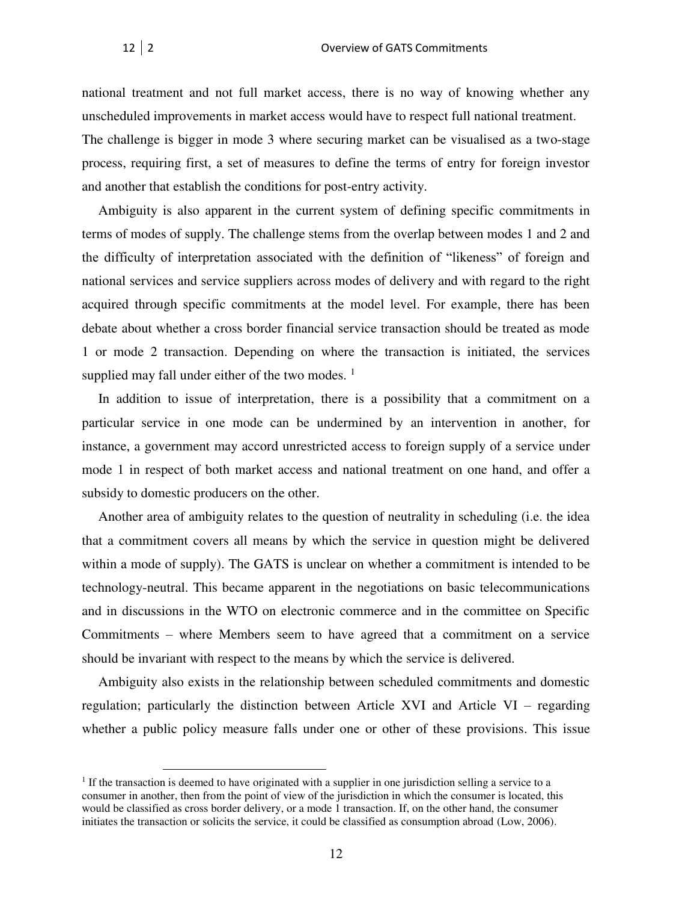national treatment and not full market access, there is no way of knowing whether any unscheduled improvements in market access would have to respect full national treatment. The challenge is bigger in mode 3 where securing market can be visualised as a two-stage process, requiring first, a set of measures to define the terms of entry for foreign investor and another that establish the conditions for post-entry activity.

Ambiguity is also apparent in the current system of defining specific commitments in terms of modes of supply. The challenge stems from the overlap between modes 1 and 2 and the difficulty of interpretation associated with the definition of "likeness" of foreign and national services and service suppliers across modes of delivery and with regard to the right acquired through specific commitments at the model level. For example, there has been debate about whether a cross border financial service transaction should be treated as mode 1 or mode 2 transaction. Depending on where the transaction is initiated, the services supplied may fall under either of the two modes. [1]

In addition to issue of interpretation, there is a possibility that a commitment on a particular service in one mode can be undermined by an intervention in another, for instance, a government may accord unrestricted access to foreign supply of a service under mode 1 in respect of both market access and national treatment on one hand, and offer a subsidy to domestic producers on the other.

Another area of ambiguity relates to the question of neutrality in scheduling (i.e. the idea that a commitment covers all means by which the service in question might be delivered within a mode of supply). The GATS is unclear on whether a commitment is intended to be technology-neutral. This became apparent in the negotiations on basic telecommunications and in discussions in the WTO on electronic commerce and in the committee on Specific Commitments – where Members seem to have agreed that a commitment on a service should be invariant with respect to the means by which the service is delivered.

Ambiguity also exists in the relationship between scheduled commitments and domestic regulation; particularly the distinction between Article XVI and Article VI – regarding whether a public policy measure falls under one or other of these provisions. This issue

[1] If the transaction is deemed to have originated with a supplier in one jurisdiction selling a service to a consumer in another, then from the point of view of the jurisdiction in which the consumer is located, this would be classified as cross border delivery, or a mode 1 transaction. If, on the other hand, the consumer initiates the transaction or solicits the service, it could be classified as consumption abroad (Low, 2006).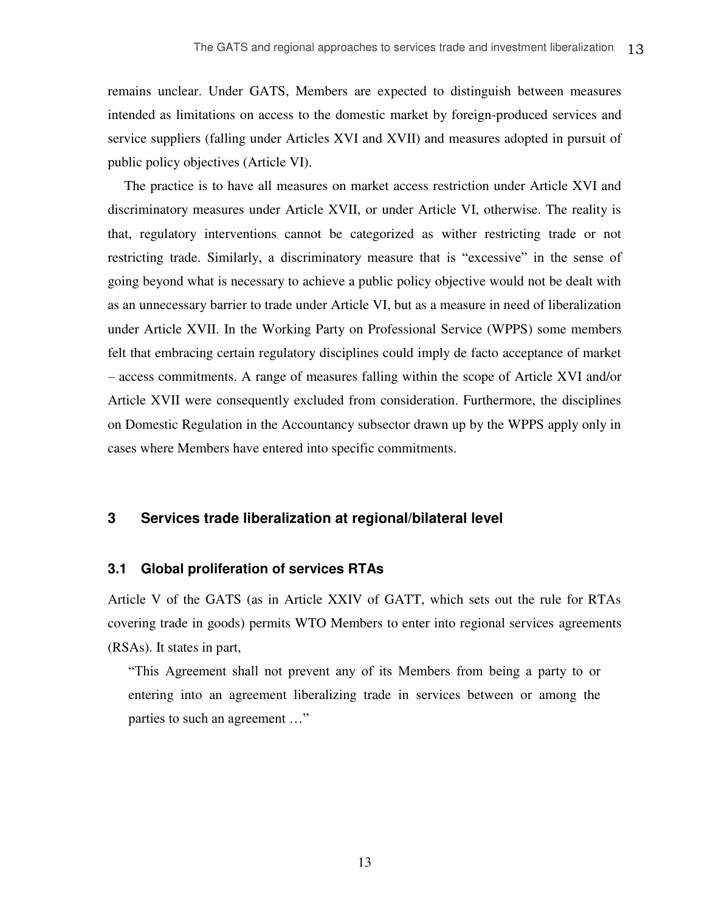remains unclear. Under GATS, Members are expected to distinguish between measures intended as limitations on access to the domestic market by foreign-produced services and service suppliers (falling under Articles XVI and XVII) and measures adopted in pursuit of public policy objectives (Article VI).

The practice is to have all measures on market access restriction under Article XVI and discriminatory measures under Article XVII, or under Article VI, otherwise. The reality is that, regulatory interventions cannot be categorized as wither restricting trade or not restricting trade. Similarly, a discriminatory measure that is "excessive" in the sense of going beyond what is necessary to achieve a public policy objective would not be dealt with as an unnecessary barrier to trade under Article VI, but as a measure in need of liberalization under Article XVII. In the Working Party on Professional Service (WPPS) some members felt that embracing certain regulatory disciplines could imply de facto acceptance of market – access commitments. A range of measures falling within the scope of Article XVI and/or Article XVII were consequently excluded from consideration. Furthermore, the disciplines on Domestic Regulation in the Accountancy subsector drawn up by the WPPS apply only in cases where Members have entered into specific commitments.

## 3 Services trade liberalization at regional/bilateral level

### 3.1 Global proliferation of services RTAs

Article V of the GATS (as in Article XXIV of GATT, which sets out the rule for RTAs covering trade in goods) permits WTO Members to enter into regional services agreements (RSAs). It states in part,

> "This Agreement shall not prevent any of its Members from being a party to or entering into an agreement liberalizing trade in services between or among the parties to such an agreement …"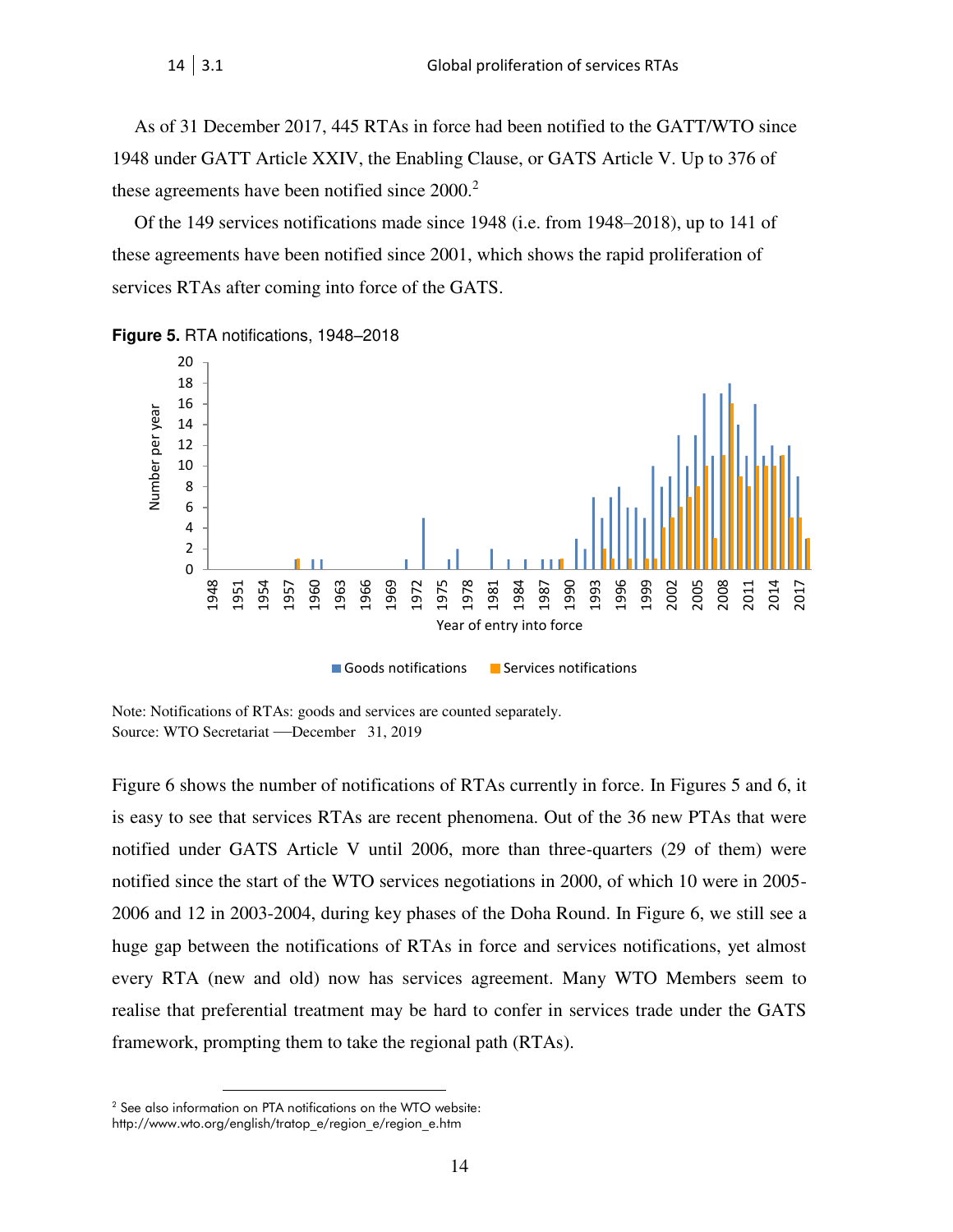As of 31 December 2017, 445 RTAs in force had been notified to the GATT/WTO since 1948 under GATT Article XXIV, the Enabling Clause, or GATS Article V. Up to 376 of these agreements have been notified since 2000.[2]

Of the 149 services notifications made since 1948 (i.e. from 1948–2018), up to 141 of these agreements have been notified since 2001, which shows the rapid proliferation of services RTAs after coming into force of the GATS.

**Figure 5.** RTA notifications, 1948–2018

Note: Notifications of RTAs: goods and services are counted separately.
Source: WTO Secretariat —December 31, 2019

Figure 6 shows the number of notifications of RTAs currently in force. In Figures 5 and 6, it is easy to see that services RTAs are recent phenomena. Out of the 36 new PTAs that were notified under GATS Article V until 2006, more than three-quarters (29 of them) were notified since the start of the WTO services negotiations in 2000, of which 10 were in 2005-2006 and 12 in 2003-2004, during key phases of the Doha Round. In Figure 6, we still see a huge gap between the notifications of RTAs in force and services notifications, yet almost every RTA (new and old) now has services agreement. Many WTO Members seem to realise that preferential treatment may be hard to confer in services trade under the GATS framework, prompting them to take the regional path (RTAs).

[2] See also information on PTA notifications on the WTO website: http://www.wto.org/english/tratop_e/region_e/region_e.htm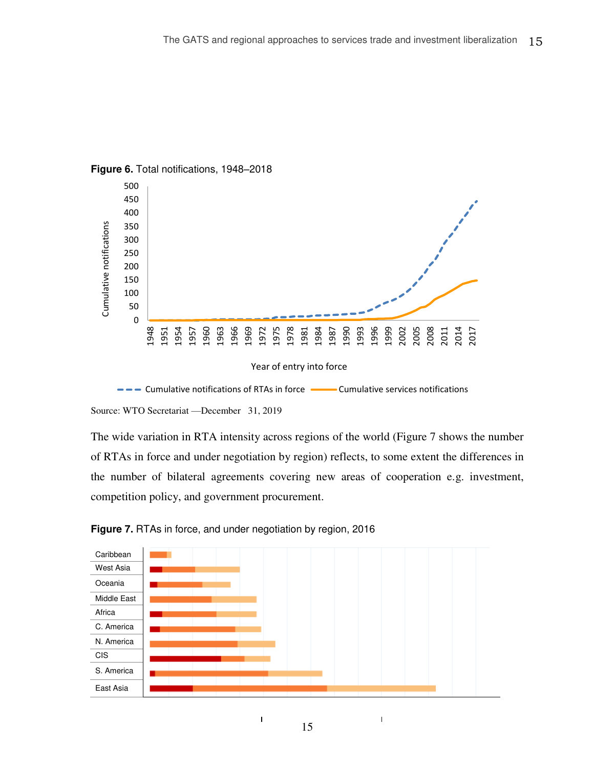**Figure 6.** Total notifications, 1948–2018

Source: WTO Secretariat —December 31, 2019

The wide variation in RTA intensity across regions of the world (Figure 7 shows the number of RTAs in force and under negotiation by region) reflects, to some extent the differences in the number of bilateral agreements covering new areas of cooperation e.g. investment, competition policy, and government procurement.

**Figure 7.** RTAs in force, and under negotiation by region, 2016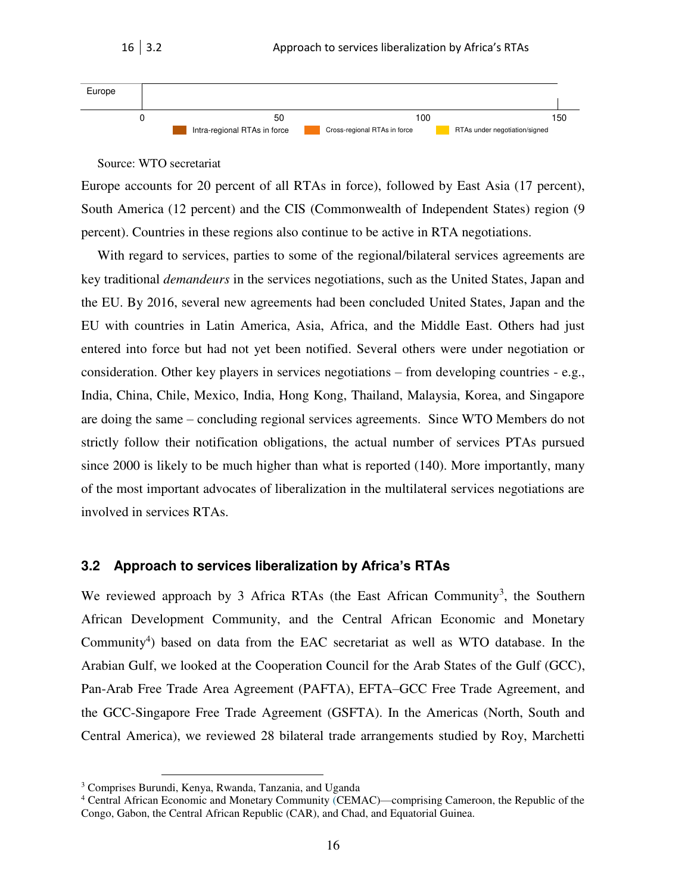Europe

0 50 100 150

Intra-regional RTAs in force | Cross-regional RTAs in force | RTAs under negotiation/signed

Source: WTO secretariat

Europe accounts for 20 percent of all RTAs in force), followed by East Asia (17 percent), South America (12 percent) and the CIS (Commonwealth of Independent States) region (9 percent). Countries in these regions also continue to be active in RTA negotiations.

With regard to services, parties to some of the regional/bilateral services agreements are key traditional *demandeurs* in the services negotiations, such as the United States, Japan and the EU. By 2016, several new agreements had been concluded United States, Japan and the EU with countries in Latin America, Asia, Africa, and the Middle East. Others had just entered into force but had not yet been notified. Several others were under negotiation or consideration. Other key players in services negotiations – from developing countries - e.g., India, China, Chile, Mexico, India, Hong Kong, Thailand, Malaysia, Korea, and Singapore are doing the same – concluding regional services agreements. Since WTO Members do not strictly follow their notification obligations, the actual number of services PTAs pursued since 2000 is likely to be much higher than what is reported (140). More importantly, many of the most important advocates of liberalization in the multilateral services negotiations are involved in services RTAs.

### 3.2 Approach to services liberalization by Africa's RTAs

We reviewed approach by 3 Africa RTAs (the East African Community[3], the Southern African Development Community, and the Central African Economic and Monetary Community[4]) based on data from the EAC secretariat as well as WTO database. In the Arabian Gulf, we looked at the Cooperation Council for the Arab States of the Gulf (GCC), Pan-Arab Free Trade Area Agreement (PAFTA), EFTA–GCC Free Trade Agreement, and the GCC-Singapore Free Trade Agreement (GSFTA). In the Americas (North, South and Central America), we reviewed 28 bilateral trade arrangements studied by Roy, Marchetti

---

[3] Comprises Burundi, Kenya, Rwanda, Tanzania, and Uganda

[4] Central African Economic and Monetary Community (CEMAC)—comprising Cameroon, the Republic of the Congo, Gabon, the Central African Republic (CAR), and Chad, and Equatorial Guinea.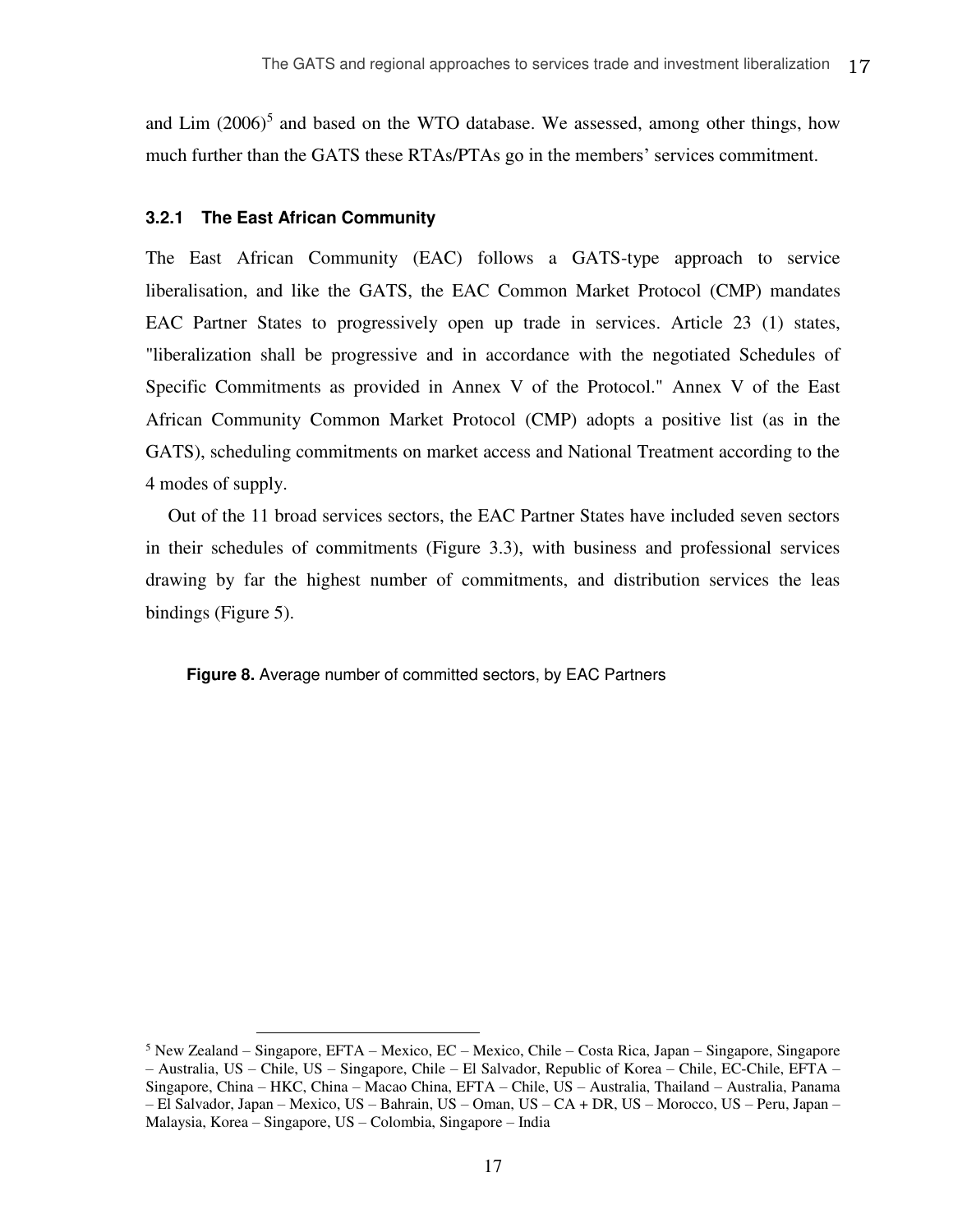and Lim (2006)[5] and based on the WTO database. We assessed, among other things, how much further than the GATS these RTAs/PTAs go in the members' services commitment.

### 3.2.1 The East African Community

The East African Community (EAC) follows a GATS-type approach to service liberalisation, and like the GATS, the EAC Common Market Protocol (CMP) mandates EAC Partner States to progressively open up trade in services. Article 23 (1) states, "liberalization shall be progressive and in accordance with the negotiated Schedules of Specific Commitments as provided in Annex V of the Protocol." Annex V of the East African Community Common Market Protocol (CMP) adopts a positive list (as in the GATS), scheduling commitments on market access and National Treatment according to the 4 modes of supply.

Out of the 11 broad services sectors, the EAC Partner States have included seven sectors in their schedules of commitments (Figure 3.3), with business and professional services drawing by far the highest number of commitments, and distribution services the leas bindings (Figure 5).

**Figure 8.** Average number of committed sectors, by EAC Partners

---

[5] New Zealand – Singapore, EFTA – Mexico, EC – Mexico, Chile – Costa Rica, Japan – Singapore, Singapore – Australia, US – Chile, US – Singapore, Chile – El Salvador, Republic of Korea – Chile, EC-Chile, EFTA – Singapore, China – HKC, China – Macao China, EFTA – Chile, US – Australia, Thailand – Australia, Panama – El Salvador, Japan – Mexico, US – Bahrain, US – Oman, US – CA + DR, US – Morocco, US – Peru, Japan – Malaysia, Korea – Singapore, US – Colombia, Singapore – India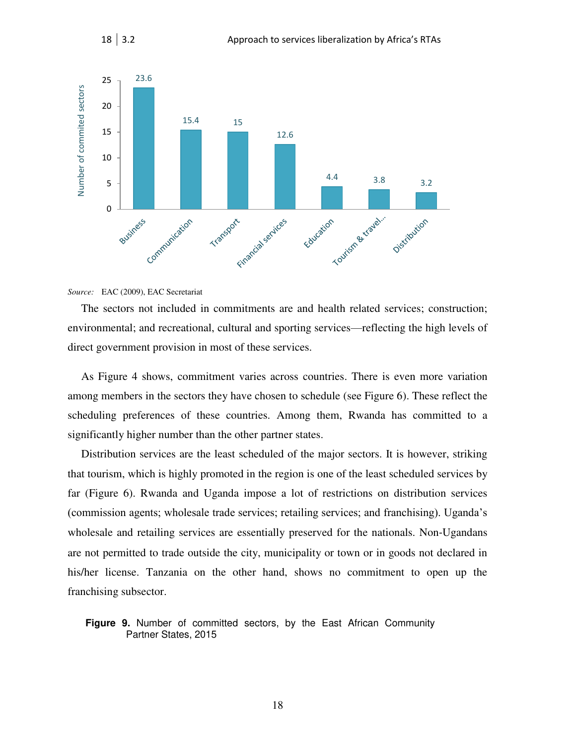Source: EAC (2009), EAC Secretariat

The sectors not included in commitments are and health related services; construction; environmental; and recreational, cultural and sporting services—reflecting the high levels of direct government provision in most of these services.

As Figure 4 shows, commitment varies across countries. There is even more variation among members in the sectors they have chosen to schedule (see Figure 6). These reflect the scheduling preferences of these countries. Among them, Rwanda has committed to a significantly higher number than the other partner states.

Distribution services are the least scheduled of the major sectors. It is however, striking that tourism, which is highly promoted in the region is one of the least scheduled services by far (Figure 6). Rwanda and Uganda impose a lot of restrictions on distribution services (commission agents; wholesale trade services; retailing services; and franchising). Uganda's wholesale and retailing services are essentially preserved for the nationals. Non-Ugandans are not permitted to trade outside the city, municipality or town or in goods not declared in his/her license. Tanzania on the other hand, shows no commitment to open up the franchising subsector.

**Figure 9.** Number of committed sectors, by the East African Community Partner States, 2015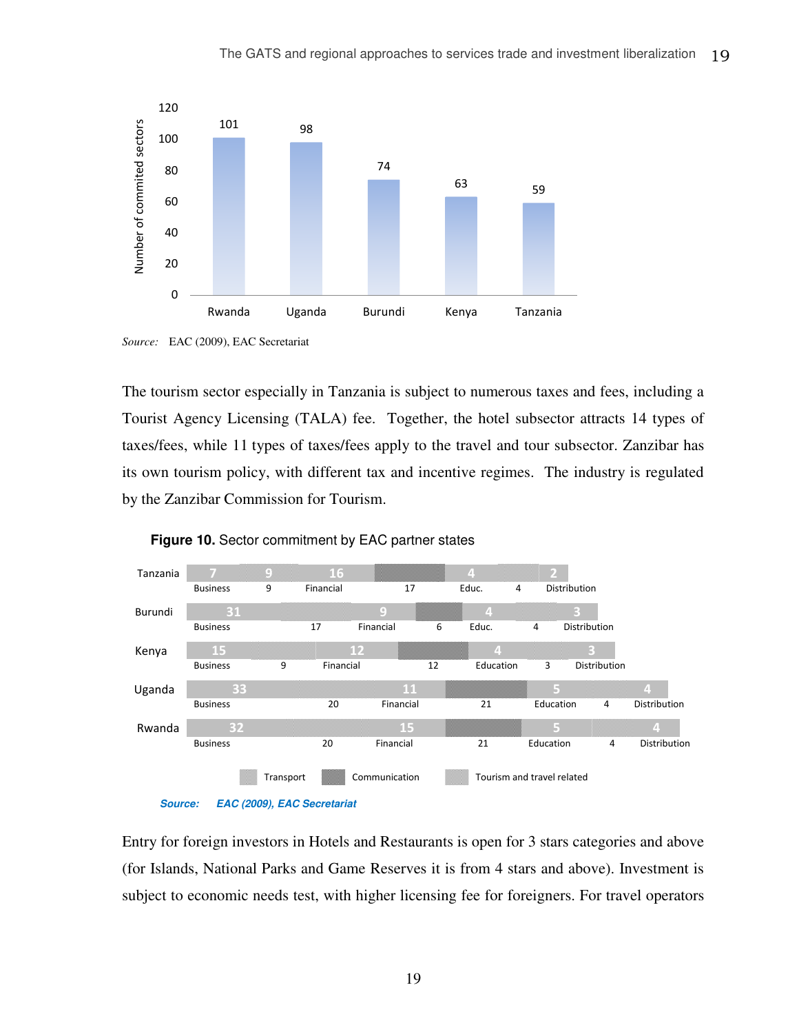| | Rwanda | Uganda | Burundi | Kenya | Tanzania |
|---|---|---|---|---|---|
| Number of commited sectors | 101 | 98 | 74 | 63 | 59 |

*Source:* EAC (2009), EAC Secretariat

The tourism sector especially in Tanzania is subject to numerous taxes and fees, including a Tourist Agency Licensing (TALA) fee. Together, the hotel subsector attracts 14 types of taxes/fees, while 11 types of taxes/fees apply to the travel and tour subsector. Zanzibar has its own tourism policy, with different tax and incentive regimes. The industry is regulated by the Zanzibar Commission for Tourism.

**Figure 10.** Sector commitment by EAC partner states

| | Business | Transport | Financial | Communication | Education | Tourism and travel related | Distribution |
|---|---|---|---|---|---|---|---|
| Tanzania | 7 | 9 | 16 | 17 | 4 | 4 | 2 |
| Burundi | 31 | 17 | 9 | 6 | 4 | 4 | 3 |
| Kenya | 15 | 9 | 12 | 12 | 4 | 3 | 3 |
| Uganda | 33 | 20 | 11 | 21 | 5 | 4 | 4 |
| Rwanda | 32 | 20 | 15 | 21 | 5 | 4 | 4 |

***Source:*** ***EAC (2009), EAC Secretariat***

Entry for foreign investors in Hotels and Restaurants is open for 3 stars categories and above (for Islands, National Parks and Game Reserves it is from 4 stars and above). Investment is subject to economic needs test, with higher licensing fee for foreigners. For travel operators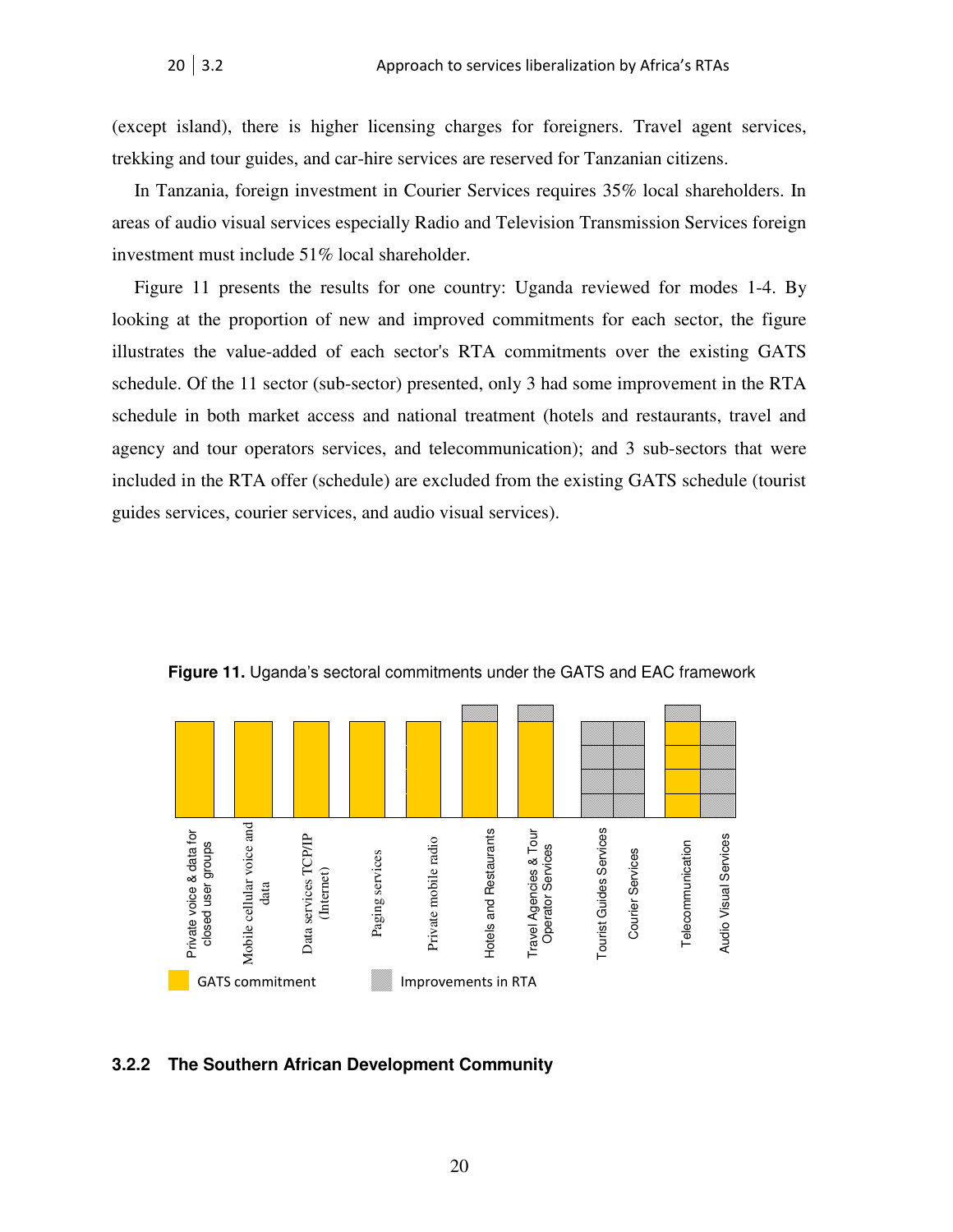(except island), there is higher licensing charges for foreigners. Travel agent services, trekking and tour guides, and car-hire services are reserved for Tanzanian citizens.

In Tanzania, foreign investment in Courier Services requires 35% local shareholders. In areas of audio visual services especially Radio and Television Transmission Services foreign investment must include 51% local shareholder.

Figure 11 presents the results for one country: Uganda reviewed for modes 1-4. By looking at the proportion of new and improved commitments for each sector, the figure illustrates the value-added of each sector's RTA commitments over the existing GATS schedule. Of the 11 sector (sub-sector) presented, only 3 had some improvement in the RTA schedule in both market access and national treatment (hotels and restaurants, travel and agency and tour operators services, and telecommunication); and 3 sub-sectors that were included in the RTA offer (schedule) are excluded from the existing GATS schedule (tourist guides services, courier services, and audio visual services).

**Figure 11.** Uganda's sectoral commitments under the GATS and EAC framework

Private voice & data for closed user groups; Mobile cellular voice and data; Data services TCP/IP (Internet); Paging services; Private mobile radio; Hotels and Restaurants; Travel Agencies & Tour Operator Services; Tourist Guides Services; Courier Services; Telecommunication; Audio Visual Services

GATS commitment; Improvements in RTA

### 3.2.2 The Southern African Development Community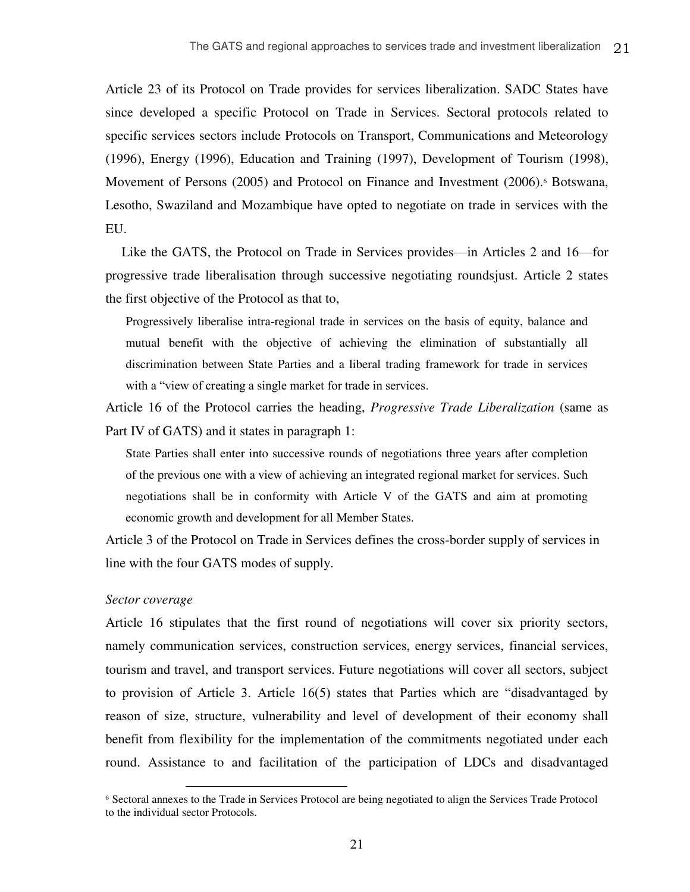Article 23 of its Protocol on Trade provides for services liberalization. SADC States have since developed a specific Protocol on Trade in Services. Sectoral protocols related to specific services sectors include Protocols on Transport, Communications and Meteorology (1996), Energy (1996), Education and Training (1997), Development of Tourism (1998), Movement of Persons (2005) and Protocol on Finance and Investment (2006).[6] Botswana, Lesotho, Swaziland and Mozambique have opted to negotiate on trade in services with the EU.

Like the GATS, the Protocol on Trade in Services provides—in Articles 2 and 16—for progressive trade liberalisation through successive negotiating roundsjust. Article 2 states the first objective of the Protocol as that to,

> Progressively liberalise intra-regional trade in services on the basis of equity, balance and mutual benefit with the objective of achieving the elimination of substantially all discrimination between State Parties and a liberal trading framework for trade in services with a "view of creating a single market for trade in services.

Article 16 of the Protocol carries the heading, *Progressive Trade Liberalization* (same as Part IV of GATS) and it states in paragraph 1:

> State Parties shall enter into successive rounds of negotiations three years after completion of the previous one with a view of achieving an integrated regional market for services. Such negotiations shall be in conformity with Article V of the GATS and aim at promoting economic growth and development for all Member States.

Article 3 of the Protocol on Trade in Services defines the cross-border supply of services in line with the four GATS modes of supply.

*Sector coverage*

Article 16 stipulates that the first round of negotiations will cover six priority sectors, namely communication services, construction services, energy services, financial services, tourism and travel, and transport services. Future negotiations will cover all sectors, subject to provision of Article 3. Article 16(5) states that Parties which are "disadvantaged by reason of size, structure, vulnerability and level of development of their economy shall benefit from flexibility for the implementation of the commitments negotiated under each round. Assistance to and facilitation of the participation of LDCs and disadvantaged

[6] Sectoral annexes to the Trade in Services Protocol are being negotiated to align the Services Trade Protocol to the individual sector Protocols.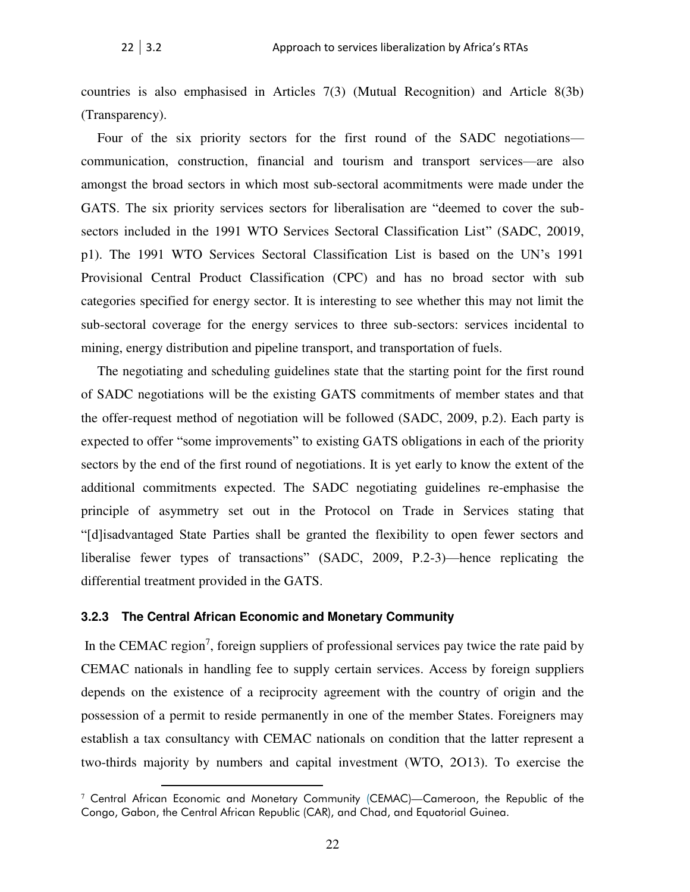countries is also emphasised in Articles 7(3) (Mutual Recognition) and Article 8(3b) (Transparency).

Four of the six priority sectors for the first round of the SADC negotiations—communication, construction, financial and tourism and transport services—are also amongst the broad sectors in which most sub-sectoral acommitments were made under the GATS. The six priority services sectors for liberalisation are "deemed to cover the sub-sectors included in the 1991 WTO Services Sectoral Classification List" (SADC, 20019, p1). The 1991 WTO Services Sectoral Classification List is based on the UN's 1991 Provisional Central Product Classification (CPC) and has no broad sector with sub categories specified for energy sector. It is interesting to see whether this may not limit the sub-sectoral coverage for the energy services to three sub-sectors: services incidental to mining, energy distribution and pipeline transport, and transportation of fuels.

The negotiating and scheduling guidelines state that the starting point for the first round of SADC negotiations will be the existing GATS commitments of member states and that the offer-request method of negotiation will be followed (SADC, 2009, p.2). Each party is expected to offer "some improvements" to existing GATS obligations in each of the priority sectors by the end of the first round of negotiations. It is yet early to know the extent of the additional commitments expected. The SADC negotiating guidelines re-emphasise the principle of asymmetry set out in the Protocol on Trade in Services stating that "[d]isadvantaged State Parties shall be granted the flexibility to open fewer sectors and liberalise fewer types of transactions" (SADC, 2009, P.2-3)—hence replicating the differential treatment provided in the GATS.

### 3.2.3 The Central African Economic and Monetary Community

In the CEMAC region[7], foreign suppliers of professional services pay twice the rate paid by CEMAC nationals in handling fee to supply certain services. Access by foreign suppliers depends on the existence of a reciprocity agreement with the country of origin and the possession of a permit to reside permanently in one of the member States. Foreigners may establish a tax consultancy with CEMAC nationals on condition that the latter represent a two-thirds majority by numbers and capital investment (WTO, 2O13). To exercise the

[7] Central African Economic and Monetary Community (CEMAC)—Cameroon, the Republic of the Congo, Gabon, the Central African Republic (CAR), and Chad, and Equatorial Guinea.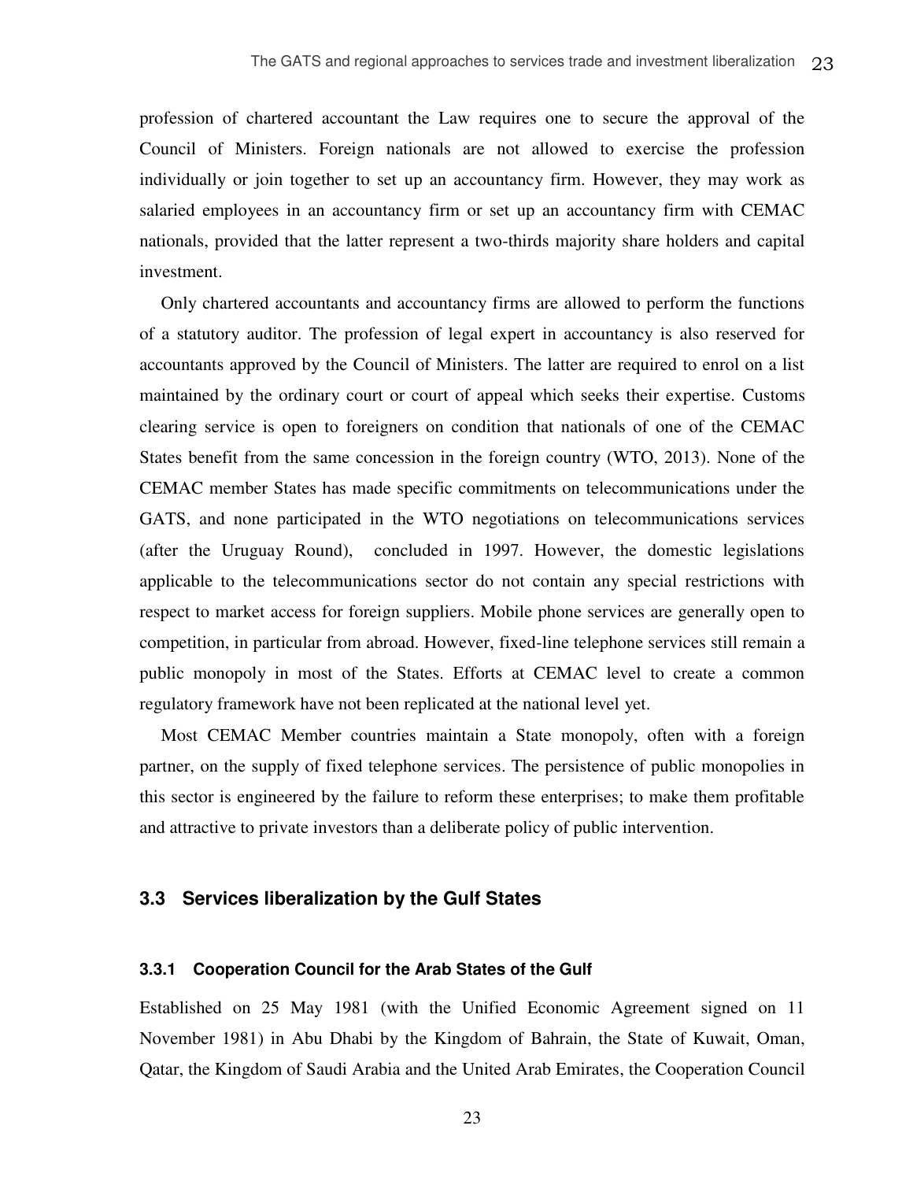profession of chartered accountant the Law requires one to secure the approval of the Council of Ministers. Foreign nationals are not allowed to exercise the profession individually or join together to set up an accountancy firm. However, they may work as salaried employees in an accountancy firm or set up an accountancy firm with CEMAC nationals, provided that the latter represent a two-thirds majority share holders and capital investment.

Only chartered accountants and accountancy firms are allowed to perform the functions of a statutory auditor. The profession of legal expert in accountancy is also reserved for accountants approved by the Council of Ministers. The latter are required to enrol on a list maintained by the ordinary court or court of appeal which seeks their expertise. Customs clearing service is open to foreigners on condition that nationals of one of the CEMAC States benefit from the same concession in the foreign country (WTO, 2013). None of the CEMAC member States has made specific commitments on telecommunications under the GATS, and none participated in the WTO negotiations on telecommunications services (after the Uruguay Round), concluded in 1997. However, the domestic legislations applicable to the telecommunications sector do not contain any special restrictions with respect to market access for foreign suppliers. Mobile phone services are generally open to competition, in particular from abroad. However, fixed-line telephone services still remain a public monopoly in most of the States. Efforts at CEMAC level to create a common regulatory framework have not been replicated at the national level yet.

Most CEMAC Member countries maintain a State monopoly, often with a foreign partner, on the supply of fixed telephone services. The persistence of public monopolies in this sector is engineered by the failure to reform these enterprises; to make them profitable and attractive to private investors than a deliberate policy of public intervention.

## 3.3 Services liberalization by the Gulf States

### 3.3.1 Cooperation Council for the Arab States of the Gulf

Established on 25 May 1981 (with the Unified Economic Agreement signed on 11 November 1981) in Abu Dhabi by the Kingdom of Bahrain, the State of Kuwait, Oman, Qatar, the Kingdom of Saudi Arabia and the United Arab Emirates, the Cooperation Council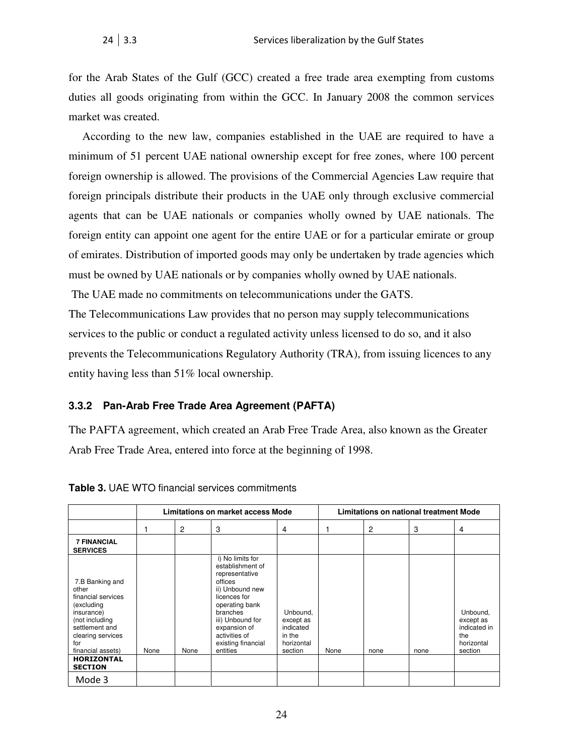for the Arab States of the Gulf (GCC) created a free trade area exempting from customs duties all goods originating from within the GCC. In January 2008 the common services market was created.

According to the new law, companies established in the UAE are required to have a minimum of 51 percent UAE national ownership except for free zones, where 100 percent foreign ownership is allowed. The provisions of the Commercial Agencies Law require that foreign principals distribute their products in the UAE only through exclusive commercial agents that can be UAE nationals or companies wholly owned by UAE nationals. The foreign entity can appoint one agent for the entire UAE or for a particular emirate or group of emirates. Distribution of imported goods may only be undertaken by trade agencies which must be owned by UAE nationals or by companies wholly owned by UAE nationals.

The UAE made no commitments on telecommunications under the GATS.

The Telecommunications Law provides that no person may supply telecommunications services to the public or conduct a regulated activity unless licensed to do so, and it also prevents the Telecommunications Regulatory Authority (TRA), from issuing licences to any entity having less than 51% local ownership.

### 3.3.2 Pan-Arab Free Trade Area Agreement (PAFTA)

The PAFTA agreement, which created an Arab Free Trade Area, also known as the Greater Arab Free Trade Area, entered into force at the beginning of 1998.

**Table 3.** UAE WTO financial services commitments

| | Limitations on market access Mode | | | | Limitations on national treatment Mode | | | |
|---|---|---|---|---|---|---|---|---|
| | 1 | 2 | 3 | 4 | 1 | 2 | 3 | 4 |
| **7 FINANCIAL SERVICES** | | | | | | | | |
| 7.B Banking and other financial services (excluding insurance) (not including settlement and clearing services for financial assets) | None | None | i) No limits for establishment of representative offices ii) Unbound new licences for operating bank branches iii) Unbound for expansion of activities of existing financial entities | Unbound, except as indicated in the horizontal section | None | none | none | Unbound, except as indicated in the horizontal section |
| **HORIZONTAL SECTION** | | | | | | | | |
| Mode 3 | | | | | | | | |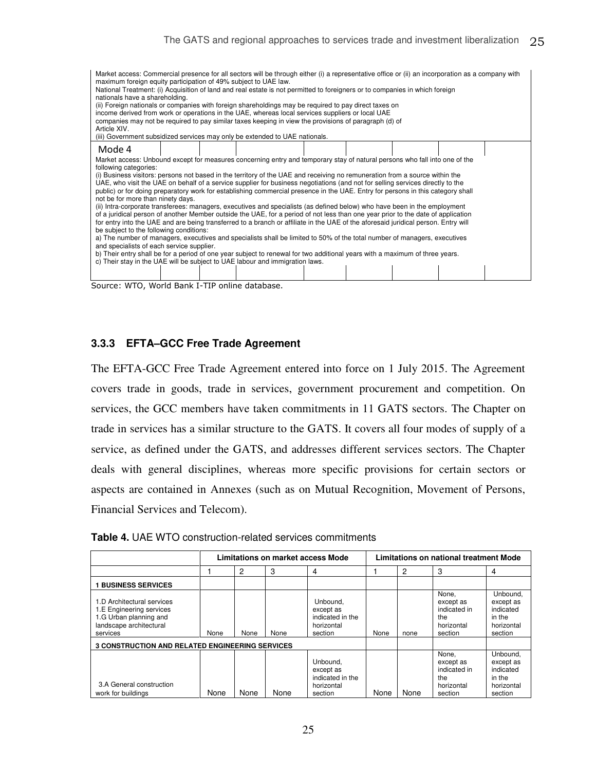| |
|---|
| Market access: Commercial presence for all sectors will be through either (i) a representative office or (ii) an incorporation as a company with maximum foreign equity participation of 49% subject to UAE law.<br>National Treatment: (i) Acquisition of land and real estate is not permitted to foreigners or to companies in which foreign nationals have a shareholding.<br>(ii) Foreign nationals or companies with foreign shareholdings may be required to pay direct taxes on income derived from work or operations in the UAE, whereas local services suppliers or local UAE companies may not be required to pay similar taxes keeping in view the provisions of paragraph (d) of Article XIV.<br>(iii) Government subsidized services may only be extended to UAE nationals. |
| Mode 4 |
| Market access: Unbound except for measures concerning entry and temporary stay of natural persons who fall into one of the following categories:<br>(i) Business visitors: persons not based in the territory of the UAE and receiving no remuneration from a source within the UAE, who visit the UAE on behalf of a service supplier for business negotiations (and not for selling services directly to the public) or for doing preparatory work for establishing commercial presence in the UAE. Entry for persons in this category shall not be for more than ninety days.<br>(ii) Intra-corporate transferees: managers, executives and specialists (as defined below) who have been in the employment of a juridical person of another Member outside the UAE, for a period of not less than one year prior to the date of application for entry into the UAE and are being transferred to a branch or affiliate in the UAE of the aforesaid juridical person. Entry will be subject to the following conditions:<br>a) The number of managers, executives and specialists shall be limited to 50% of the total number of managers, executives and specialists of each service supplier.<br>b) Their entry shall be for a period of one year subject to renewal for two additional years with a maximum of three years.<br>c) Their stay in the UAE will be subject to UAE labour and immigration laws. |

Source: WTO, World Bank I-TIP online database.

### 3.3.3 EFTA–GCC Free Trade Agreement

The EFTA-GCC Free Trade Agreement entered into force on 1 July 2015. The Agreement covers trade in goods, trade in services, government procurement and competition. On services, the GCC members have taken commitments in 11 GATS sectors. The Chapter on trade in services has a similar structure to the GATS. It covers all four modes of supply of a service, as defined under the GATS, and addresses different services sectors. The Chapter deals with general disciplines, whereas more specific provisions for certain sectors or aspects are contained in Annexes (such as on Mutual Recognition, Movement of Persons, Financial Services and Telecom).

**Table 4.** UAE WTO construction-related services commitments

| | Limitations on market access Mode | | | | Limitations on national treatment Mode | | | |
|---|---|---|---|---|---|---|---|---|
| | 1 | 2 | 3 | 4 | 1 | 2 | 3 | 4 |
| **1 BUSINESS SERVICES** | | | | | | | | |
| 1.D Architectural services<br>1.E Engineering services<br>1.G Urban planning and landscape architectural services | None | None | None | Unbound, except as indicated in the horizontal section | None | none | None, except as indicated in the horizontal section | Unbound, except as indicated in the horizontal section |
| **3 CONSTRUCTION AND RELATED ENGINEERING SERVICES** | | | | | | | | |
| 3.A General construction work for buildings | None | None | None | Unbound, except as indicated in the horizontal section | None | None | None, except as indicated in the horizontal section | Unbound, except as indicated in the horizontal section |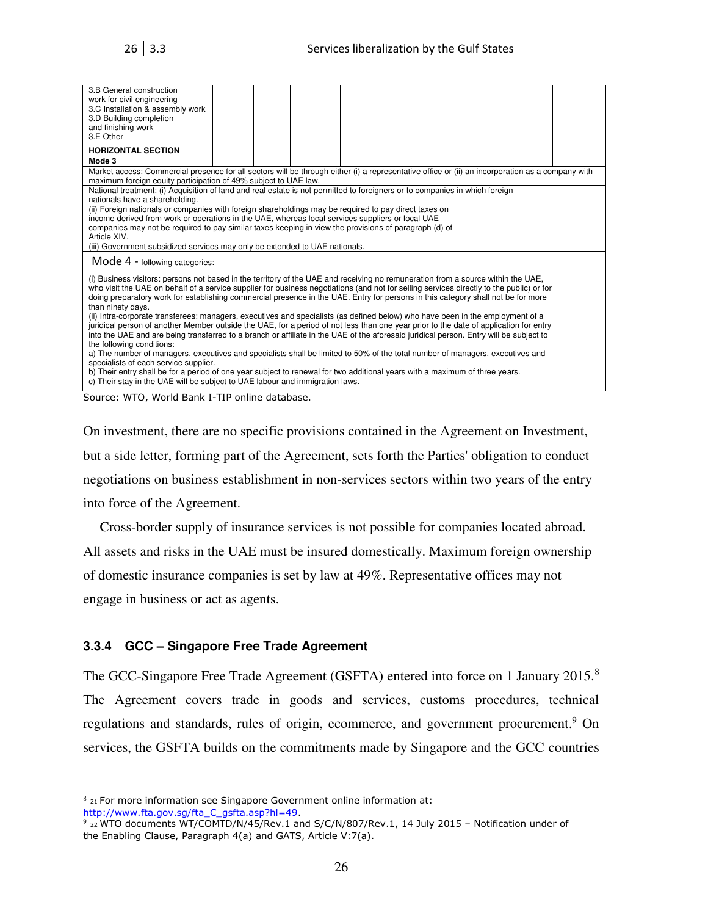| 3.B General construction work for civil engineering<br>3.C Installation & assembly work<br>3.D Building completion and finishing work<br>3.E Other | | | | | | | |
|---|---|---|---|---|---|---|---|
| **HORIZONTAL SECTION** | | | | | | | |
| **Mode 3** | | | | | | | |
| Market access: Commercial presence for all sectors will be through either (i) a representative office or (ii) an incorporation as a company with maximum foreign equity participation of 49% subject to UAE law. | | | | | | | |
| National treatment: (i) Acquisition of land and real estate is not permitted to foreigners or to companies in which foreign nationals have a shareholding.<br>(ii) Foreign nationals or companies with foreign shareholdings may be required to pay direct taxes on income derived from work or operations in the UAE, whereas local services suppliers or local UAE companies may not be required to pay similar taxes keeping in view the provisions of paragraph (d) of Article XIV.<br>(iii) Government subsidized services may only be extended to UAE nationals. | | | | | | | |
| Mode 4 - following categories: | | | | | | | |
| (i) Business visitors: persons not based in the territory of the UAE and receiving no remuneration from a source within the UAE, who visit the UAE on behalf of a service supplier for business negotiations (and not for selling services directly to the public) or for doing preparatory work for establishing commercial presence in the UAE. Entry for persons in this category shall not be for more than ninety days.<br>(ii) Intra-corporate transferees: managers, executives and specialists (as defined below) who have been in the employment of a juridical person of another Member outside the UAE, for a period of not less than one year prior to the date of application for entry into the UAE and are being transferred to a branch or affiliate in the UAE of the aforesaid juridical person. Entry will be subject to the following conditions:<br>a) The number of managers, executives and specialists shall be limited to 50% of the total number of managers, executives and specialists of each service supplier.<br>b) Their entry shall be for a period of one year subject to renewal for two additional years with a maximum of three years.<br>c) Their stay in the UAE will be subject to UAE labour and immigration laws. | | | | | | | |

Source: WTO, World Bank I-TIP online database.

On investment, there are no specific provisions contained in the Agreement on Investment, but a side letter, forming part of the Agreement, sets forth the Parties' obligation to conduct negotiations on business establishment in non-services sectors within two years of the entry into force of the Agreement.

Cross-border supply of insurance services is not possible for companies located abroad. All assets and risks in the UAE must be insured domestically. Maximum foreign ownership of domestic insurance companies is set by law at 49%. Representative offices may not engage in business or act as agents.

### 3.3.4 GCC – Singapore Free Trade Agreement

The GCC-Singapore Free Trade Agreement (GSFTA) entered into force on 1 January 2015.[8] The Agreement covers trade in goods and services, customs procedures, technical regulations and standards, rules of origin, ecommerce, and government procurement.[9] On services, the GSFTA builds on the commitments made by Singapore and the GCC countries

[8] 21 For more information see Singapore Government online information at: http://www.fta.gov.sg/fta_C_gsfta.asp?hl=49.

[9] 22 WTO documents WT/COMTD/N/45/Rev.1 and S/C/N/807/Rev.1, 14 July 2015 – Notification under of the Enabling Clause, Paragraph 4(a) and GATS, Article V:7(a).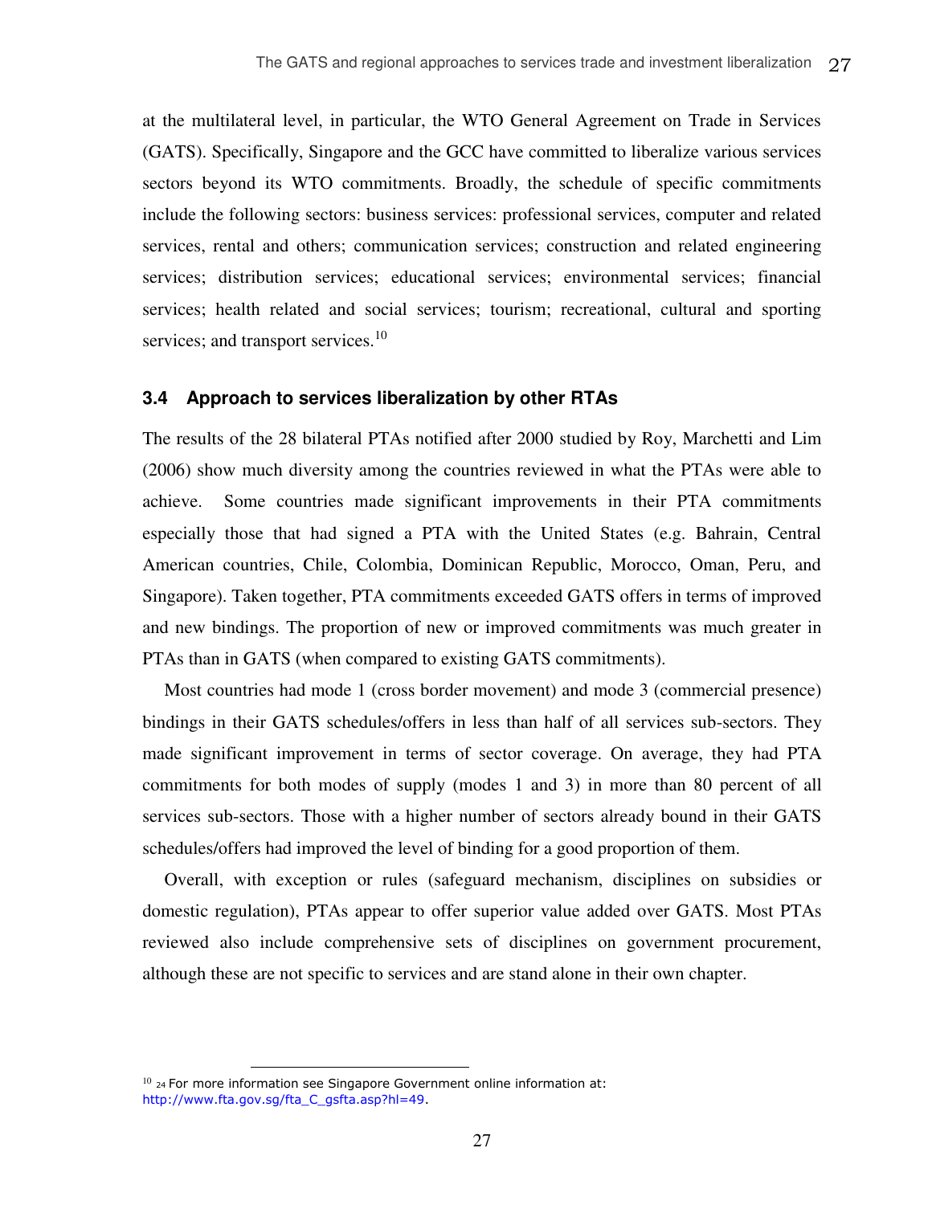at the multilateral level, in particular, the WTO General Agreement on Trade in Services (GATS). Specifically, Singapore and the GCC have committed to liberalize various services sectors beyond its WTO commitments. Broadly, the schedule of specific commitments include the following sectors: business services: professional services, computer and related services, rental and others; communication services; construction and related engineering services; distribution services; educational services; environmental services; financial services; health related and social services; tourism; recreational, cultural and sporting services; and transport services.[10]

### 3.4 Approach to services liberalization by other RTAs

The results of the 28 bilateral PTAs notified after 2000 studied by Roy, Marchetti and Lim (2006) show much diversity among the countries reviewed in what the PTAs were able to achieve. Some countries made significant improvements in their PTA commitments especially those that had signed a PTA with the United States (e.g. Bahrain, Central American countries, Chile, Colombia, Dominican Republic, Morocco, Oman, Peru, and Singapore). Taken together, PTA commitments exceeded GATS offers in terms of improved and new bindings. The proportion of new or improved commitments was much greater in PTAs than in GATS (when compared to existing GATS commitments).

Most countries had mode 1 (cross border movement) and mode 3 (commercial presence) bindings in their GATS schedules/offers in less than half of all services sub-sectors. They made significant improvement in terms of sector coverage. On average, they had PTA commitments for both modes of supply (modes 1 and 3) in more than 80 percent of all services sub-sectors. Those with a higher number of sectors already bound in their GATS schedules/offers had improved the level of binding for a good proportion of them.

Overall, with exception or rules (safeguard mechanism, disciplines on subsidies or domestic regulation), PTAs appear to offer superior value added over GATS. Most PTAs reviewed also include comprehensive sets of disciplines on government procurement, although these are not specific to services and are stand alone in their own chapter.

---

[10] [24] For more information see Singapore Government online information at: http://www.fta.gov.sg/fta_C_gsfta.asp?hl=49.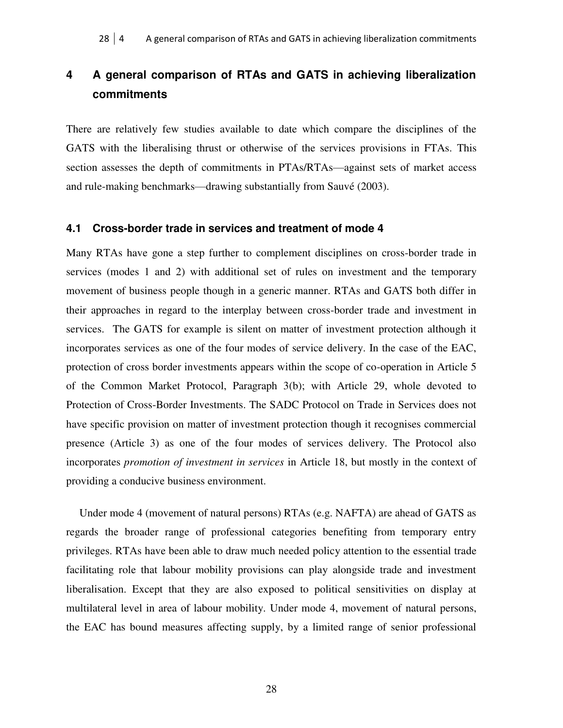# 4 A general comparison of RTAs and GATS in achieving liberalization commitments

There are relatively few studies available to date which compare the disciplines of the GATS with the liberalising thrust or otherwise of the services provisions in FTAs. This section assesses the depth of commitments in PTAs/RTAs—against sets of market access and rule-making benchmarks—drawing substantially from Sauvé (2003).

## 4.1 Cross-border trade in services and treatment of mode 4

Many RTAs have gone a step further to complement disciplines on cross-border trade in services (modes 1 and 2) with additional set of rules on investment and the temporary movement of business people though in a generic manner. RTAs and GATS both differ in their approaches in regard to the interplay between cross-border trade and investment in services. The GATS for example is silent on matter of investment protection although it incorporates services as one of the four modes of service delivery. In the case of the EAC, protection of cross border investments appears within the scope of co-operation in Article 5 of the Common Market Protocol, Paragraph 3(b); with Article 29, whole devoted to Protection of Cross-Border Investments. The SADC Protocol on Trade in Services does not have specific provision on matter of investment protection though it recognises commercial presence (Article 3) as one of the four modes of services delivery. The Protocol also incorporates *promotion of investment in services* in Article 18, but mostly in the context of providing a conducive business environment.

Under mode 4 (movement of natural persons) RTAs (e.g. NAFTA) are ahead of GATS as regards the broader range of professional categories benefiting from temporary entry privileges. RTAs have been able to draw much needed policy attention to the essential trade facilitating role that labour mobility provisions can play alongside trade and investment liberalisation. Except that they are also exposed to political sensitivities on display at multilateral level in area of labour mobility. Under mode 4, movement of natural persons, the EAC has bound measures affecting supply, by a limited range of senior professional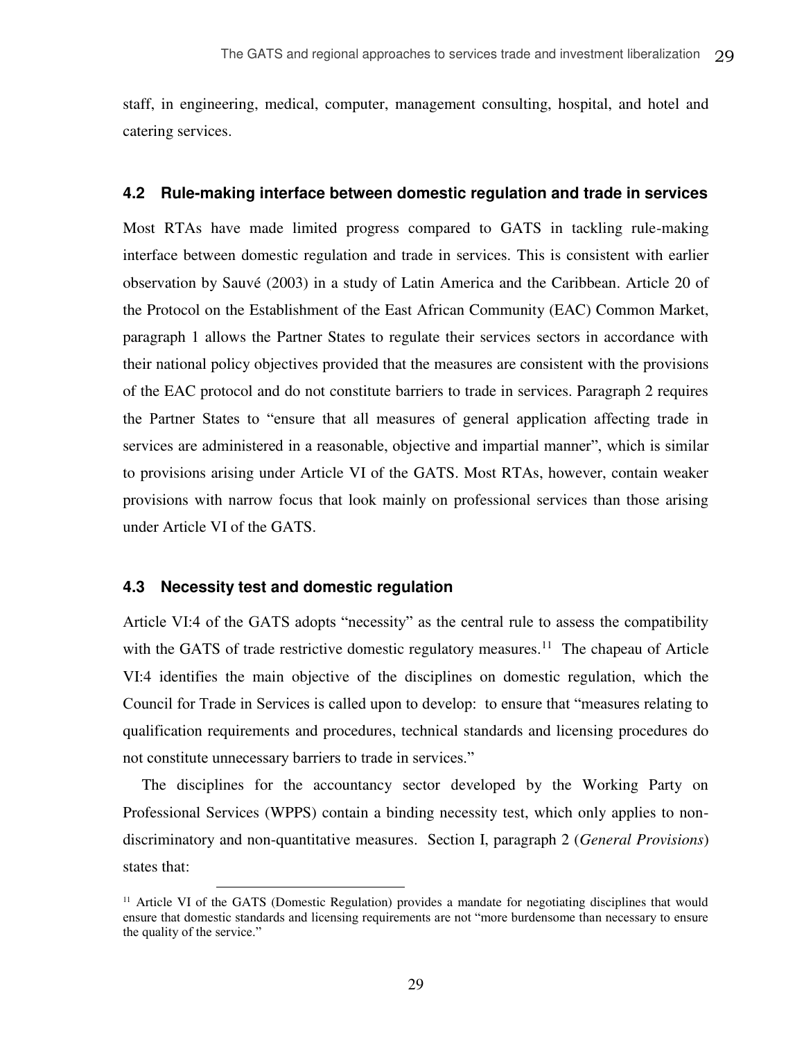staff, in engineering, medical, computer, management consulting, hospital, and hotel and catering services.

### 4.2 Rule-making interface between domestic regulation and trade in services

Most RTAs have made limited progress compared to GATS in tackling rule-making interface between domestic regulation and trade in services. This is consistent with earlier observation by Sauvé (2003) in a study of Latin America and the Caribbean. Article 20 of the Protocol on the Establishment of the East African Community (EAC) Common Market, paragraph 1 allows the Partner States to regulate their services sectors in accordance with their national policy objectives provided that the measures are consistent with the provisions of the EAC protocol and do not constitute barriers to trade in services. Paragraph 2 requires the Partner States to "ensure that all measures of general application affecting trade in services are administered in a reasonable, objective and impartial manner", which is similar to provisions arising under Article VI of the GATS. Most RTAs, however, contain weaker provisions with narrow focus that look mainly on professional services than those arising under Article VI of the GATS.

### 4.3 Necessity test and domestic regulation

Article VI:4 of the GATS adopts "necessity" as the central rule to assess the compatibility with the GATS of trade restrictive domestic regulatory measures.[11] The chapeau of Article VI:4 identifies the main objective of the disciplines on domestic regulation, which the Council for Trade in Services is called upon to develop: to ensure that "measures relating to qualification requirements and procedures, technical standards and licensing procedures do not constitute unnecessary barriers to trade in services."

The disciplines for the accountancy sector developed by the Working Party on Professional Services (WPPS) contain a binding necessity test, which only applies to non-discriminatory and non-quantitative measures. Section I, paragraph 2 (*General Provisions*) states that:

[11] Article VI of the GATS (Domestic Regulation) provides a mandate for negotiating disciplines that would ensure that domestic standards and licensing requirements are not "more burdensome than necessary to ensure the quality of the service."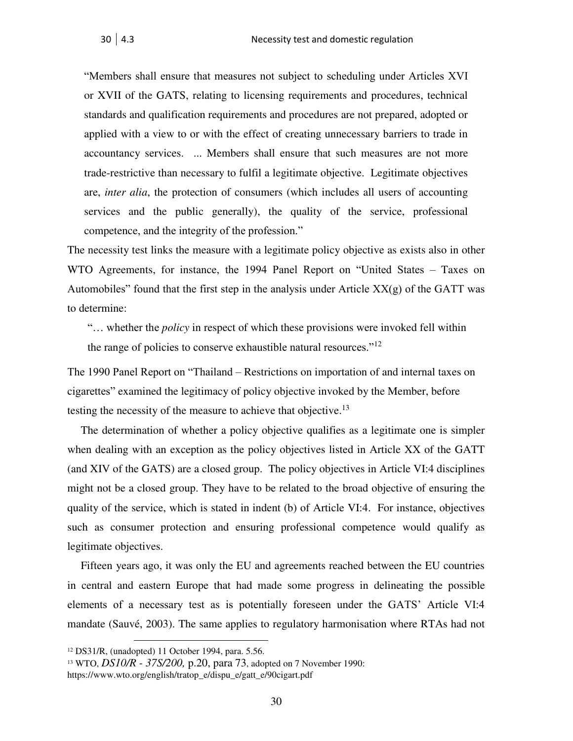"Members shall ensure that measures not subject to scheduling under Articles XVI or XVII of the GATS, relating to licensing requirements and procedures, technical standards and qualification requirements and procedures are not prepared, adopted or applied with a view to or with the effect of creating unnecessary barriers to trade in accountancy services. ... Members shall ensure that such measures are not more trade-restrictive than necessary to fulfil a legitimate objective. Legitimate objectives are, *inter alia*, the protection of consumers (which includes all users of accounting services and the public generally), the quality of the service, professional competence, and the integrity of the profession."

The necessity test links the measure with a legitimate policy objective as exists also in other WTO Agreements, for instance, the 1994 Panel Report on "United States – Taxes on Automobiles" found that the first step in the analysis under Article XX(g) of the GATT was to determine:

"… whether the *policy* in respect of which these provisions were invoked fell within the range of policies to conserve exhaustible natural resources."[12]

The 1990 Panel Report on "Thailand – Restrictions on importation of and internal taxes on cigarettes" examined the legitimacy of policy objective invoked by the Member, before testing the necessity of the measure to achieve that objective.[13]

The determination of whether a policy objective qualifies as a legitimate one is simpler when dealing with an exception as the policy objectives listed in Article XX of the GATT (and XIV of the GATS) are a closed group. The policy objectives in Article VI:4 disciplines might not be a closed group. They have to be related to the broad objective of ensuring the quality of the service, which is stated in indent (b) of Article VI:4. For instance, objectives such as consumer protection and ensuring professional competence would qualify as legitimate objectives.

Fifteen years ago, it was only the EU and agreements reached between the EU countries in central and eastern Europe that had made some progress in delineating the possible elements of a necessary test as is potentially foreseen under the GATS' Article VI:4 mandate (Sauvé, 2003). The same applies to regulatory harmonisation where RTAs had not

---

[12] DS31/R, (unadopted) 11 October 1994, para. 5.56.

[13] WTO, *DS10/R - 37S/200,* p.20, para 73, adopted on 7 November 1990: https://www.wto.org/english/tratop_e/dispu_e/gatt_e/90cigart.pdf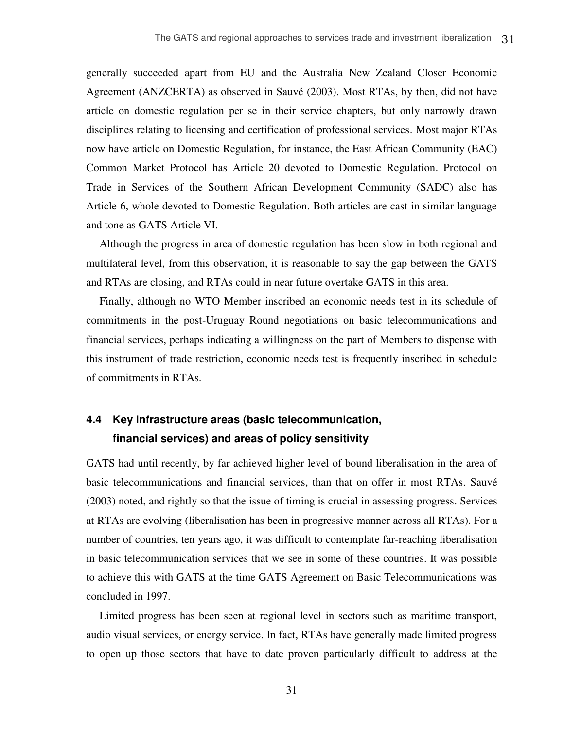generally succeeded apart from EU and the Australia New Zealand Closer Economic Agreement (ANZCERTA) as observed in Sauvé (2003). Most RTAs, by then, did not have article on domestic regulation per se in their service chapters, but only narrowly drawn disciplines relating to licensing and certification of professional services. Most major RTAs now have article on Domestic Regulation, for instance, the East African Community (EAC) Common Market Protocol has Article 20 devoted to Domestic Regulation. Protocol on Trade in Services of the Southern African Development Community (SADC) also has Article 6, whole devoted to Domestic Regulation. Both articles are cast in similar language and tone as GATS Article VI.

Although the progress in area of domestic regulation has been slow in both regional and multilateral level, from this observation, it is reasonable to say the gap between the GATS and RTAs are closing, and RTAs could in near future overtake GATS in this area.

Finally, although no WTO Member inscribed an economic needs test in its schedule of commitments in the post-Uruguay Round negotiations on basic telecommunications and financial services, perhaps indicating a willingness on the part of Members to dispense with this instrument of trade restriction, economic needs test is frequently inscribed in schedule of commitments in RTAs.

### 4.4 Key infrastructure areas (basic telecommunication, financial services) and areas of policy sensitivity

GATS had until recently, by far achieved higher level of bound liberalisation in the area of basic telecommunications and financial services, than that on offer in most RTAs. Sauvé (2003) noted, and rightly so that the issue of timing is crucial in assessing progress. Services at RTAs are evolving (liberalisation has been in progressive manner across all RTAs). For a number of countries, ten years ago, it was difficult to contemplate far-reaching liberalisation in basic telecommunication services that we see in some of these countries. It was possible to achieve this with GATS at the time GATS Agreement on Basic Telecommunications was concluded in 1997.

Limited progress has been seen at regional level in sectors such as maritime transport, audio visual services, or energy service. In fact, RTAs have generally made limited progress to open up those sectors that have to date proven particularly difficult to address at the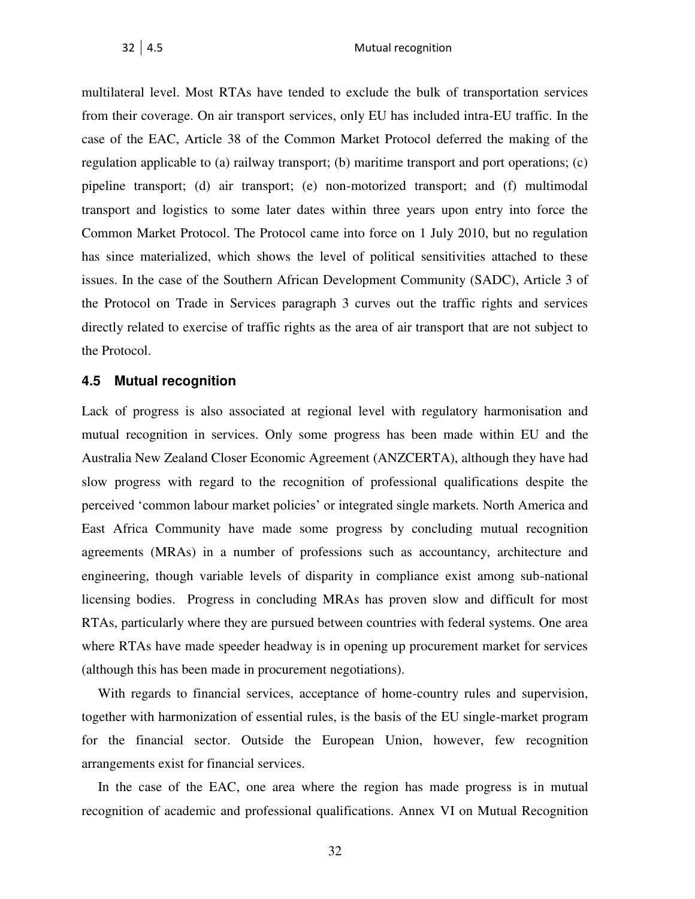multilateral level. Most RTAs have tended to exclude the bulk of transportation services from their coverage. On air transport services, only EU has included intra-EU traffic. In the case of the EAC, Article 38 of the Common Market Protocol deferred the making of the regulation applicable to (a) railway transport; (b) maritime transport and port operations; (c) pipeline transport; (d) air transport; (e) non-motorized transport; and (f) multimodal transport and logistics to some later dates within three years upon entry into force the Common Market Protocol. The Protocol came into force on 1 July 2010, but no regulation has since materialized, which shows the level of political sensitivities attached to these issues. In the case of the Southern African Development Community (SADC), Article 3 of the Protocol on Trade in Services paragraph 3 curves out the traffic rights and services directly related to exercise of traffic rights as the area of air transport that are not subject to the Protocol.

### 4.5 Mutual recognition

Lack of progress is also associated at regional level with regulatory harmonisation and mutual recognition in services. Only some progress has been made within EU and the Australia New Zealand Closer Economic Agreement (ANZCERTA), although they have had slow progress with regard to the recognition of professional qualifications despite the perceived 'common labour market policies' or integrated single markets. North America and East Africa Community have made some progress by concluding mutual recognition agreements (MRAs) in a number of professions such as accountancy, architecture and engineering, though variable levels of disparity in compliance exist among sub-national licensing bodies. Progress in concluding MRAs has proven slow and difficult for most RTAs, particularly where they are pursued between countries with federal systems. One area where RTAs have made speeder headway is in opening up procurement market for services (although this has been made in procurement negotiations).

With regards to financial services, acceptance of home-country rules and supervision, together with harmonization of essential rules, is the basis of the EU single-market program for the financial sector. Outside the European Union, however, few recognition arrangements exist for financial services.

In the case of the EAC, one area where the region has made progress is in mutual recognition of academic and professional qualifications. Annex VI on Mutual Recognition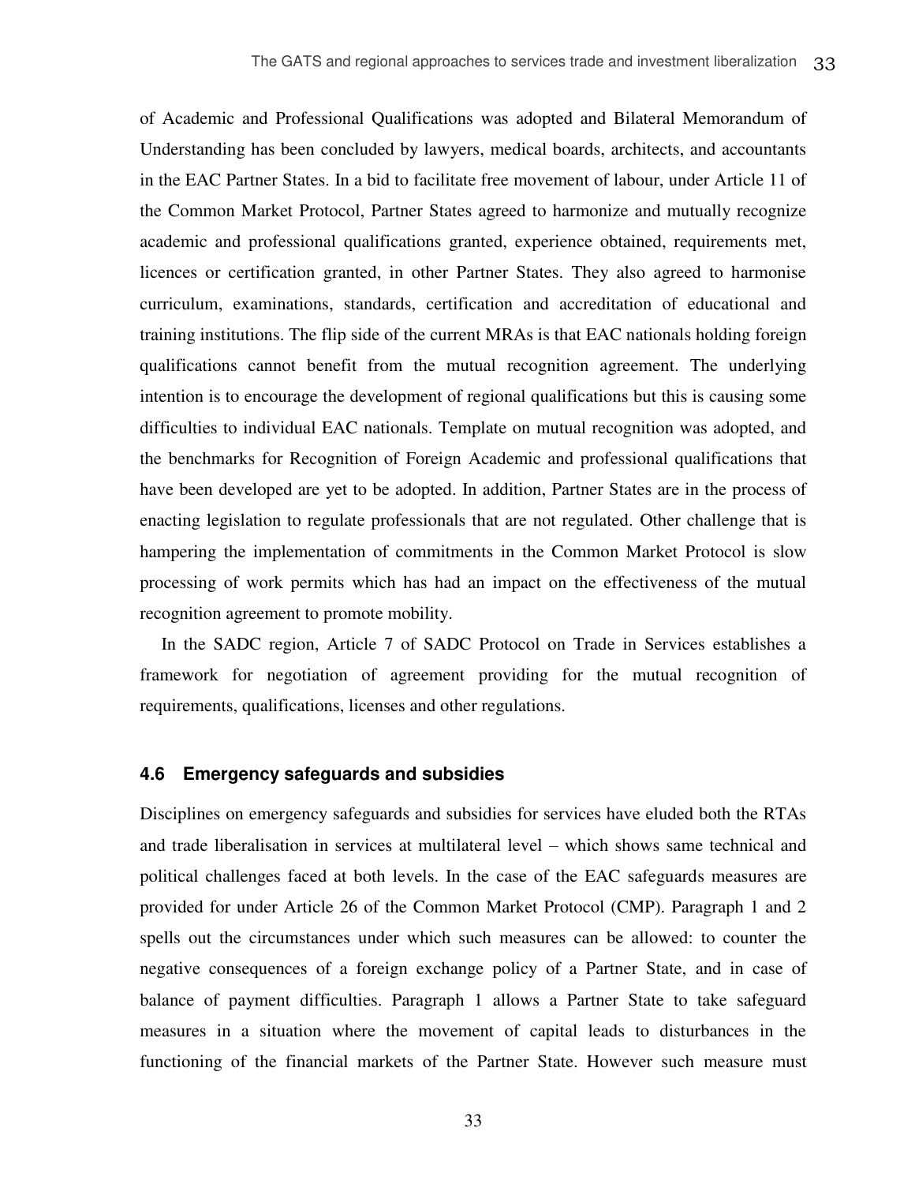of Academic and Professional Qualifications was adopted and Bilateral Memorandum of Understanding has been concluded by lawyers, medical boards, architects, and accountants in the EAC Partner States. In a bid to facilitate free movement of labour, under Article 11 of the Common Market Protocol, Partner States agreed to harmonize and mutually recognize academic and professional qualifications granted, experience obtained, requirements met, licences or certification granted, in other Partner States. They also agreed to harmonise curriculum, examinations, standards, certification and accreditation of educational and training institutions. The flip side of the current MRAs is that EAC nationals holding foreign qualifications cannot benefit from the mutual recognition agreement. The underlying intention is to encourage the development of regional qualifications but this is causing some difficulties to individual EAC nationals. Template on mutual recognition was adopted, and the benchmarks for Recognition of Foreign Academic and professional qualifications that have been developed are yet to be adopted. In addition, Partner States are in the process of enacting legislation to regulate professionals that are not regulated. Other challenge that is hampering the implementation of commitments in the Common Market Protocol is slow processing of work permits which has had an impact on the effectiveness of the mutual recognition agreement to promote mobility.

In the SADC region, Article 7 of SADC Protocol on Trade in Services establishes a framework for negotiation of agreement providing for the mutual recognition of requirements, qualifications, licenses and other regulations.

### 4.6 Emergency safeguards and subsidies

Disciplines on emergency safeguards and subsidies for services have eluded both the RTAs and trade liberalisation in services at multilateral level – which shows same technical and political challenges faced at both levels. In the case of the EAC safeguards measures are provided for under Article 26 of the Common Market Protocol (CMP). Paragraph 1 and 2 spells out the circumstances under which such measures can be allowed: to counter the negative consequences of a foreign exchange policy of a Partner State, and in case of balance of payment difficulties. Paragraph 1 allows a Partner State to take safeguard measures in a situation where the movement of capital leads to disturbances in the functioning of the financial markets of the Partner State. However such measure must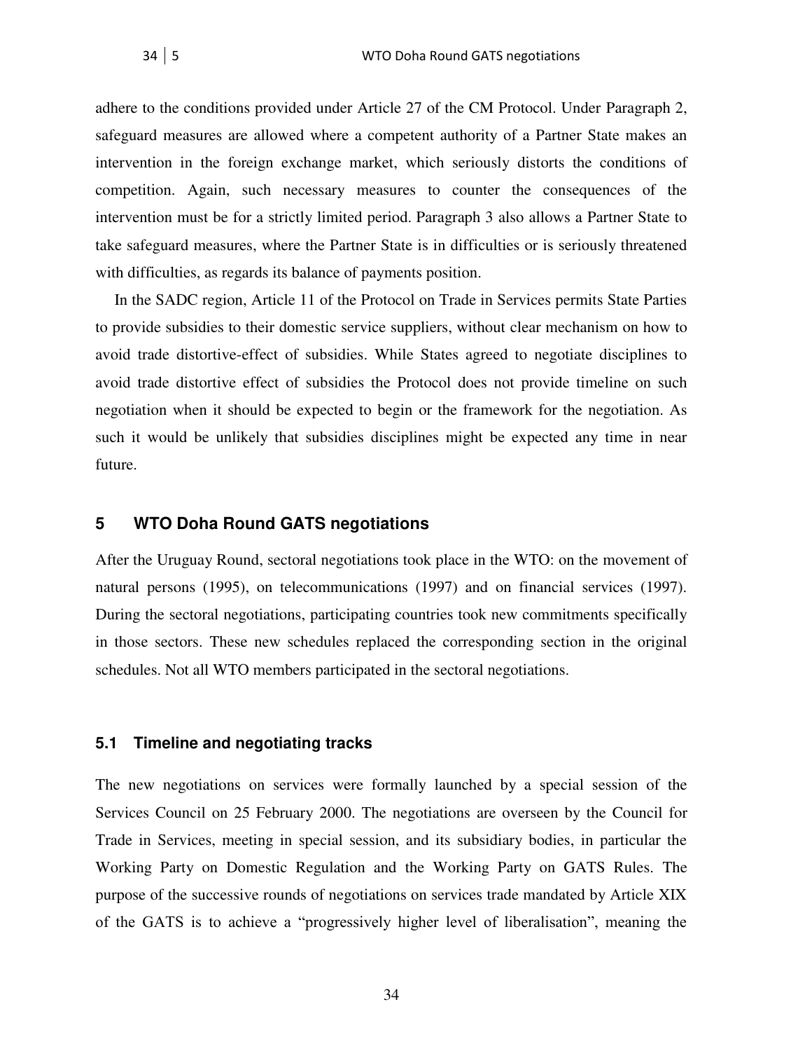adhere to the conditions provided under Article 27 of the CM Protocol. Under Paragraph 2, safeguard measures are allowed where a competent authority of a Partner State makes an intervention in the foreign exchange market, which seriously distorts the conditions of competition. Again, such necessary measures to counter the consequences of the intervention must be for a strictly limited period. Paragraph 3 also allows a Partner State to take safeguard measures, where the Partner State is in difficulties or is seriously threatened with difficulties, as regards its balance of payments position.

In the SADC region, Article 11 of the Protocol on Trade in Services permits State Parties to provide subsidies to their domestic service suppliers, without clear mechanism on how to avoid trade distortive-effect of subsidies. While States agreed to negotiate disciplines to avoid trade distortive effect of subsidies the Protocol does not provide timeline on such negotiation when it should be expected to begin or the framework for the negotiation. As such it would be unlikely that subsidies disciplines might be expected any time in near future.

## 5 WTO Doha Round GATS negotiations

After the Uruguay Round, sectoral negotiations took place in the WTO: on the movement of natural persons (1995), on telecommunications (1997) and on financial services (1997). During the sectoral negotiations, participating countries took new commitments specifically in those sectors. These new schedules replaced the corresponding section in the original schedules. Not all WTO members participated in the sectoral negotiations.

### 5.1 Timeline and negotiating tracks

The new negotiations on services were formally launched by a special session of the Services Council on 25 February 2000. The negotiations are overseen by the Council for Trade in Services, meeting in special session, and its subsidiary bodies, in particular the Working Party on Domestic Regulation and the Working Party on GATS Rules. The purpose of the successive rounds of negotiations on services trade mandated by Article XIX of the GATS is to achieve a "progressively higher level of liberalisation", meaning the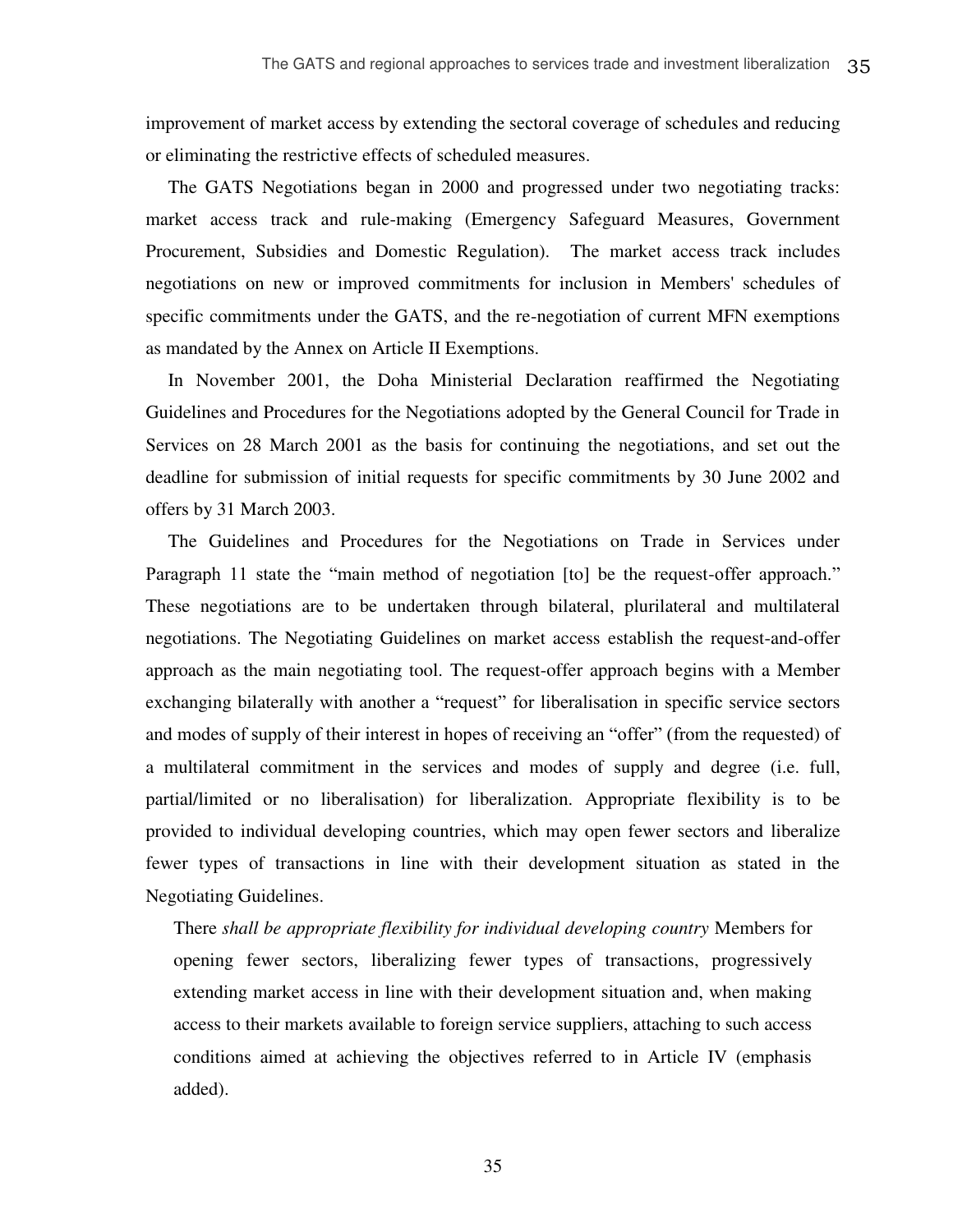improvement of market access by extending the sectoral coverage of schedules and reducing or eliminating the restrictive effects of scheduled measures.

The GATS Negotiations began in 2000 and progressed under two negotiating tracks: market access track and rule-making (Emergency Safeguard Measures, Government Procurement, Subsidies and Domestic Regulation). The market access track includes negotiations on new or improved commitments for inclusion in Members' schedules of specific commitments under the GATS, and the re-negotiation of current MFN exemptions as mandated by the Annex on Article II Exemptions.

In November 2001, the Doha Ministerial Declaration reaffirmed the Negotiating Guidelines and Procedures for the Negotiations adopted by the General Council for Trade in Services on 28 March 2001 as the basis for continuing the negotiations, and set out the deadline for submission of initial requests for specific commitments by 30 June 2002 and offers by 31 March 2003.

The Guidelines and Procedures for the Negotiations on Trade in Services under Paragraph 11 state the "main method of negotiation [to] be the request-offer approach." These negotiations are to be undertaken through bilateral, plurilateral and multilateral negotiations. The Negotiating Guidelines on market access establish the request-and-offer approach as the main negotiating tool. The request-offer approach begins with a Member exchanging bilaterally with another a "request" for liberalisation in specific service sectors and modes of supply of their interest in hopes of receiving an "offer" (from the requested) of a multilateral commitment in the services and modes of supply and degree (i.e. full, partial/limited or no liberalisation) for liberalization. Appropriate flexibility is to be provided to individual developing countries, which may open fewer sectors and liberalize fewer types of transactions in line with their development situation as stated in the Negotiating Guidelines.

> There *shall be appropriate flexibility for individual developing country* Members for opening fewer sectors, liberalizing fewer types of transactions, progressively extending market access in line with their development situation and, when making access to their markets available to foreign service suppliers, attaching to such access conditions aimed at achieving the objectives referred to in Article IV (emphasis added).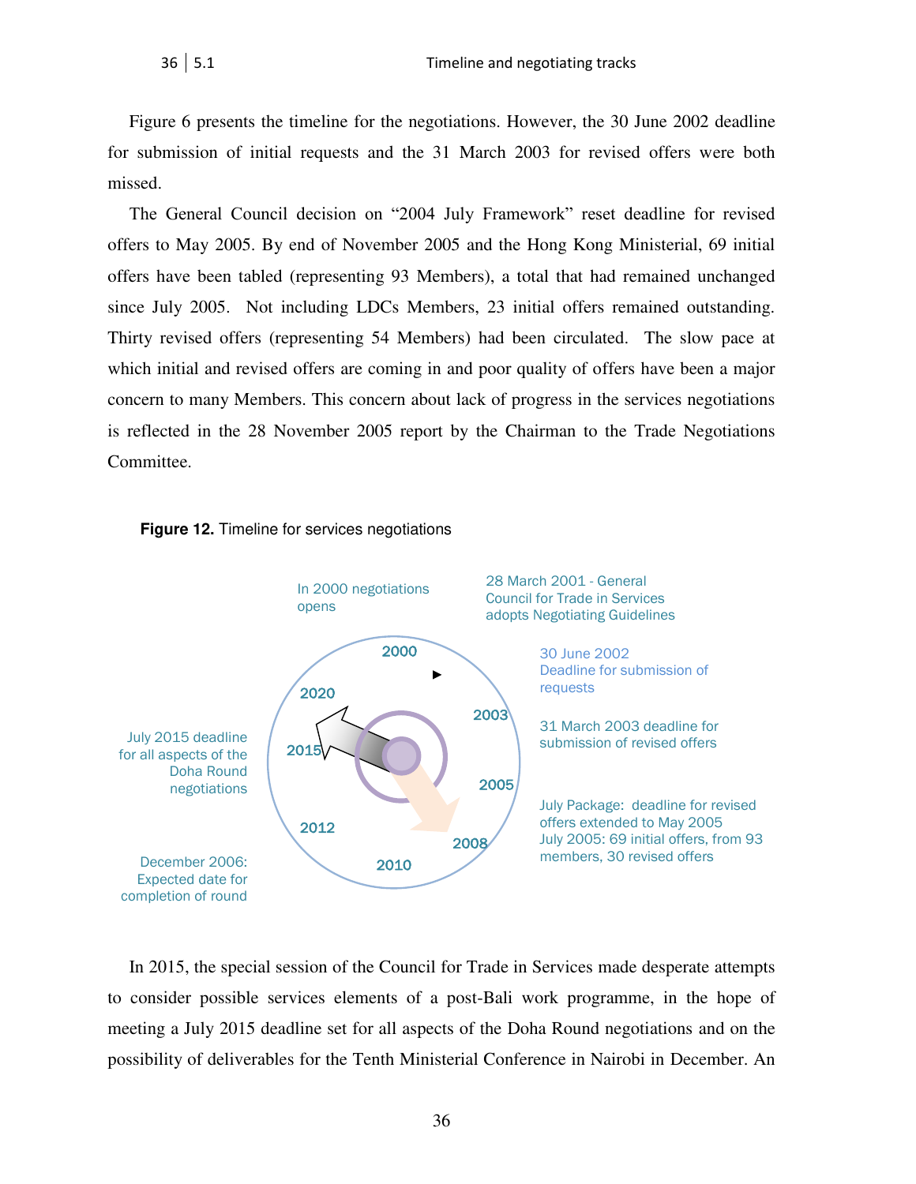Figure 6 presents the timeline for the negotiations. However, the 30 June 2002 deadline for submission of initial requests and the 31 March 2003 for revised offers were both missed.

The General Council decision on "2004 July Framework" reset deadline for revised offers to May 2005. By end of November 2005 and the Hong Kong Ministerial, 69 initial offers have been tabled (representing 93 Members), a total that had remained unchanged since July 2005. Not including LDCs Members, 23 initial offers remained outstanding. Thirty revised offers (representing 54 Members) had been circulated. The slow pace at which initial and revised offers are coming in and poor quality of offers have been a major concern to many Members. This concern about lack of progress in the services negotiations is reflected in the 28 November 2005 report by the Chairman to the Trade Negotiations Committee.

**Figure 12.** Timeline for services negotiations

In 2000 negotiations opens

28 March 2001 - General Council for Trade in Services adopts Negotiating Guidelines

30 June 2002 Deadline for submission of requests

31 March 2003 deadline for submission of revised offers

July Package: deadline for revised offers extended to May 2005
July 2005: 69 initial offers, from 93 members, 30 revised offers

December 2006: Expected date for completion of round

July 2015 deadline for all aspects of the Doha Round negotiations

2000, 2003, 2005, 2008, 2010, 2012, 2015, 2020

In 2015, the special session of the Council for Trade in Services made desperate attempts to consider possible services elements of a post-Bali work programme, in the hope of meeting a July 2015 deadline set for all aspects of the Doha Round negotiations and on the possibility of deliverables for the Tenth Ministerial Conference in Nairobi in December. An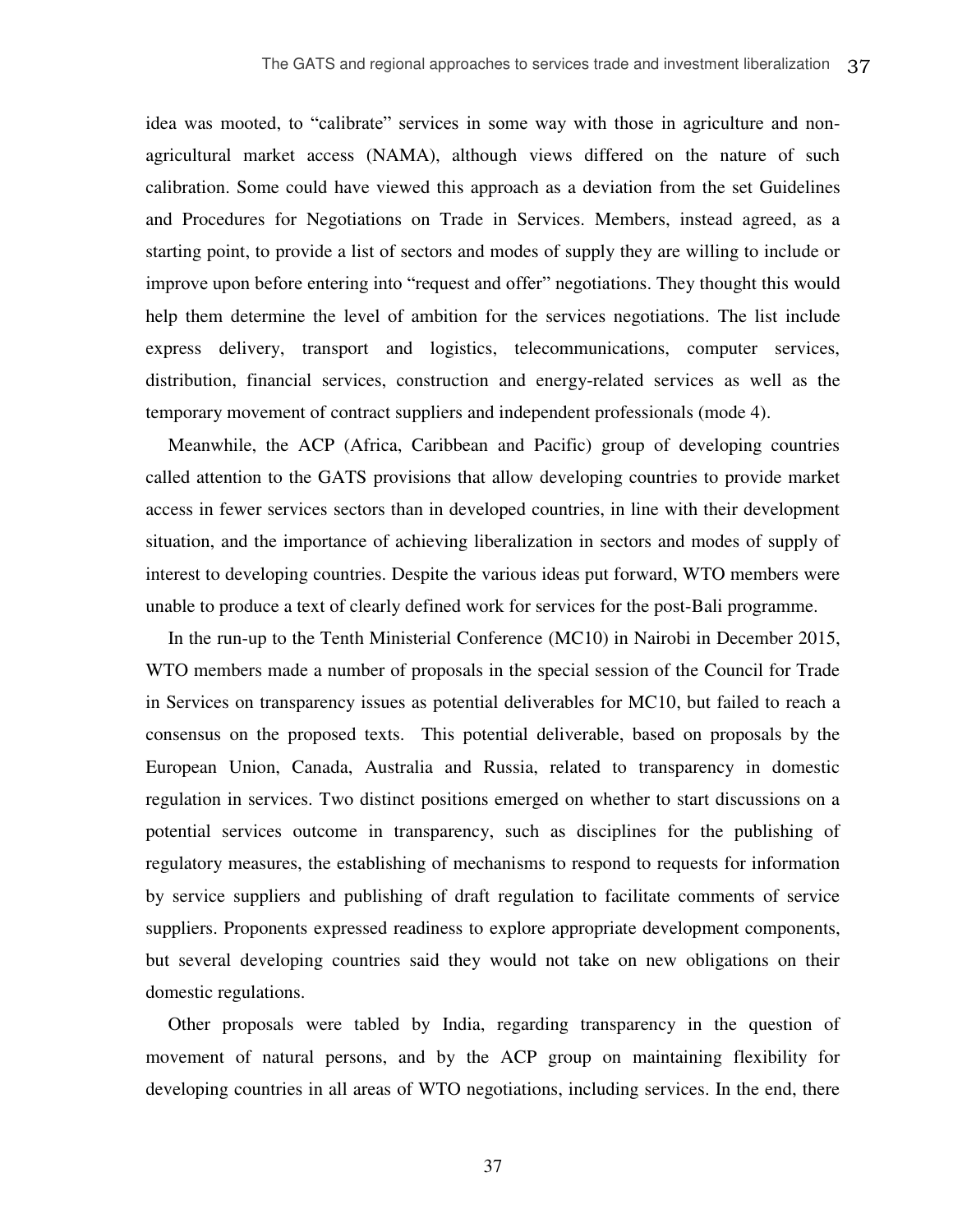idea was mooted, to "calibrate" services in some way with those in agriculture and non-agricultural market access (NAMA), although views differed on the nature of such calibration. Some could have viewed this approach as a deviation from the set Guidelines and Procedures for Negotiations on Trade in Services. Members, instead agreed, as a starting point, to provide a list of sectors and modes of supply they are willing to include or improve upon before entering into "request and offer" negotiations. They thought this would help them determine the level of ambition for the services negotiations. The list include express delivery, transport and logistics, telecommunications, computer services, distribution, financial services, construction and energy-related services as well as the temporary movement of contract suppliers and independent professionals (mode 4).

Meanwhile, the ACP (Africa, Caribbean and Pacific) group of developing countries called attention to the GATS provisions that allow developing countries to provide market access in fewer services sectors than in developed countries, in line with their development situation, and the importance of achieving liberalization in sectors and modes of supply of interest to developing countries. Despite the various ideas put forward, WTO members were unable to produce a text of clearly defined work for services for the post-Bali programme.

In the run-up to the Tenth Ministerial Conference (MC10) in Nairobi in December 2015, WTO members made a number of proposals in the special session of the Council for Trade in Services on transparency issues as potential deliverables for MC10, but failed to reach a consensus on the proposed texts. This potential deliverable, based on proposals by the European Union, Canada, Australia and Russia, related to transparency in domestic regulation in services. Two distinct positions emerged on whether to start discussions on a potential services outcome in transparency, such as disciplines for the publishing of regulatory measures, the establishing of mechanisms to respond to requests for information by service suppliers and publishing of draft regulation to facilitate comments of service suppliers. Proponents expressed readiness to explore appropriate development components, but several developing countries said they would not take on new obligations on their domestic regulations.

Other proposals were tabled by India, regarding transparency in the question of movement of natural persons, and by the ACP group on maintaining flexibility for developing countries in all areas of WTO negotiations, including services. In the end, there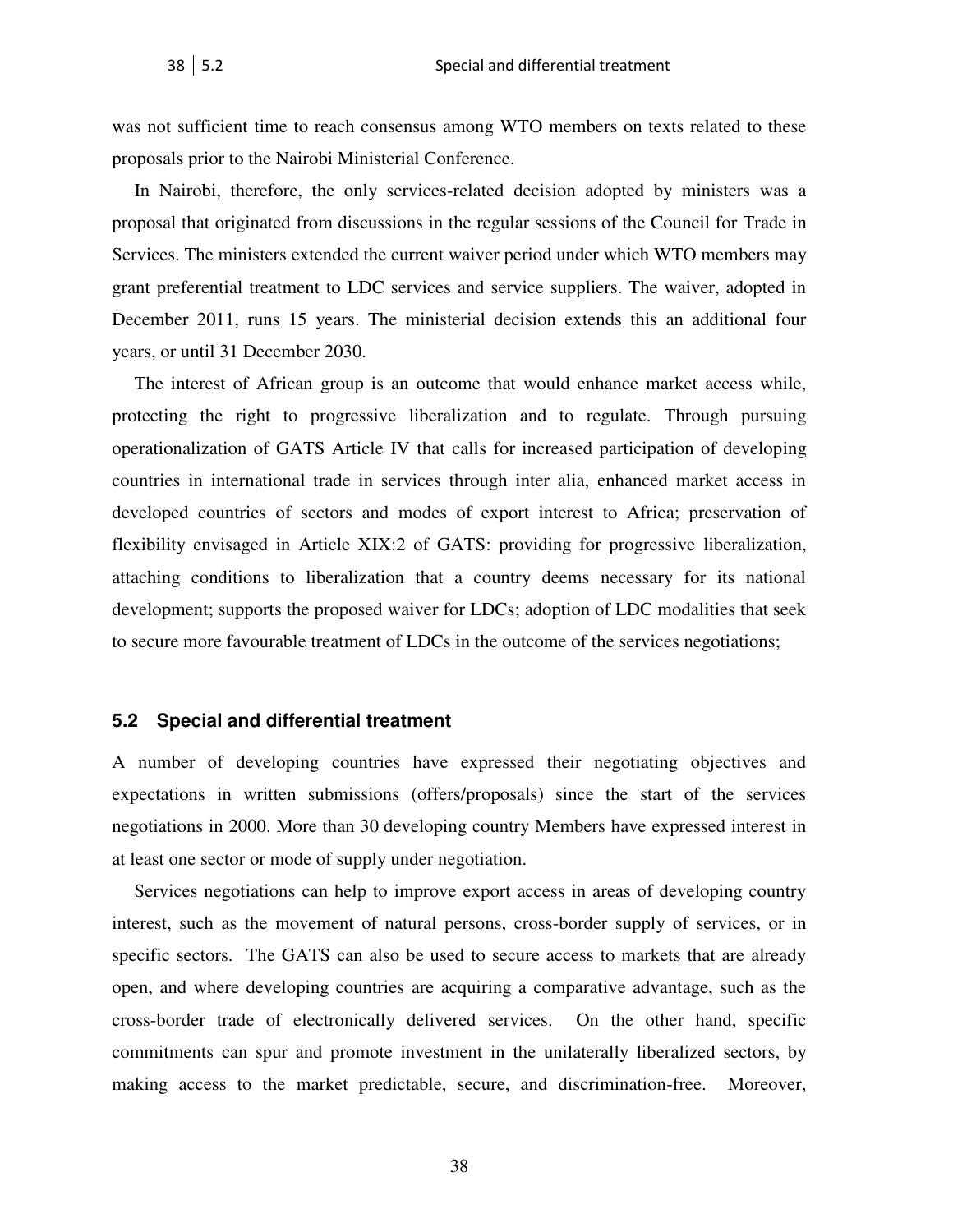was not sufficient time to reach consensus among WTO members on texts related to these proposals prior to the Nairobi Ministerial Conference.

In Nairobi, therefore, the only services-related decision adopted by ministers was a proposal that originated from discussions in the regular sessions of the Council for Trade in Services. The ministers extended the current waiver period under which WTO members may grant preferential treatment to LDC services and service suppliers. The waiver, adopted in December 2011, runs 15 years. The ministerial decision extends this an additional four years, or until 31 December 2030.

The interest of African group is an outcome that would enhance market access while, protecting the right to progressive liberalization and to regulate. Through pursuing operationalization of GATS Article IV that calls for increased participation of developing countries in international trade in services through inter alia, enhanced market access in developed countries of sectors and modes of export interest to Africa; preservation of flexibility envisaged in Article XIX:2 of GATS: providing for progressive liberalization, attaching conditions to liberalization that a country deems necessary for its national development; supports the proposed waiver for LDCs; adoption of LDC modalities that seek to secure more favourable treatment of LDCs in the outcome of the services negotiations;

## 5.2 Special and differential treatment

A number of developing countries have expressed their negotiating objectives and expectations in written submissions (offers/proposals) since the start of the services negotiations in 2000. More than 30 developing country Members have expressed interest in at least one sector or mode of supply under negotiation.

Services negotiations can help to improve export access in areas of developing country interest, such as the movement of natural persons, cross-border supply of services, or in specific sectors. The GATS can also be used to secure access to markets that are already open, and where developing countries are acquiring a comparative advantage, such as the cross-border trade of electronically delivered services. On the other hand, specific commitments can spur and promote investment in the unilaterally liberalized sectors, by making access to the market predictable, secure, and discrimination-free. Moreover,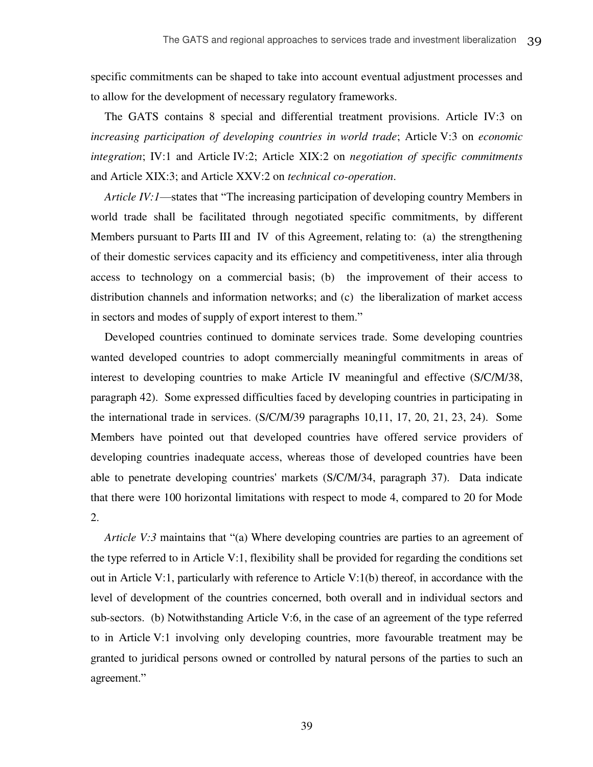specific commitments can be shaped to take into account eventual adjustment processes and to allow for the development of necessary regulatory frameworks.

The GATS contains 8 special and differential treatment provisions. Article IV:3 on *increasing participation of developing countries in world trade*; Article V:3 on *economic integration*; IV:1 and Article IV:2; Article XIX:2 on *negotiation of specific commitments* and Article XIX:3; and Article XXV:2 on *technical co-operation*.

*Article IV:1*—states that "The increasing participation of developing country Members in world trade shall be facilitated through negotiated specific commitments, by different Members pursuant to Parts III and IV of this Agreement, relating to: (a) the strengthening of their domestic services capacity and its efficiency and competitiveness, inter alia through access to technology on a commercial basis; (b) the improvement of their access to distribution channels and information networks; and (c) the liberalization of market access in sectors and modes of supply of export interest to them."

Developed countries continued to dominate services trade. Some developing countries wanted developed countries to adopt commercially meaningful commitments in areas of interest to developing countries to make Article IV meaningful and effective (S/C/M/38, paragraph 42). Some expressed difficulties faced by developing countries in participating in the international trade in services. (S/C/M/39 paragraphs 10,11, 17, 20, 21, 23, 24). Some Members have pointed out that developed countries have offered service providers of developing countries inadequate access, whereas those of developed countries have been able to penetrate developing countries' markets (S/C/M/34, paragraph 37). Data indicate that there were 100 horizontal limitations with respect to mode 4, compared to 20 for Mode 2.

*Article V:3* maintains that "(a) Where developing countries are parties to an agreement of the type referred to in Article V:1, flexibility shall be provided for regarding the conditions set out in Article V:1, particularly with reference to Article V:1(b) thereof, in accordance with the level of development of the countries concerned, both overall and in individual sectors and sub-sectors. (b) Notwithstanding Article V:6, in the case of an agreement of the type referred to in Article V:1 involving only developing countries, more favourable treatment may be granted to juridical persons owned or controlled by natural persons of the parties to such an agreement."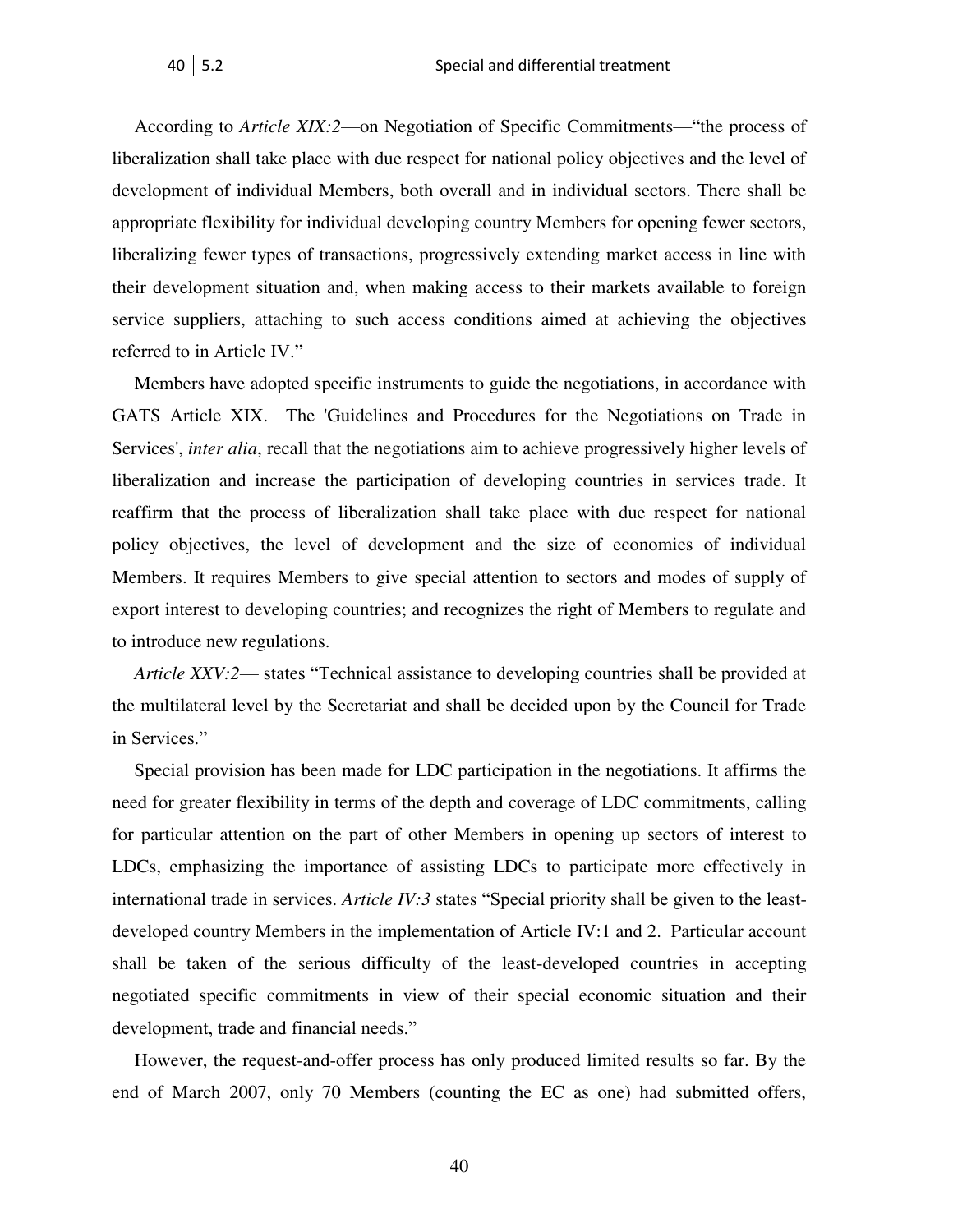According to *Article XIX:2*—on Negotiation of Specific Commitments—"the process of liberalization shall take place with due respect for national policy objectives and the level of development of individual Members, both overall and in individual sectors. There shall be appropriate flexibility for individual developing country Members for opening fewer sectors, liberalizing fewer types of transactions, progressively extending market access in line with their development situation and, when making access to their markets available to foreign service suppliers, attaching to such access conditions aimed at achieving the objectives referred to in Article IV."

Members have adopted specific instruments to guide the negotiations, in accordance with GATS Article XIX. The 'Guidelines and Procedures for the Negotiations on Trade in Services', *inter alia*, recall that the negotiations aim to achieve progressively higher levels of liberalization and increase the participation of developing countries in services trade. It reaffirm that the process of liberalization shall take place with due respect for national policy objectives, the level of development and the size of economies of individual Members. It requires Members to give special attention to sectors and modes of supply of export interest to developing countries; and recognizes the right of Members to regulate and to introduce new regulations.

*Article XXV:2*— states "Technical assistance to developing countries shall be provided at the multilateral level by the Secretariat and shall be decided upon by the Council for Trade in Services."

Special provision has been made for LDC participation in the negotiations. It affirms the need for greater flexibility in terms of the depth and coverage of LDC commitments, calling for particular attention on the part of other Members in opening up sectors of interest to LDCs, emphasizing the importance of assisting LDCs to participate more effectively in international trade in services. *Article IV:3* states "Special priority shall be given to the least-developed country Members in the implementation of Article IV:1 and 2. Particular account shall be taken of the serious difficulty of the least-developed countries in accepting negotiated specific commitments in view of their special economic situation and their development, trade and financial needs."

However, the request-and-offer process has only produced limited results so far. By the end of March 2007, only 70 Members (counting the EC as one) had submitted offers,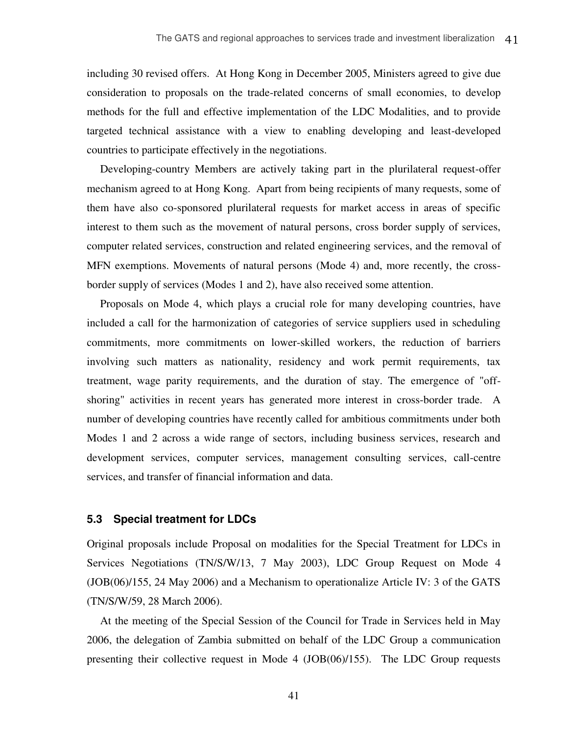including 30 revised offers. At Hong Kong in December 2005, Ministers agreed to give due consideration to proposals on the trade-related concerns of small economies, to develop methods for the full and effective implementation of the LDC Modalities, and to provide targeted technical assistance with a view to enabling developing and least-developed countries to participate effectively in the negotiations.

Developing-country Members are actively taking part in the plurilateral request-offer mechanism agreed to at Hong Kong. Apart from being recipients of many requests, some of them have also co-sponsored plurilateral requests for market access in areas of specific interest to them such as the movement of natural persons, cross border supply of services, computer related services, construction and related engineering services, and the removal of MFN exemptions. Movements of natural persons (Mode 4) and, more recently, the cross-border supply of services (Modes 1 and 2), have also received some attention.

Proposals on Mode 4, which plays a crucial role for many developing countries, have included a call for the harmonization of categories of service suppliers used in scheduling commitments, more commitments on lower-skilled workers, the reduction of barriers involving such matters as nationality, residency and work permit requirements, tax treatment, wage parity requirements, and the duration of stay. The emergence of "off-shoring" activities in recent years has generated more interest in cross-border trade. A number of developing countries have recently called for ambitious commitments under both Modes 1 and 2 across a wide range of sectors, including business services, research and development services, computer services, management consulting services, call-centre services, and transfer of financial information and data.

### 5.3 Special treatment for LDCs

Original proposals include Proposal on modalities for the Special Treatment for LDCs in Services Negotiations (TN/S/W/13, 7 May 2003), LDC Group Request on Mode 4 (JOB(06)/155, 24 May 2006) and a Mechanism to operationalize Article IV: 3 of the GATS (TN/S/W/59, 28 March 2006).

At the meeting of the Special Session of the Council for Trade in Services held in May 2006, the delegation of Zambia submitted on behalf of the LDC Group a communication presenting their collective request in Mode 4 (JOB(06)/155). The LDC Group requests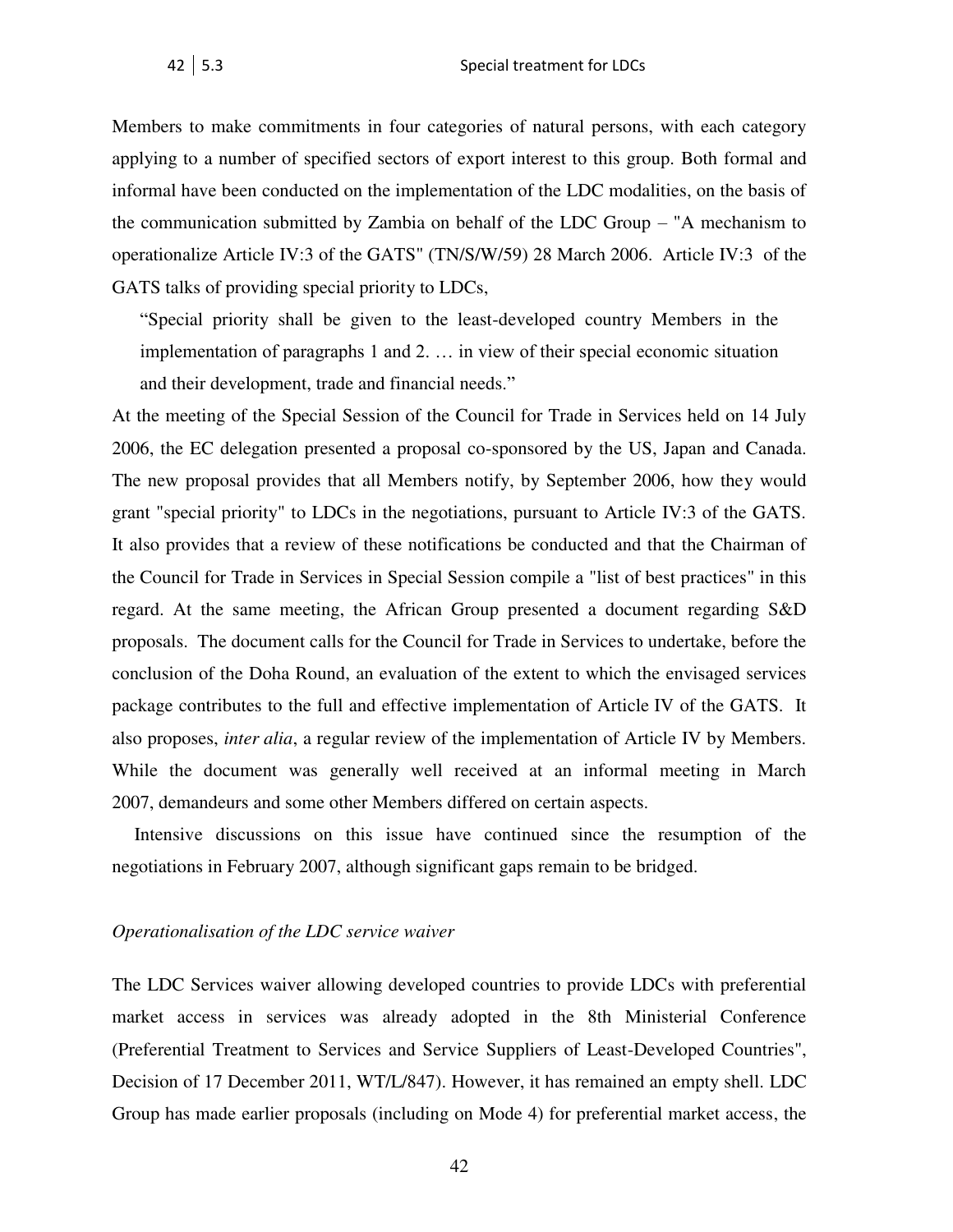Members to make commitments in four categories of natural persons, with each category applying to a number of specified sectors of export interest to this group. Both formal and informal have been conducted on the implementation of the LDC modalities, on the basis of the communication submitted by Zambia on behalf of the LDC Group – "A mechanism to operationalize Article IV:3 of the GATS" (TN/S/W/59) 28 March 2006. Article IV:3 of the GATS talks of providing special priority to LDCs,

> "Special priority shall be given to the least-developed country Members in the implementation of paragraphs 1 and 2. … in view of their special economic situation and their development, trade and financial needs."

At the meeting of the Special Session of the Council for Trade in Services held on 14 July 2006, the EC delegation presented a proposal co-sponsored by the US, Japan and Canada. The new proposal provides that all Members notify, by September 2006, how they would grant "special priority" to LDCs in the negotiations, pursuant to Article IV:3 of the GATS. It also provides that a review of these notifications be conducted and that the Chairman of the Council for Trade in Services in Special Session compile a "list of best practices" in this regard. At the same meeting, the African Group presented a document regarding S&D proposals. The document calls for the Council for Trade in Services to undertake, before the conclusion of the Doha Round, an evaluation of the extent to which the envisaged services package contributes to the full and effective implementation of Article IV of the GATS. It also proposes, *inter alia*, a regular review of the implementation of Article IV by Members. While the document was generally well received at an informal meeting in March 2007, demandeurs and some other Members differed on certain aspects.

Intensive discussions on this issue have continued since the resumption of the negotiations in February 2007, although significant gaps remain to be bridged.

*Operationalisation of the LDC service waiver*

The LDC Services waiver allowing developed countries to provide LDCs with preferential market access in services was already adopted in the 8th Ministerial Conference (Preferential Treatment to Services and Service Suppliers of Least-Developed Countries", Decision of 17 December 2011, WT/L/847). However, it has remained an empty shell. LDC Group has made earlier proposals (including on Mode 4) for preferential market access, the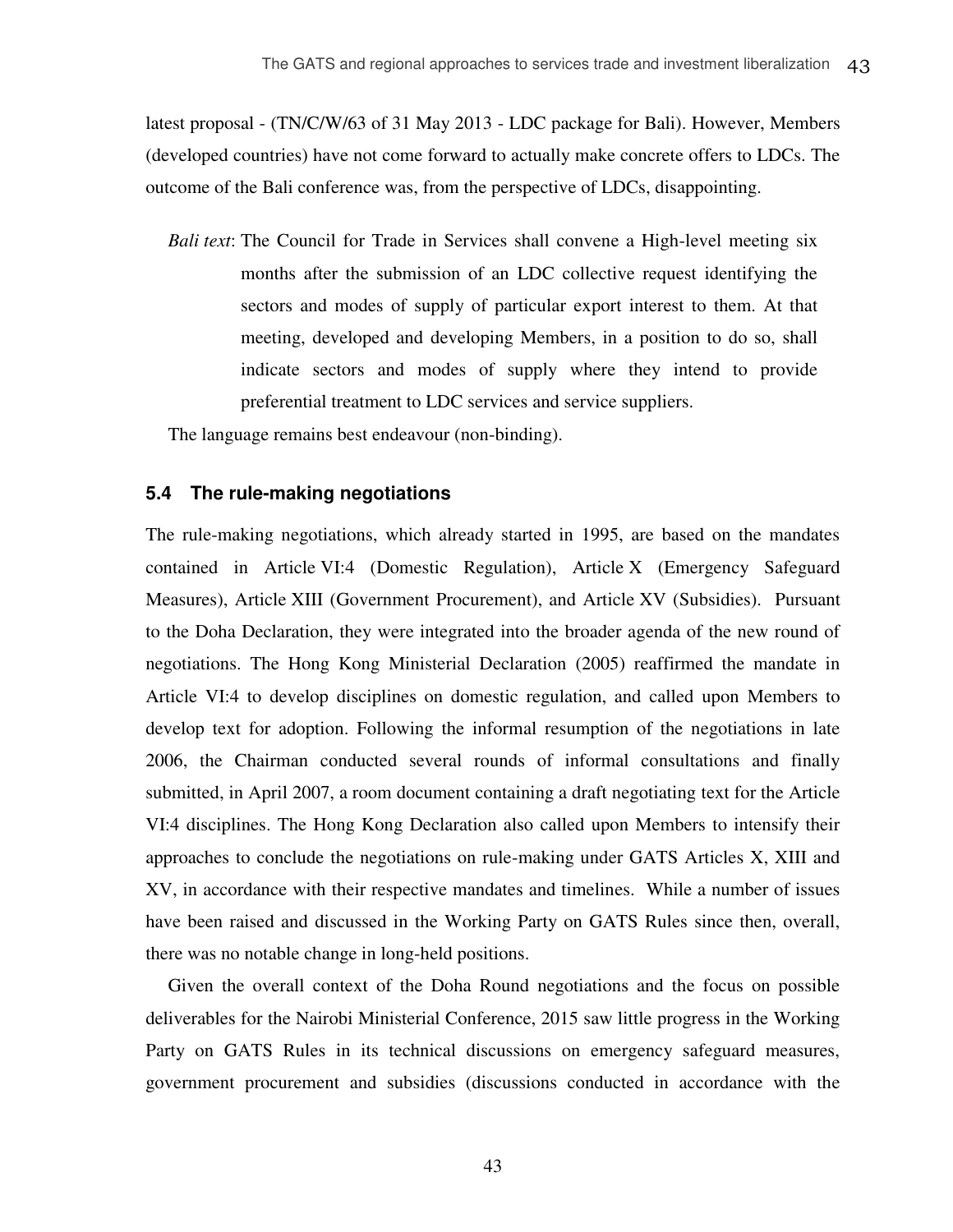latest proposal - (TN/C/W/63 of 31 May 2013 - LDC package for Bali). However, Members (developed countries) have not come forward to actually make concrete offers to LDCs. The outcome of the Bali conference was, from the perspective of LDCs, disappointing.

*Bali text*: The Council for Trade in Services shall convene a High-level meeting six months after the submission of an LDC collective request identifying the sectors and modes of supply of particular export interest to them. At that meeting, developed and developing Members, in a position to do so, shall indicate sectors and modes of supply where they intend to provide preferential treatment to LDC services and service suppliers.

The language remains best endeavour (non-binding).

### 5.4 The rule-making negotiations

The rule-making negotiations, which already started in 1995, are based on the mandates contained in Article VI:4 (Domestic Regulation), Article X (Emergency Safeguard Measures), Article XIII (Government Procurement), and Article XV (Subsidies). Pursuant to the Doha Declaration, they were integrated into the broader agenda of the new round of negotiations. The Hong Kong Ministerial Declaration (2005) reaffirmed the mandate in Article VI:4 to develop disciplines on domestic regulation, and called upon Members to develop text for adoption. Following the informal resumption of the negotiations in late 2006, the Chairman conducted several rounds of informal consultations and finally submitted, in April 2007, a room document containing a draft negotiating text for the Article VI:4 disciplines. The Hong Kong Declaration also called upon Members to intensify their approaches to conclude the negotiations on rule-making under GATS Articles X, XIII and XV, in accordance with their respective mandates and timelines. While a number of issues have been raised and discussed in the Working Party on GATS Rules since then, overall, there was no notable change in long-held positions.

Given the overall context of the Doha Round negotiations and the focus on possible deliverables for the Nairobi Ministerial Conference, 2015 saw little progress in the Working Party on GATS Rules in its technical discussions on emergency safeguard measures, government procurement and subsidies (discussions conducted in accordance with the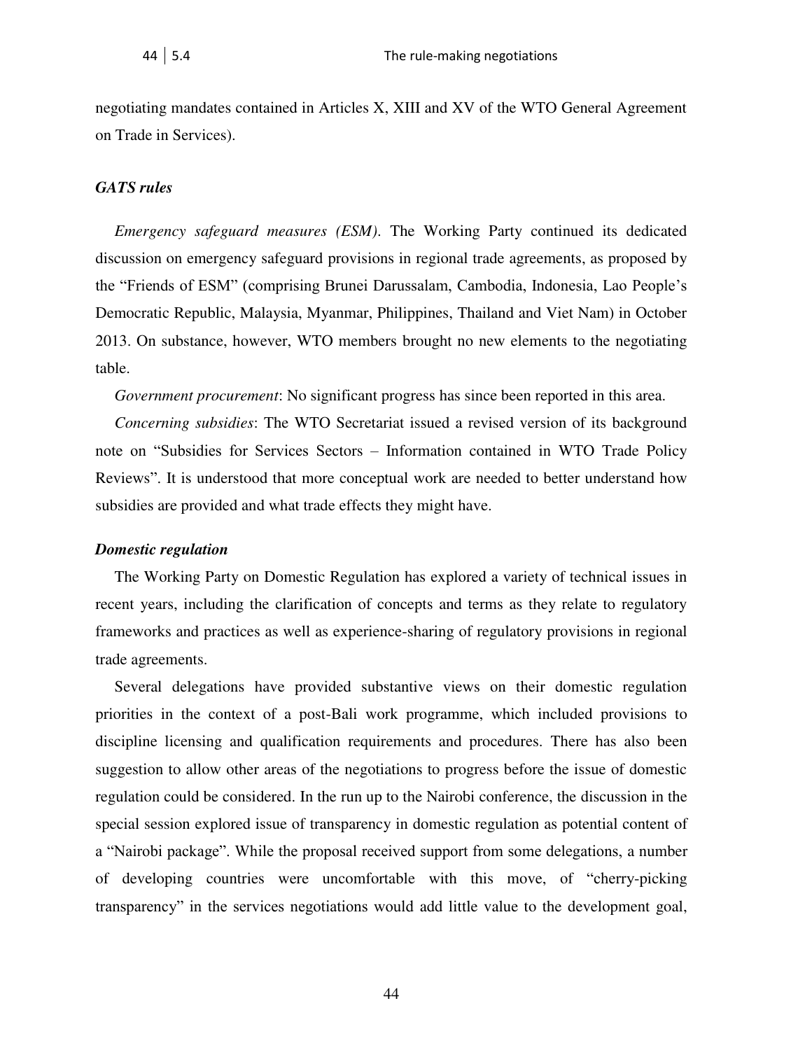negotiating mandates contained in Articles X, XIII and XV of the WTO General Agreement on Trade in Services).

### *GATS rules*

*Emergency safeguard measures (ESM)*. The Working Party continued its dedicated discussion on emergency safeguard provisions in regional trade agreements, as proposed by the "Friends of ESM" (comprising Brunei Darussalam, Cambodia, Indonesia, Lao People's Democratic Republic, Malaysia, Myanmar, Philippines, Thailand and Viet Nam) in October 2013. On substance, however, WTO members brought no new elements to the negotiating table.

*Government procurement*: No significant progress has since been reported in this area.

*Concerning subsidies*: The WTO Secretariat issued a revised version of its background note on "Subsidies for Services Sectors – Information contained in WTO Trade Policy Reviews". It is understood that more conceptual work are needed to better understand how subsidies are provided and what trade effects they might have.

### *Domestic regulation*

The Working Party on Domestic Regulation has explored a variety of technical issues in recent years, including the clarification of concepts and terms as they relate to regulatory frameworks and practices as well as experience-sharing of regulatory provisions in regional trade agreements.

Several delegations have provided substantive views on their domestic regulation priorities in the context of a post-Bali work programme, which included provisions to discipline licensing and qualification requirements and procedures. There has also been suggestion to allow other areas of the negotiations to progress before the issue of domestic regulation could be considered. In the run up to the Nairobi conference, the discussion in the special session explored issue of transparency in domestic regulation as potential content of a "Nairobi package". While the proposal received support from some delegations, a number of developing countries were uncomfortable with this move, of "cherry-picking transparency" in the services negotiations would add little value to the development goal,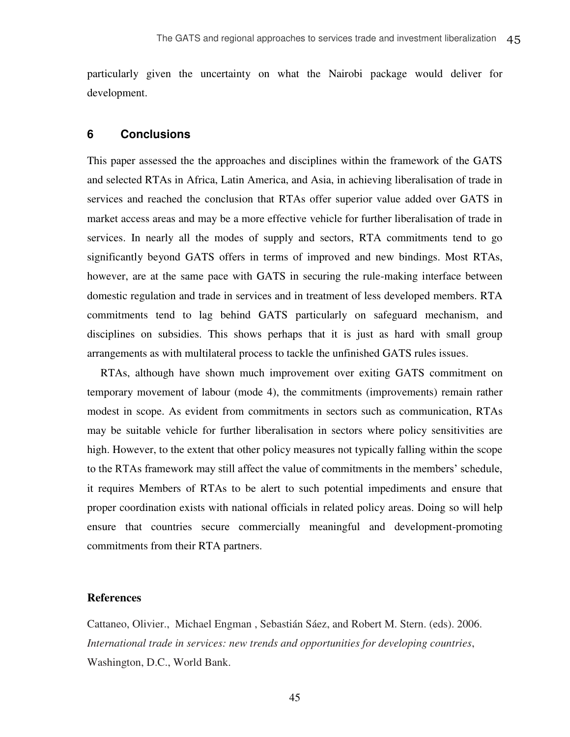particularly given the uncertainty on what the Nairobi package would deliver for development.

## 6 Conclusions

This paper assessed the the approaches and disciplines within the framework of the GATS and selected RTAs in Africa, Latin America, and Asia, in achieving liberalisation of trade in services and reached the conclusion that RTAs offer superior value added over GATS in market access areas and may be a more effective vehicle for further liberalisation of trade in services. In nearly all the modes of supply and sectors, RTA commitments tend to go significantly beyond GATS offers in terms of improved and new bindings. Most RTAs, however, are at the same pace with GATS in securing the rule-making interface between domestic regulation and trade in services and in treatment of less developed members. RTA commitments tend to lag behind GATS particularly on safeguard mechanism, and disciplines on subsidies. This shows perhaps that it is just as hard with small group arrangements as with multilateral process to tackle the unfinished GATS rules issues.

RTAs, although have shown much improvement over exiting GATS commitment on temporary movement of labour (mode 4), the commitments (improvements) remain rather modest in scope. As evident from commitments in sectors such as communication, RTAs may be suitable vehicle for further liberalisation in sectors where policy sensitivities are high. However, to the extent that other policy measures not typically falling within the scope to the RTAs framework may still affect the value of commitments in the members' schedule, it requires Members of RTAs to be alert to such potential impediments and ensure that proper coordination exists with national officials in related policy areas. Doing so will help ensure that countries secure commercially meaningful and development-promoting commitments from their RTA partners.

### References

Cattaneo, Olivier., Michael Engman , Sebastián Sáez, and Robert M. Stern. (eds). 2006. *International trade in services: new trends and opportunities for developing countries*, Washington, D.C., World Bank.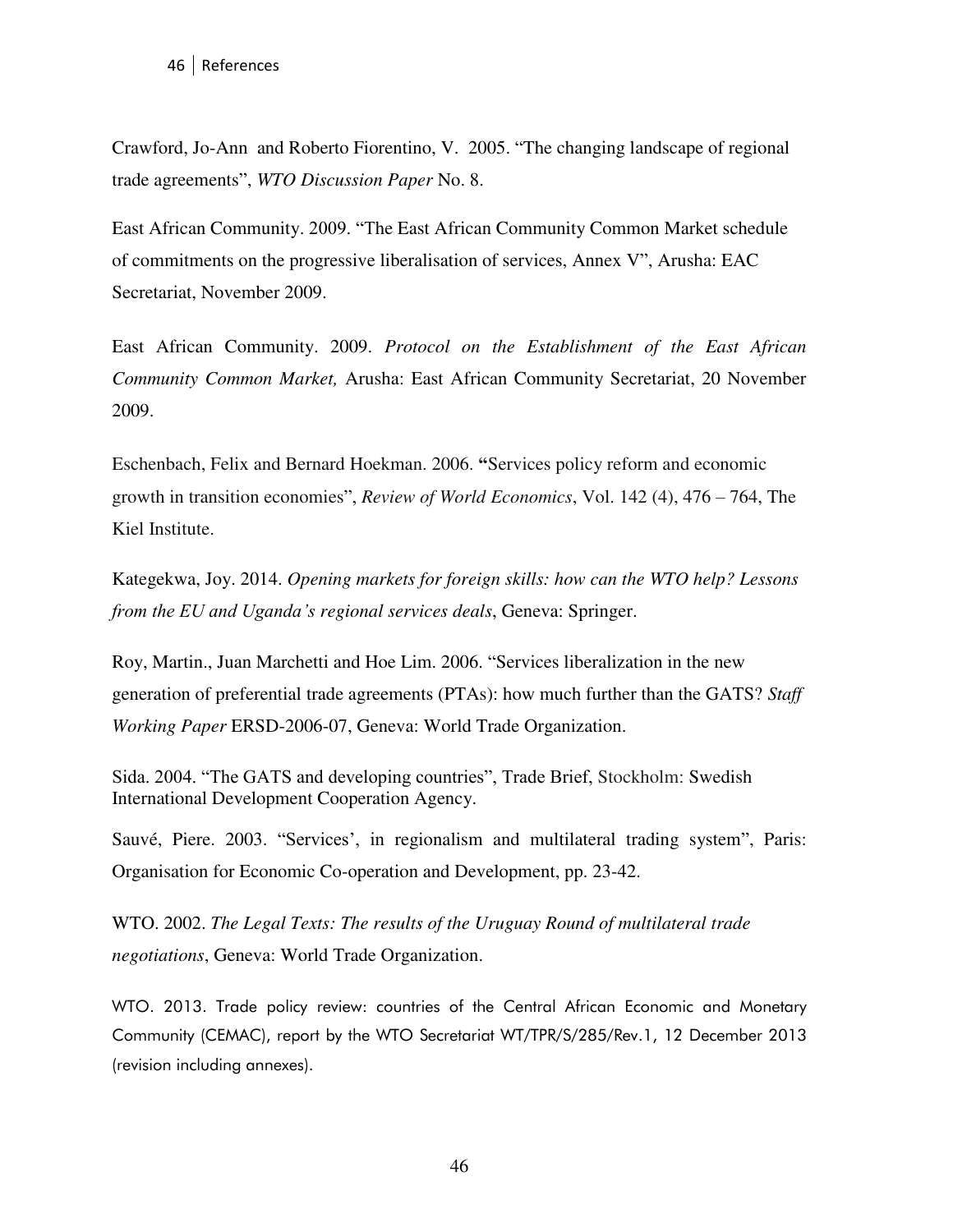Crawford, Jo-Ann  and Roberto Fiorentino, V.  2005. "The changing landscape of regional trade agreements", *WTO Discussion Paper* No. 8.

East African Community. 2009. "The East African Community Common Market schedule of commitments on the progressive liberalisation of services, Annex V", Arusha: EAC Secretariat, November 2009.

East African Community. 2009. *Protocol on the Establishment of the East African Community Common Market,* Arusha: East African Community Secretariat, 20 November 2009.

Eschenbach, Felix and Bernard Hoekman. 2006. **"**Services policy reform and economic growth in transition economies", *Review of World Economics*, Vol. 142 (4), 476 – 764, The Kiel Institute.

Kategekwa, Joy. 2014. *Opening markets for foreign skills: how can the WTO help? Lessons from the EU and Uganda's regional services deals*, Geneva: Springer.

Roy, Martin., Juan Marchetti and Hoe Lim. 2006. "Services liberalization in the new generation of preferential trade agreements (PTAs): how much further than the GATS? *Staff Working Paper* ERSD-2006-07, Geneva: World Trade Organization.

Sida. 2004. "The GATS and developing countries", Trade Brief, Stockholm: Swedish International Development Cooperation Agency.

Sauvé, Piere. 2003. "Services', in regionalism and multilateral trading system", Paris: Organisation for Economic Co-operation and Development, pp. 23-42.

WTO. 2002. *The Legal Texts: The results of the Uruguay Round of multilateral trade negotiations*, Geneva: World Trade Organization.

WTO. 2013. Trade policy review: countries of the Central African Economic and Monetary Community (CEMAC), report by the WTO Secretariat WT/TPR/S/285/Rev.1, 12 December 2013 (revision including annexes).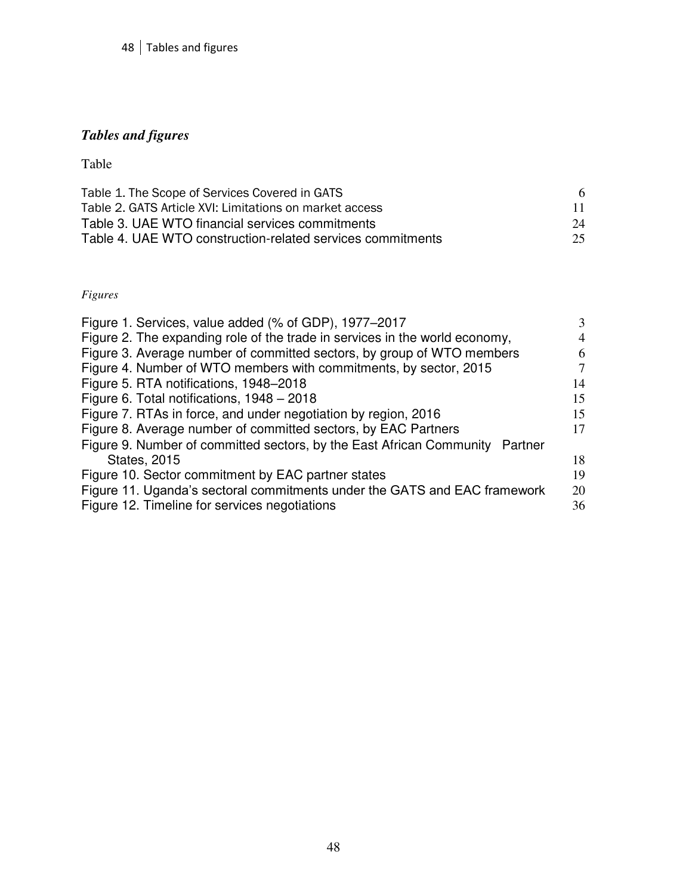## *Tables and figures*

Table

| | |
|---|---|
| Table 1. The Scope of Services Covered in GATS | 6 |
| Table 2. GATS Article XVI: Limitations on market access | 11 |
| Table 3. UAE WTO financial services commitments | 24 |
| Table 4. UAE WTO construction-related services commitments | 25 |

*Figures*

| | |
|---|---|
| Figure 1. Services, value added (% of GDP), 1977–2017 | 3 |
| Figure 2. The expanding role of the trade in services in the world economy, | 4 |
| Figure 3. Average number of committed sectors, by group of WTO members | 6 |
| Figure 4. Number of WTO members with commitments, by sector, 2015 | 7 |
| Figure 5. RTA notifications, 1948–2018 | 14 |
| Figure 6. Total notifications, 1948 – 2018 | 15 |
| Figure 7. RTAs in force, and under negotiation by region, 2016 | 15 |
| Figure 8. Average number of committed sectors, by EAC Partners | 17 |
| Figure 9. Number of committed sectors, by the East African Community Partner States, 2015 | 18 |
| Figure 10. Sector commitment by EAC partner states | 19 |
| Figure 11. Uganda's sectoral commitments under the GATS and EAC framework | 20 |
| Figure 12. Timeline for services negotiations | 36 |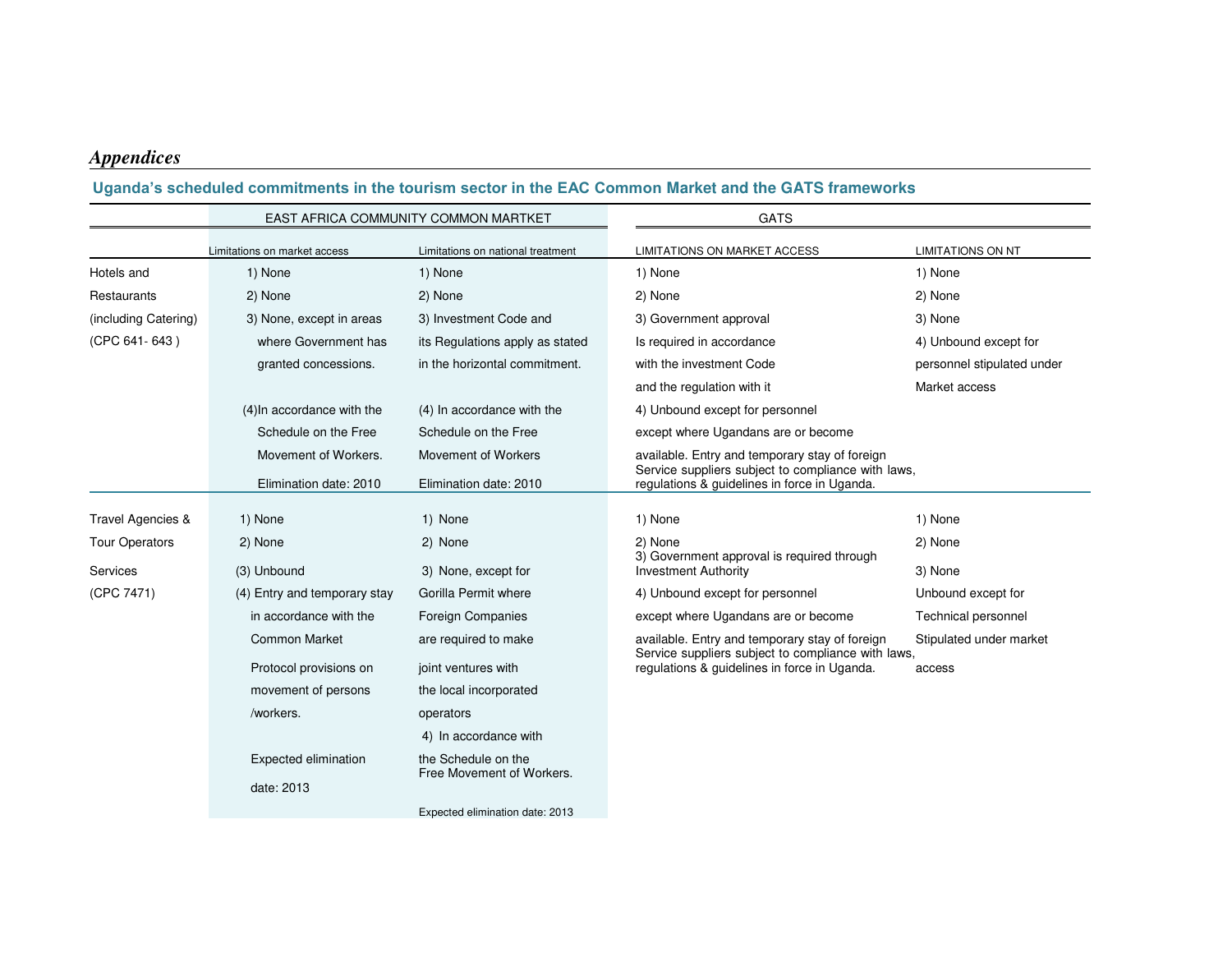## *Appendices*

### Uganda's scheduled commitments in the tourism sector in the EAC Common Market and the GATS frameworks

| | EAST AFRICA COMMUNITY COMMON MARTKET | | GATS | |
|---|---|---|---|---|
| | Limitations on market access | Limitations on national treatment | LIMITATIONS ON MARKET ACCESS | LIMITATIONS ON NT |
| Hotels and Restaurants (including Catering) (CPC 641- 643 ) | 1) None<br>2) None<br>3) None, except in areas where Government has granted concessions.<br>(4)In accordance with the Schedule on the Free Movement of Workers.<br>Elimination date: 2010 | 1) None<br>2) None<br>3) Investment Code and its Regulations apply as stated in the horizontal commitment.<br>(4) In accordance with the Schedule on the Free Movement of Workers<br>Elimination date: 2010 | 1) None<br>2) None<br>3) Government approval Is required in accordance with the investment Code and the regulation with it<br>4) Unbound except for personnel except where Ugandans are or become available. Entry and temporary stay of foreign Service suppliers subject to compliance with laws, regulations & guidelines in force in Uganda. | 1) None<br>2) None<br>3) None<br>4) Unbound except for personnel stipulated under Market access |
| Travel Agencies & Tour Operators Services (CPC 7471) | 1) None<br>2) None<br>(3) Unbound<br>(4) Entry and temporary stay in accordance with the Common Market Protocol provisions on movement of persons /workers.<br>Expected elimination date: 2013 | 1) None<br>2) None<br>3) None, except for Gorilla Permit where Foreign Companies are required to make joint ventures with the local incorporated operators<br>4) In accordance with the Schedule on the Free Movement of Workers.<br>Expected elimination date: 2013 | 1) None<br>2) None<br>3) Government approval is required through Investment Authority<br>4) Unbound except for personnel except where Ugandans are or become available. Entry and temporary stay of foreign Service suppliers subject to compliance with laws, regulations & guidelines in force in Uganda. | 1) None<br>2) None<br>3) None<br>Unbound except for Technical personnel Stipulated under market access |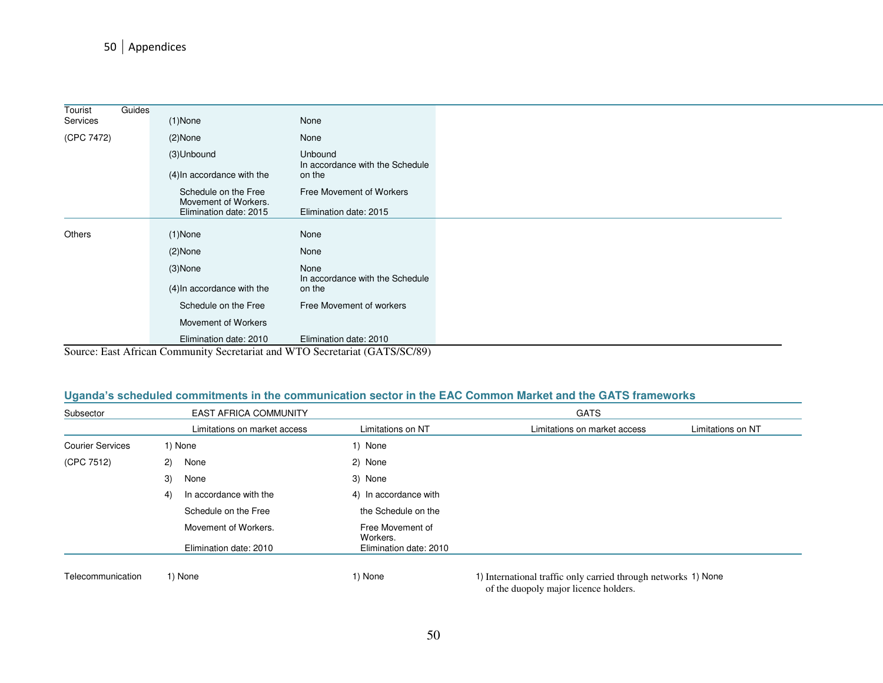| | | |
|---|---|---|
| Tourist Guides Services (CPC 7472) | (1)None<br>(2)None<br>(3)Unbound<br>(4)In accordance with the Schedule on the Free Movement of Workers. Elimination date: 2015 | None<br>None<br>Unbound<br>In accordance with the Schedule on the Free Movement of Workers<br>Elimination date: 2015 |
| Others | (1)None<br>(2)None<br>(3)None<br>(4)In accordance with the Schedule on the Free Movement of Workers<br>Elimination date: 2010 | None<br>None<br>None<br>In accordance with the Schedule on the Free Movement of workers<br>Elimination date: 2010 |

Source: East African Community Secretariat and WTO Secretariat (GATS/SC/89)

### Uganda's scheduled commitments in the communication sector in the EAC Common Market and the GATS frameworks

| Subsector | EAST AFRICA COMMUNITY | | GATS | |
|---|---|---|---|---|
| | Limitations on market access | Limitations on NT | Limitations on market access | Limitations on NT |
| Courier Services (CPC 7512) | 1) None<br>2) None<br>3) None<br>4) In accordance with the Schedule on the Free Movement of Workers.<br>Elimination date: 2010 | 1) None<br>2) None<br>3) None<br>4) In accordance with the Schedule on the Free Movement of Workers.<br>Elimination date: 2010 | | |
| Telecommunication | 1) None | 1) None | 1) International traffic only carried through networks of the duopoly major licence holders. | 1) None |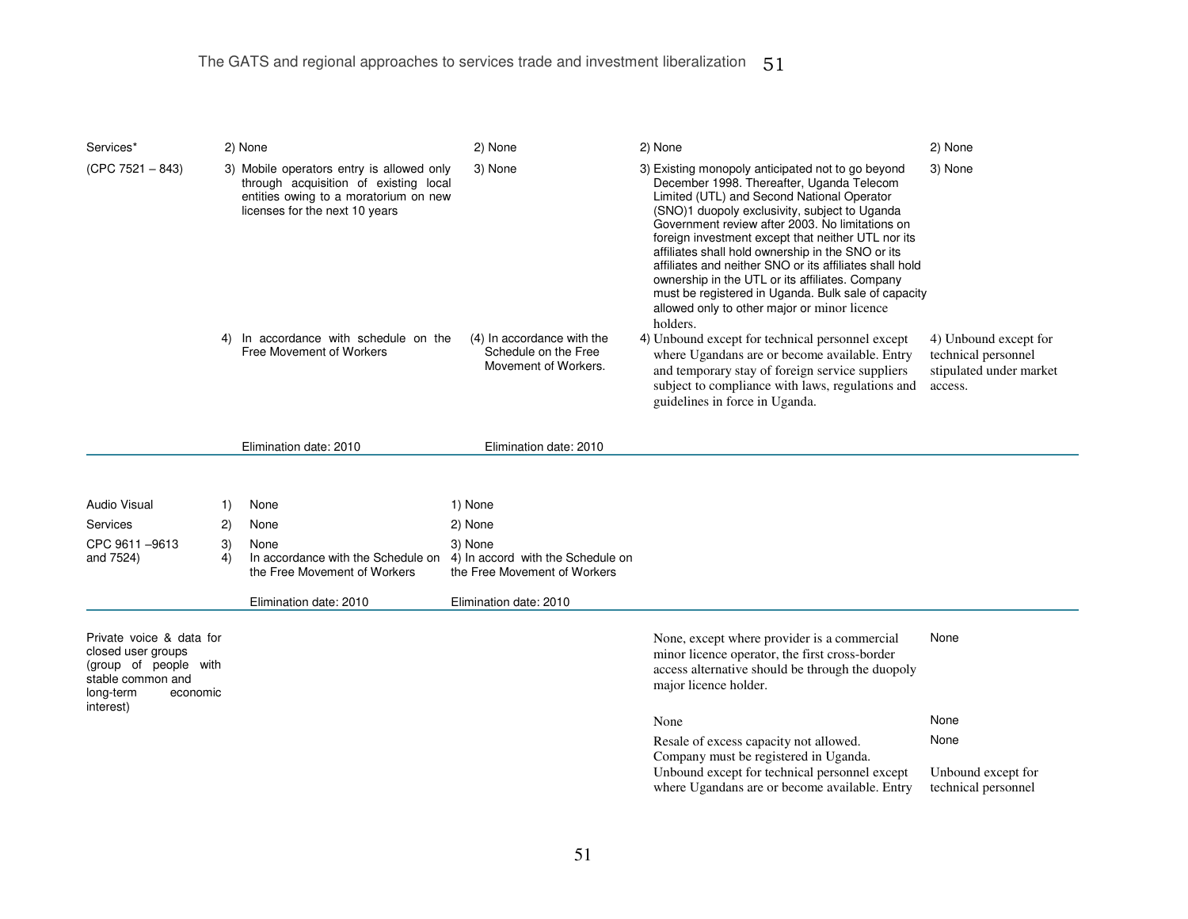| | | | | |
|---|---|---|---|---|
| Services* | 2) None | 2) None | 2) None | 2) None |
| (CPC 7521 – 843) | 3) Mobile operators entry is allowed only through acquisition of existing local entities owing to a moratorium on new licenses for the next 10 years | 3) None | 3) Existing monopoly anticipated not to go beyond December 1998. Thereafter, Uganda Telecom Limited (UTL) and Second National Operator (SNO)1 duopoly exclusivity, subject to Uganda Government review after 2003. No limitations on foreign investment except that neither UTL nor its affiliates shall hold ownership in the SNO or its affiliates and neither SNO or its affiliates shall hold ownership in the UTL or its affiliates. Company must be registered in Uganda. Bulk sale of capacity allowed only to other major or minor licence holders. | 3) None |
| | 4) In accordance with schedule on the Free Movement of Workers | (4) In accordance with the Schedule on the Free Movement of Workers. | 4) Unbound except for technical personnel except where Ugandans are or become available. Entry and temporary stay of foreign service suppliers subject to compliance with laws, regulations and guidelines in force in Uganda. | 4) Unbound except for technical personnel stipulated under market access. |
| | Elimination date: 2010 | Elimination date: 2010 | | |
| Audio Visual Services CPC 9611 –9613 and 7524) | 1) None | 1) None | | |
| | 2) None | 2) None | | |
| | 3) None | 3) None | | |
| | 4) In accordance with the Schedule on the Free Movement of Workers | 4) In accord with the Schedule on the Free Movement of Workers | | |
| | Elimination date: 2010 | Elimination date: 2010 | | |
| Private voice & data for closed user groups (group of people with stable common and long-term economic interest) | | | None, except where provider is a commercial minor licence operator, the first cross-border access alternative should be through the duopoly major licence holder. | None |
| | | | None | None |
| | | | Resale of excess capacity not allowed. Company must be registered in Uganda. | None |
| | | | Unbound except for technical personnel except where Ugandans are or become available. Entry | Unbound except for technical personnel |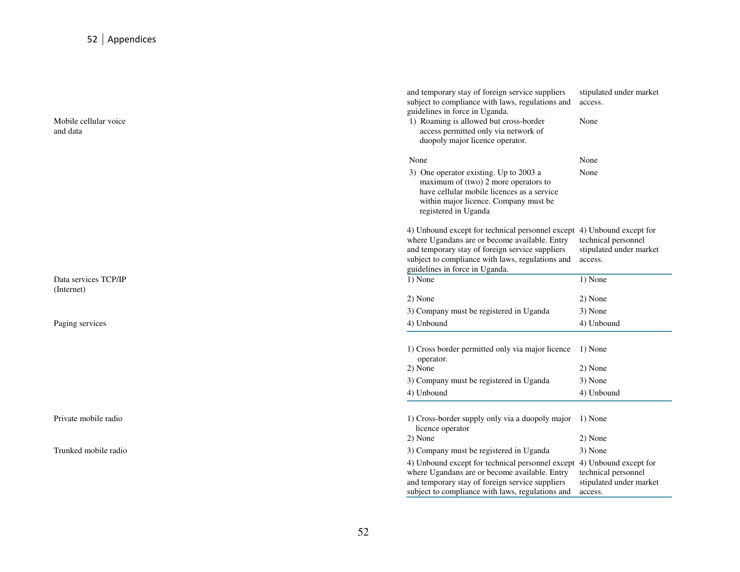| Sector | Limitations on market access | Limitations on national treatment |
|---|---|---|
| | and temporary stay of foreign service suppliers subject to compliance with laws, regulations and guidelines in force in Uganda. | stipulated under market access. |
| Mobile cellular voice and data | 1) Roaming is allowed but cross-border access permitted only via network of duopoly major licence operator. | None |
| | None | None |
| | 3) One operator existing. Up to 2003 a maximum of (two) 2 more operators to have cellular mobile licences as a service within major licence. Company must be registered in Uganda | None |
| | 4) Unbound except for technical personnel except where Ugandans are or become available. Entry and temporary stay of foreign service suppliers subject to compliance with laws, regulations and guidelines in force in Uganda. | 4) Unbound except for technical personnel stipulated under market access. |
| Data services TCP/IP (Internet) | 1) None | 1) None |
| | 2) None | 2) None |
| | 3) Company must be registered in Uganda | 3) None |
| | 4) Unbound | 4) Unbound |
| Paging services | 1) Cross border permitted only via major licence operator. | 1) None |
| | 2) None | 2) None |
| | 3) Company must be registered in Uganda | 3) None |
| | 4) Unbound | 4) Unbound |
| Private mobile radio | 1) Cross-border supply only via a duopoly major licence operator | 1) None |
| | 2) None | 2) None |
| Trunked mobile radio | 3) Company must be registered in Uganda | 3) None |
| | 4) Unbound except for technical personnel except where Ugandans are or become available. Entry and temporary stay of foreign service suppliers subject to compliance with laws, regulations and | 4) Unbound except for technical personnel stipulated under market access. |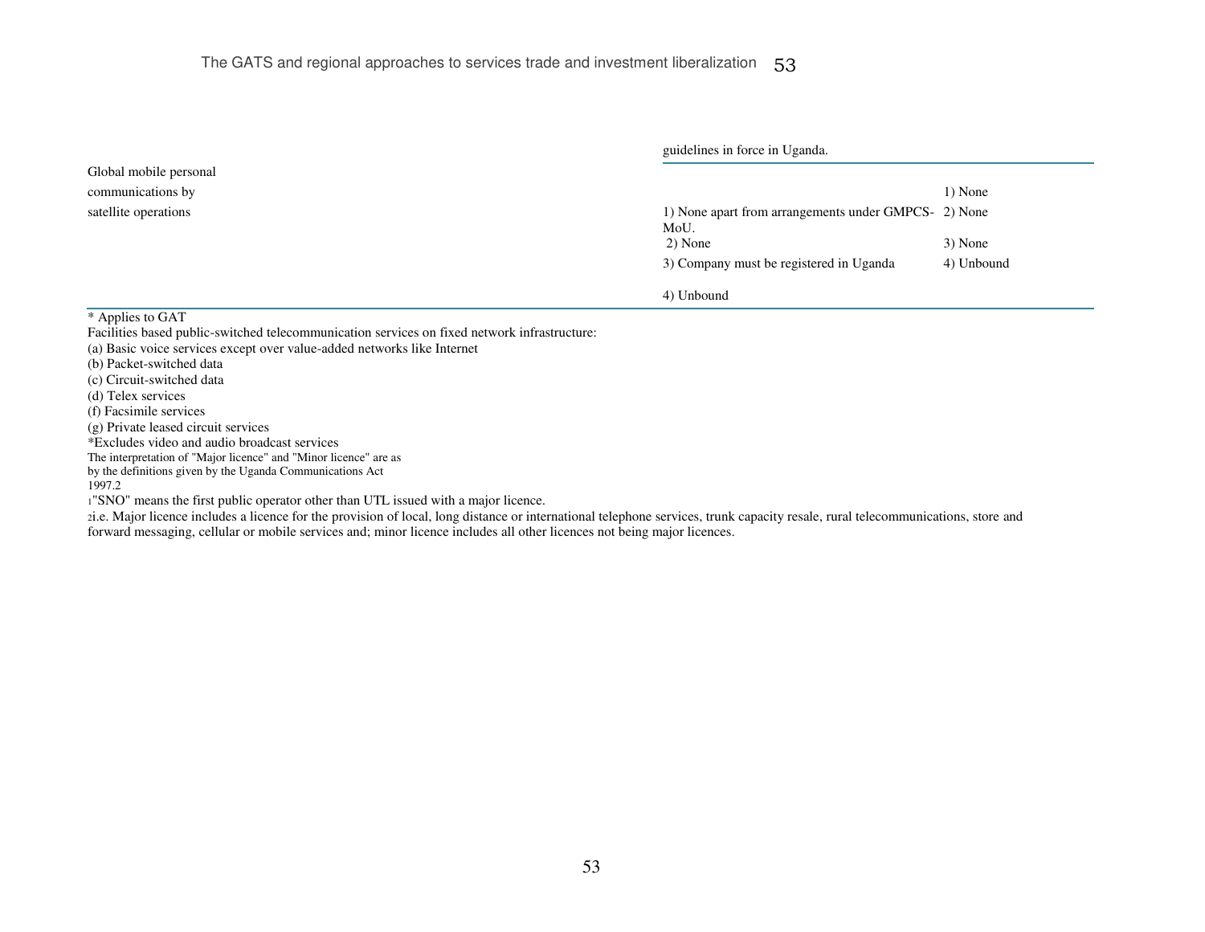| | | |
|---|---|---|
| | guidelines in force in Uganda. | |
| Global mobile personal communications by satellite operations | 1) None apart from arrangements under GMPCS-MoU.<br>2) None<br>3) Company must be registered in Uganda<br>4) Unbound | 1) None<br>2) None<br>3) None<br>4) Unbound |

\* Applies to GAT

Facilities based public-switched telecommunication services on fixed network infrastructure:

(a) Basic voice services except over value-added networks like Internet

(b) Packet-switched data

(c) Circuit-switched data

(d) Telex services

(f) Facsimile services

(g) Private leased circuit services

\*Excludes video and audio broadcast services

The interpretation of "Major licence" and "Minor licence" are as by the definitions given by the Uganda Communications Act 1997.[2]

[1] "SNO" means the first public operator other than UTL issued with a major licence.

[2] i.e. Major licence includes a licence for the provision of local, long distance or international telephone services, trunk capacity resale, rural telecommunications, store and forward messaging, cellular or mobile services and; minor licence includes all other licences not being major licences.